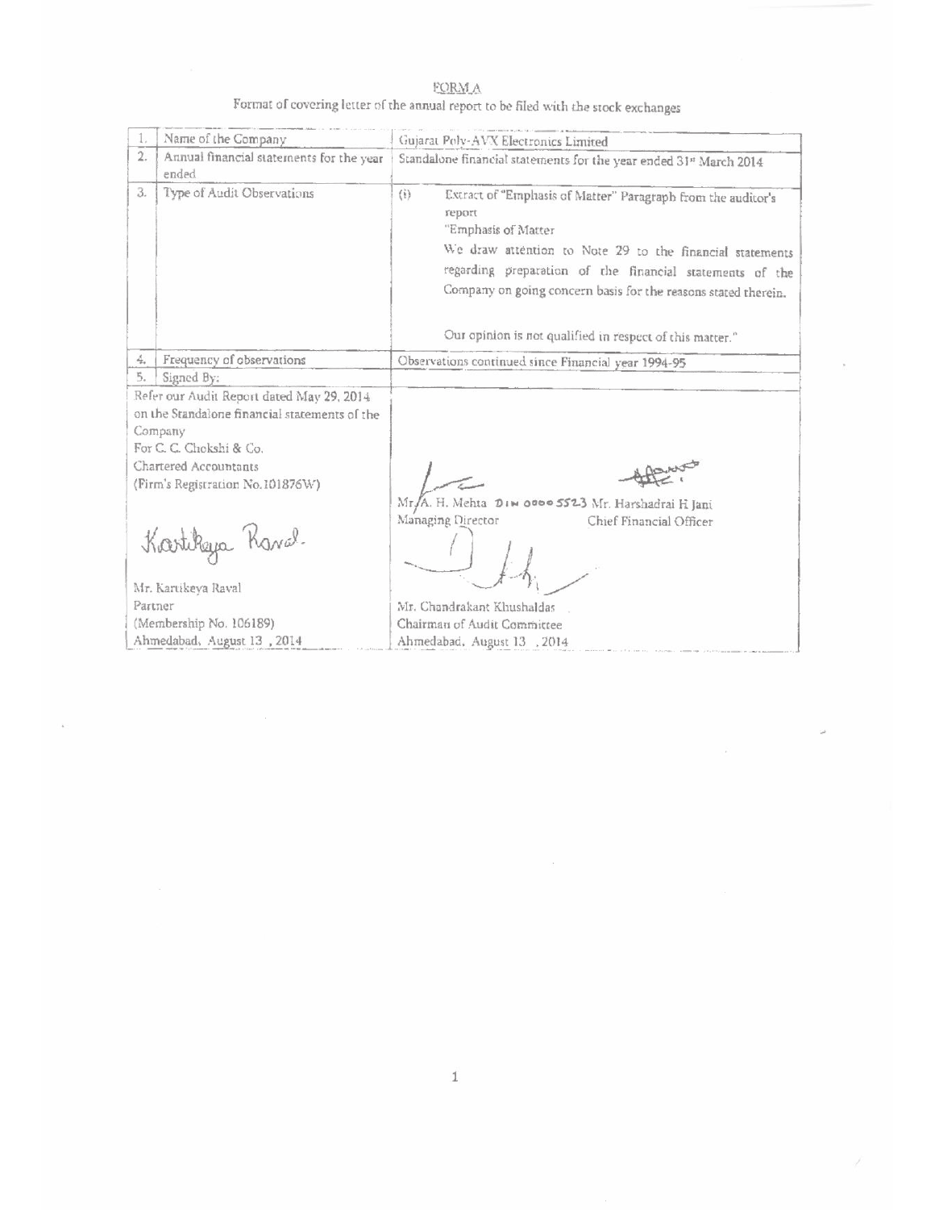# FORM A

Format of covering letter of the annual report to be filed with the stock exchanges

| | | |
|---|---|---|
| 1. | Name of the Company | Gujarat Poly-AVX Electronics Limited |
| 2. | Annual financial statements for the year ended | Standalone financial statements for the year ended 31st March 2014 |
| 3. | Type of Audit Observations | (i) Extract of "Emphasis of Matter" Paragraph from the auditor's report<br>"Emphasis of Matter<br>We draw attention to Note 29 to the financial statements regarding preparation of the financial statements of the Company on going concern basis for the reasons stated therein.<br><br>Our opinion is not qualified in respect of this matter." |
| 4. | Frequency of observations | Observations continued since Financial year 1994-95 |
| 5. | Signed By: | |

Refer our Audit Report dated May 29, 2014 on the Standalone financial statements of the Company

For C. C. Chokshi & Co.
Chartered Accountants
(Firm's Registration No.101876W)

Kartikeya Raval

Mr. Kartikeya Raval
Partner
(Membership No. 106189)
Ahmedabad, August 13 , 2014

Mr. A. H. Mehta DIN 00005523
Managing Director

Mr. Harshadrai H Jani
Chief Financial Officer

Mr. Chandrakant Khushaldas
Chairman of Audit Committee
Ahmedabad, August 13 , 2014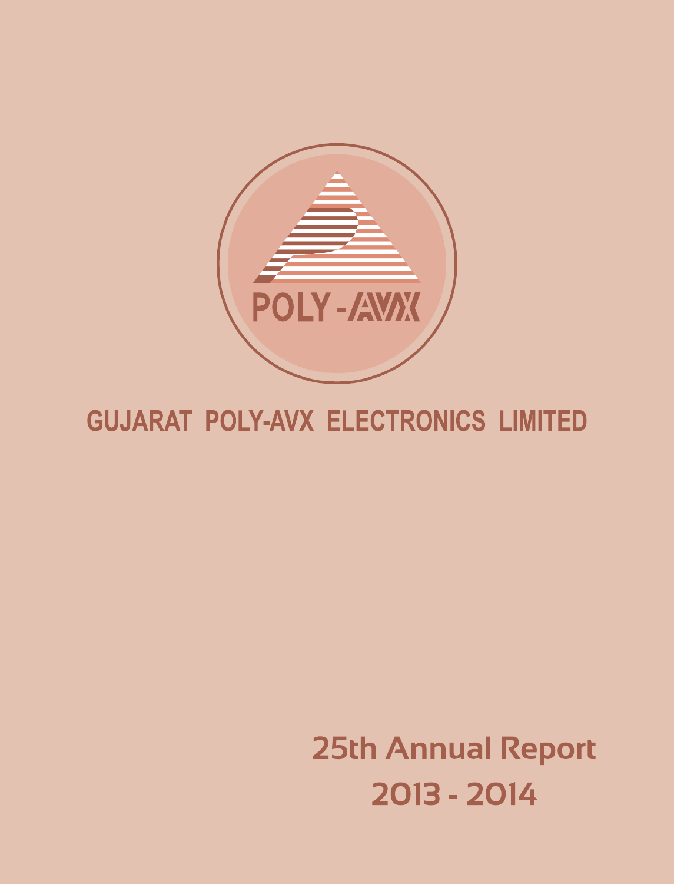# GUJARAT POLY-AVX ELECTRONICS LIMITED

## 25th Annual Report

## 2013 - 2014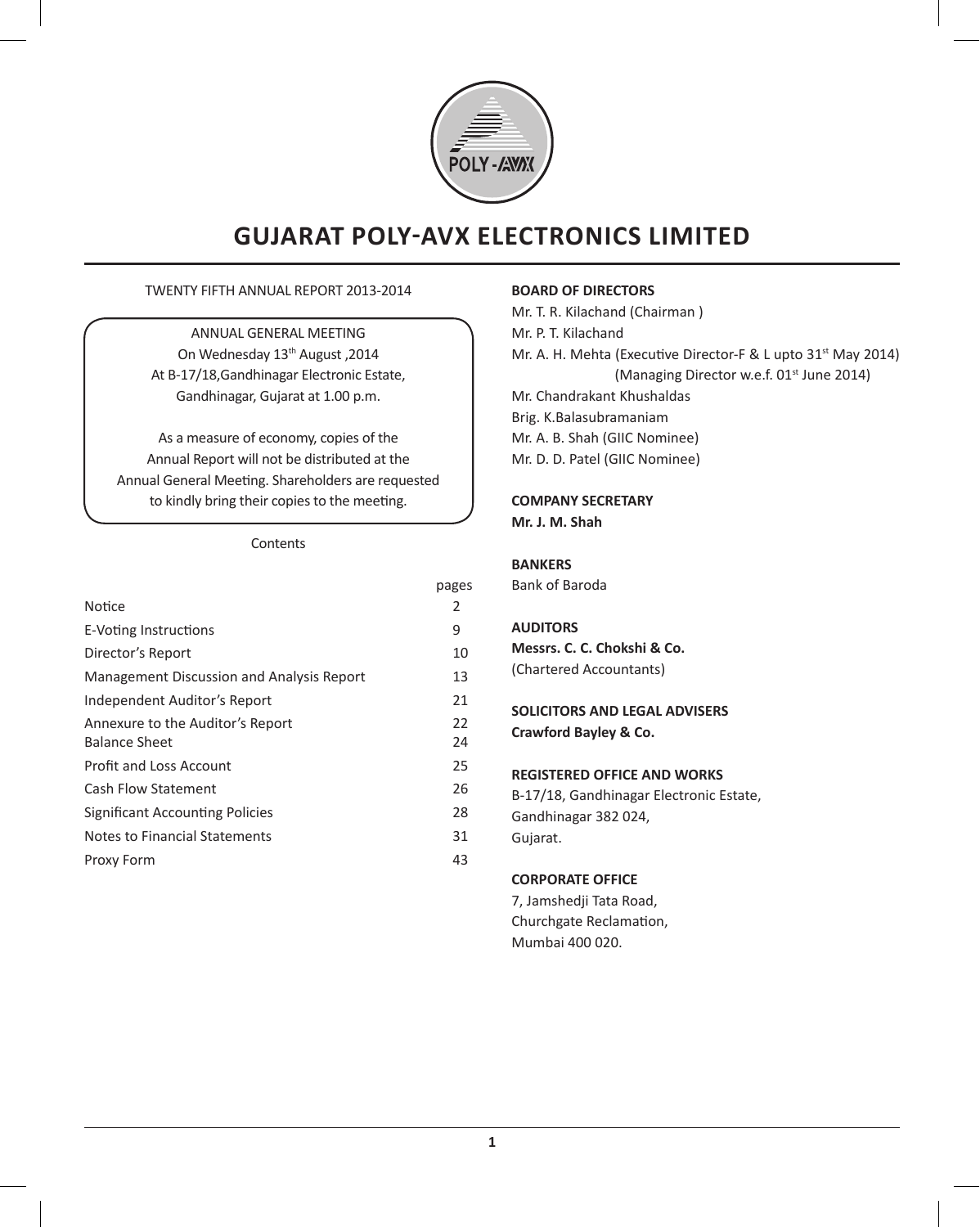# GUJARAT POLY-AVX ELECTRONICS LIMITED

TWENTY FIFTH ANNUAL REPORT 2013-2014

ANNUAL GENERAL MEETING
On Wednesday 13th August ,2014
At B-17/18,Gandhinagar Electronic Estate,
Gandhinagar, Gujarat at 1.00 p.m.

As a measure of economy, copies of the Annual Report will not be distributed at the Annual General Meeting. Shareholders are requested to kindly bring their copies to the meeting.

Contents

| | pages |
|---|---|
| Notice | 2 |
| E-Voting Instructions | 9 |
| Director's Report | 10 |
| Management Discussion and Analysis Report | 13 |
| Independent Auditor's Report | 21 |
| Annexure to the Auditor's Report | 22 |
| Balance Sheet | 24 |
| Profit and Loss Account | 25 |
| Cash Flow Statement | 26 |
| Significant Accounting Policies | 28 |
| Notes to Financial Statements | 31 |
| Proxy Form | 43 |

**BOARD OF DIRECTORS**

Mr. T. R. Kilachand (Chairman )
Mr. P. T. Kilachand
Mr. A. H. Mehta (Executive Director-F & L upto 31st May 2014)
(Managing Director w.e.f. 01st June 2014)
Mr. Chandrakant Khushaldas
Brig. K.Balasubramaniam
Mr. A. B. Shah (GIIC Nominee)
Mr. D. D. Patel (GIIC Nominee)

**COMPANY SECRETARY**

**Mr. J. M. Shah**

**BANKERS**

Bank of Baroda

**AUDITORS**

**Messrs. C. C. Chokshi & Co.**
(Chartered Accountants)

**SOLICITORS AND LEGAL ADVISERS**

**Crawford Bayley & Co.**

**REGISTERED OFFICE AND WORKS**

B-17/18, Gandhinagar Electronic Estate,
Gandhinagar 382 024,
Gujarat.

**CORPORATE OFFICE**

7, Jamshedji Tata Road,
Churchgate Reclamation,
Mumbai 400 020.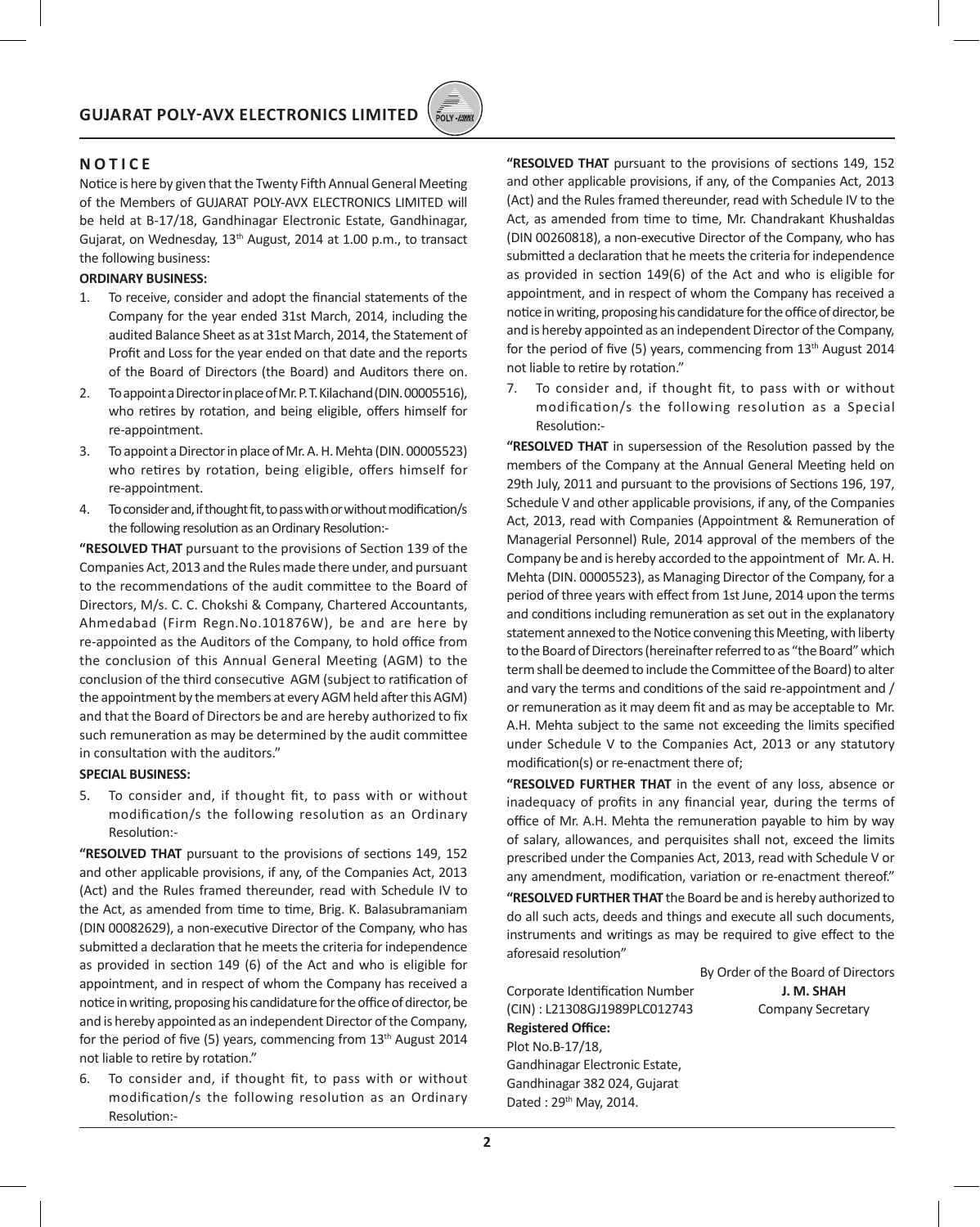## NOTICE

Notice is here by given that the Twenty Fifth Annual General Meeting of the Members of GUJARAT POLY-AVX ELECTRONICS LIMITED will be held at B-17/18, Gandhinagar Electronic Estate, Gandhinagar, Gujarat, on Wednesday, 13th August, 2014 at 1.00 p.m., to transact the following business:

**ORDINARY BUSINESS:**

1. To receive, consider and adopt the financial statements of the Company for the year ended 31st March, 2014, including the audited Balance Sheet as at 31st March, 2014, the Statement of Profit and Loss for the year ended on that date and the reports of the Board of Directors (the Board) and Auditors there on.
2. To appoint a Director in place of Mr. P. T. Kilachand (DIN. 00005516), who retires by rotation, and being eligible, offers himself for re-appointment.
3. To appoint a Director in place of Mr. A. H. Mehta (DIN. 00005523) who retires by rotation, being eligible, offers himself for re-appointment.
4. To consider and, if thought fit, to pass with or without modification/s the following resolution as an Ordinary Resolution:-

**"RESOLVED THAT** pursuant to the provisions of Section 139 of the Companies Act, 2013 and the Rules made there under, and pursuant to the recommendations of the audit committee to the Board of Directors, M/s. C. C. Chokshi & Company, Chartered Accountants, Ahmedabad (Firm Regn.No.101876W), be and are here by re-appointed as the Auditors of the Company, to hold office from the conclusion of this Annual General Meeting (AGM) to the conclusion of the third consecutive AGM (subject to ratification of the appointment by the members at every AGM held after this AGM) and that the Board of Directors be and are hereby authorized to fix such remuneration as may be determined by the audit committee in consultation with the auditors."

**SPECIAL BUSINESS:**

5. To consider and, if thought fit, to pass with or without modification/s the following resolution as an Ordinary Resolution:-

**"RESOLVED THAT** pursuant to the provisions of sections 149, 152 and other applicable provisions, if any, of the Companies Act, 2013 (Act) and the Rules framed thereunder, read with Schedule IV to the Act, as amended from time to time, Brig. K. Balasubramaniam (DIN 00082629), a non-executive Director of the Company, who has submitted a declaration that he meets the criteria for independence as provided in section 149 (6) of the Act and who is eligible for appointment, and in respect of whom the Company has received a notice in writing, proposing his candidature for the office of director, be and is hereby appointed as an independent Director of the Company, for the period of five (5) years, commencing from 13th August 2014 not liable to retire by rotation."

6. To consider and, if thought fit, to pass with or without modification/s the following resolution as an Ordinary Resolution:-

**"RESOLVED THAT** pursuant to the provisions of sections 149, 152 and other applicable provisions, if any, of the Companies Act, 2013 (Act) and the Rules framed thereunder, read with Schedule IV to the Act, as amended from time to time, Mr. Chandrakant Khushaldas (DIN 00260818), a non-executive Director of the Company, who has submitted a declaration that he meets the criteria for independence as provided in section 149(6) of the Act and who is eligible for appointment, and in respect of whom the Company has received a notice in writing, proposing his candidature for the office of director, be and is hereby appointed as an independent Director of the Company, for the period of five (5) years, commencing from 13th August 2014 not liable to retire by rotation."

7. To consider and, if thought fit, to pass with or without modification/s the following resolution as a Special Resolution:-

**"RESOLVED THAT** in supersession of the Resolution passed by the members of the Company at the Annual General Meeting held on 29th July, 2011 and pursuant to the provisions of Sections 196, 197, Schedule V and other applicable provisions, if any, of the Companies Act, 2013, read with Companies (Appointment & Remuneration of Managerial Personnel) Rule, 2014 approval of the members of the Company be and is hereby accorded to the appointment of Mr. A. H. Mehta (DIN. 00005523), as Managing Director of the Company, for a period of three years with effect from 1st June, 2014 upon the terms and conditions including remuneration as set out in the explanatory statement annexed to the Notice convening this Meeting, with liberty to the Board of Directors (hereinafter referred to as "the Board" which term shall be deemed to include the Committee of the Board) to alter and vary the terms and conditions of the said re-appointment and / or remuneration as it may deem fit and as may be acceptable to Mr. A.H. Mehta subject to the same not exceeding the limits specified under Schedule V to the Companies Act, 2013 or any statutory modification(s) or re-enactment there of;

**"RESOLVED FURTHER THAT** in the event of any loss, absence or inadequacy of profits in any financial year, during the terms of office of Mr. A.H. Mehta the remuneration payable to him by way of salary, allowances, and perquisites shall not, exceed the limits prescribed under the Companies Act, 2013, read with Schedule V or any amendment, modification, variation or re-enactment thereof."

**"RESOLVED FURTHER THAT** the Board be and is hereby authorized to do all such acts, deeds and things and execute all such documents, instruments and writings as may be required to give effect to the aforesaid resolution"

By Order of the Board of Directors

**J. M. SHAH**
Company Secretary

Corporate Identification Number
(CIN) : L21308GJ1989PLC012743

**Registered Office:**
Plot No.B-17/18,
Gandhinagar Electronic Estate,
Gandhinagar 382 024, Gujarat
Dated : 29th May, 2014.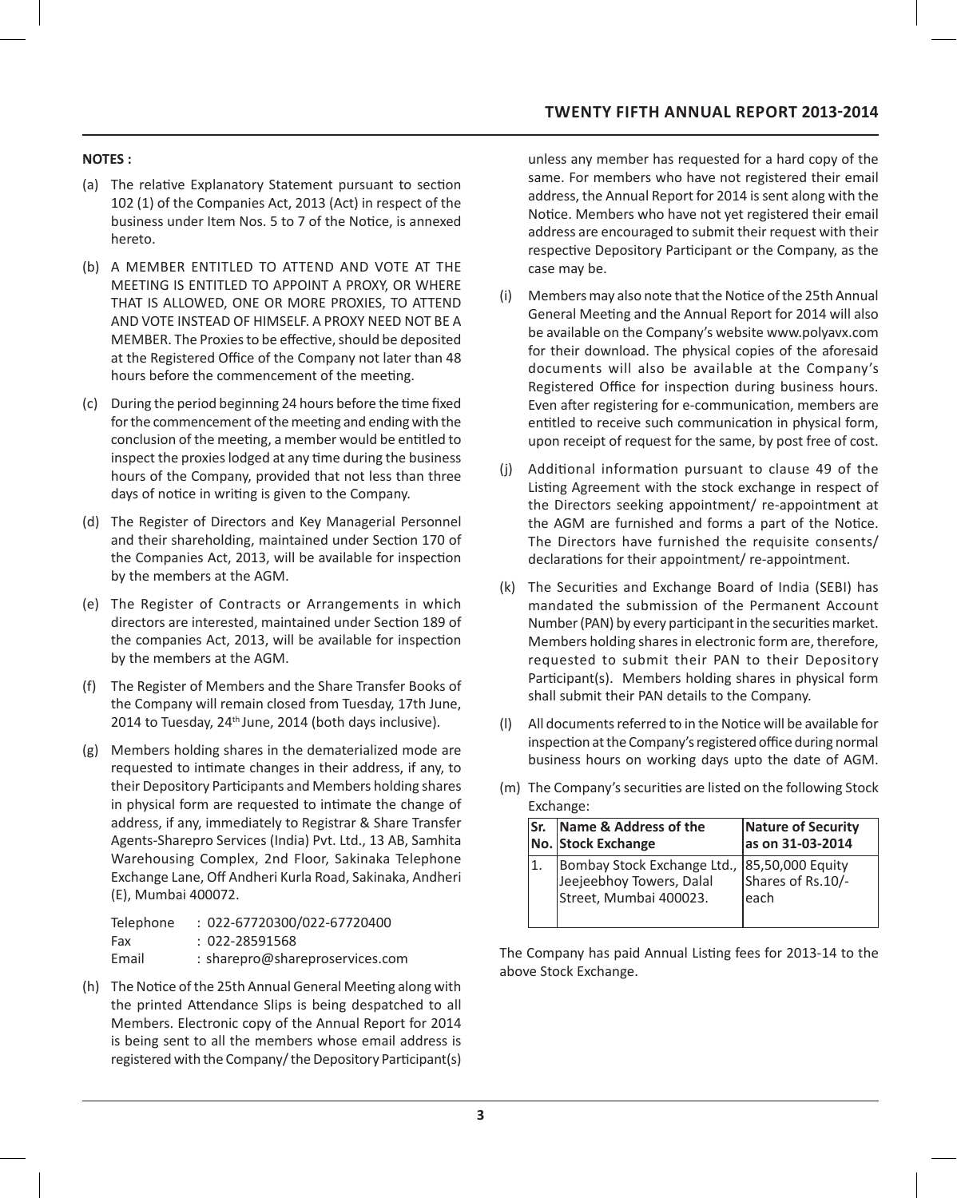**NOTES :**

(a) The relative Explanatory Statement pursuant to section 102 (1) of the Companies Act, 2013 (Act) in respect of the business under Item Nos. 5 to 7 of the Notice, is annexed hereto.

(b) A MEMBER ENTITLED TO ATTEND AND VOTE AT THE MEETING IS ENTITLED TO APPOINT A PROXY, OR WHERE THAT IS ALLOWED, ONE OR MORE PROXIES, TO ATTEND AND VOTE INSTEAD OF HIMSELF. A PROXY NEED NOT BE A MEMBER. The Proxies to be effective, should be deposited at the Registered Office of the Company not later than 48 hours before the commencement of the meeting.

(c) During the period beginning 24 hours before the time fixed for the commencement of the meeting and ending with the conclusion of the meeting, a member would be entitled to inspect the proxies lodged at any time during the business hours of the Company, provided that not less than three days of notice in writing is given to the Company.

(d) The Register of Directors and Key Managerial Personnel and their shareholding, maintained under Section 170 of the Companies Act, 2013, will be available for inspection by the members at the AGM.

(e) The Register of Contracts or Arrangements in which directors are interested, maintained under Section 189 of the companies Act, 2013, will be available for inspection by the members at the AGM.

(f) The Register of Members and the Share Transfer Books of the Company will remain closed from Tuesday, 17th June, 2014 to Tuesday, 24th June, 2014 (both days inclusive).

(g) Members holding shares in the dematerialized mode are requested to intimate changes in their address, if any, to their Depository Participants and Members holding shares in physical form are requested to intimate the change of address, if any, immediately to Registrar & Share Transfer Agents-Sharepro Services (India) Pvt. Ltd., 13 AB, Samhita Warehousing Complex, 2nd Floor, Sakinaka Telephone Exchange Lane, Off Andheri Kurla Road, Sakinaka, Andheri (E), Mumbai 400072.

Telephone : 022-67720300/022-67720400
Fax : 022-28591568
Email : sharepro@shareproservices.com

(h) The Notice of the 25th Annual General Meeting along with the printed Attendance Slips is being despatched to all Members. Electronic copy of the Annual Report for 2014 is being sent to all the members whose email address is registered with the Company/ the Depository Participant(s) unless any member has requested for a hard copy of the same. For members who have not registered their email address, the Annual Report for 2014 is sent along with the Notice. Members who have not yet registered their email address are encouraged to submit their request with their respective Depository Participant or the Company, as the case may be.

(i) Members may also note that the Notice of the 25th Annual General Meeting and the Annual Report for 2014 will also be available on the Company's website www.polyavx.com for their download. The physical copies of the aforesaid documents will also be available at the Company's Registered Office for inspection during business hours. Even after registering for e-communication, members are entitled to receive such communication in physical form, upon receipt of request for the same, by post free of cost.

(j) Additional information pursuant to clause 49 of the Listing Agreement with the stock exchange in respect of the Directors seeking appointment/ re-appointment at the AGM are furnished and forms a part of the Notice. The Directors have furnished the requisite consents/ declarations for their appointment/ re-appointment.

(k) The Securities and Exchange Board of India (SEBI) has mandated the submission of the Permanent Account Number (PAN) by every participant in the securities market. Members holding shares in electronic form are, therefore, requested to submit their PAN to their Depository Participant(s). Members holding shares in physical form shall submit their PAN details to the Company.

(l) All documents referred to in the Notice will be available for inspection at the Company's registered office during normal business hours on working days upto the date of AGM.

(m) The Company's securities are listed on the following Stock Exchange:

| Sr. No. | Name & Address of the Stock Exchange | Nature of Security as on 31-03-2014 |
|---|---|---|
| 1. | Bombay Stock Exchange Ltd., Jeejeebhoy Towers, Dalal Street, Mumbai 400023. | 85,50,000 Equity Shares of Rs.10/- each |

The Company has paid Annual Listing fees for 2013-14 to the above Stock Exchange.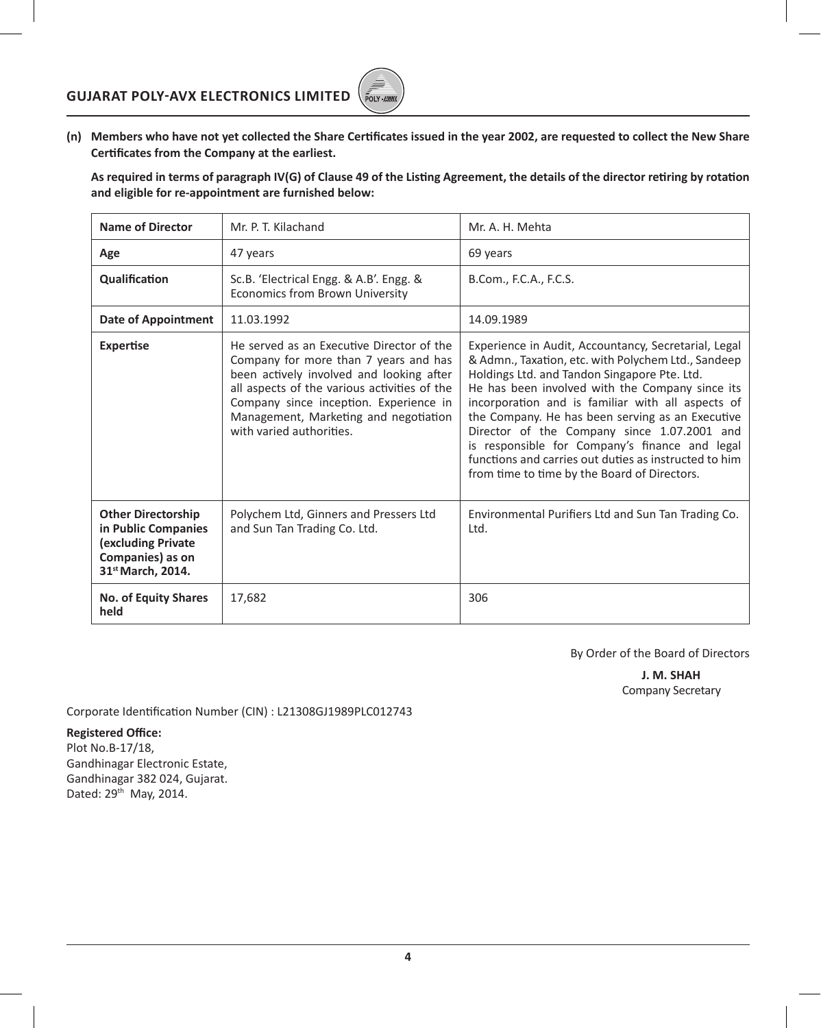**(n) Members who have not yet collected the Share Certificates issued in the year 2002, are requested to collect the New Share Certificates from the Company at the earliest.**

**As required in terms of paragraph IV(G) of Clause 49 of the Listing Agreement, the details of the director retiring by rotation and eligible for re-appointment are furnished below:**

| **Name of Director** | Mr. P. T. Kilachand | Mr. A. H. Mehta |
|---|---|---|
| **Age** | 47 years | 69 years |
| **Qualification** | Sc.B. 'Electrical Engg. & A.B'. Engg. & Economics from Brown University | B.Com., F.C.A., F.C.S. |
| **Date of Appointment** | 11.03.1992 | 14.09.1989 |
| **Expertise** | He served as an Executive Director of the Company for more than 7 years and has been actively involved and looking after all aspects of the various activities of the Company since inception. Experience in Management, Marketing and negotiation with varied authorities. | Experience in Audit, Accountancy, Secretarial, Legal & Admn., Taxation, etc. with Polychem Ltd., Sandeep Holdings Ltd. and Tandon Singapore Pte. Ltd. He has been involved with the Company since its incorporation and is familiar with all aspects of the Company. He has been serving as an Executive Director of the Company since 1.07.2001 and is responsible for Company's finance and legal functions and carries out duties as instructed to him from time to time by the Board of Directors. |
| **Other Directorship in Public Companies (excluding Private Companies) as on 31st March, 2014.** | Polychem Ltd, Ginners and Pressers Ltd and Sun Tan Trading Co. Ltd. | Environmental Purifiers Ltd and Sun Tan Trading Co. Ltd. |
| **No. of Equity Shares held** | 17,682 | 306 |

By Order of the Board of Directors

**J. M. SHAH**
Company Secretary

Corporate Identification Number (CIN) : L21308GJ1989PLC012743

**Registered Office:**
Plot No.B-17/18,
Gandhinagar Electronic Estate,
Gandhinagar 382 024, Gujarat.
Dated: 29th May, 2014.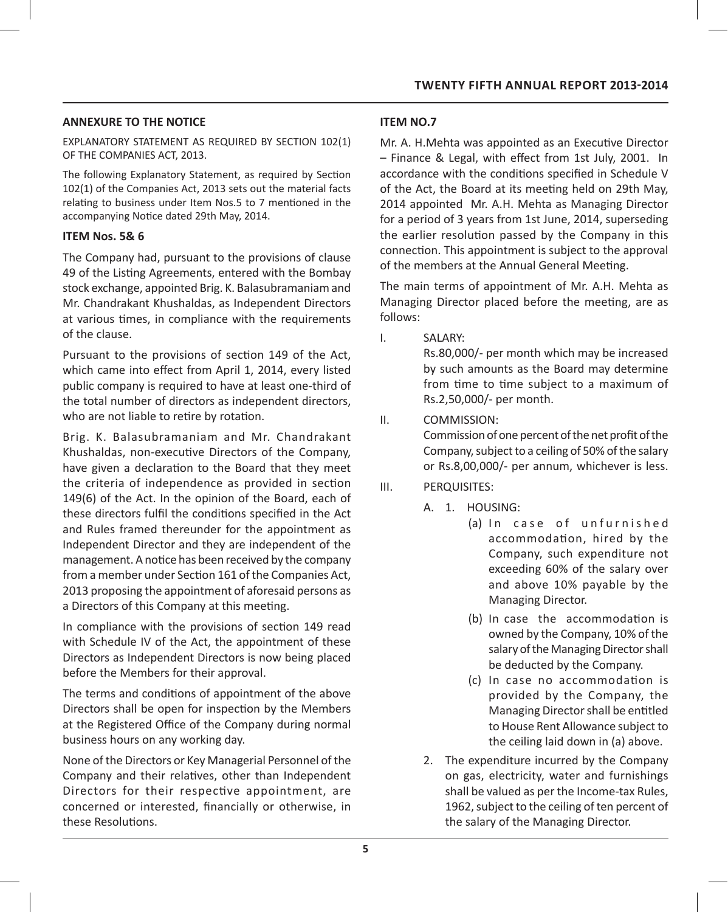## ANNEXURE TO THE NOTICE

EXPLANATORY STATEMENT AS REQUIRED BY SECTION 102(1) OF THE COMPANIES ACT, 2013.

The following Explanatory Statement, as required by Section 102(1) of the Companies Act, 2013 sets out the material facts relating to business under Item Nos.5 to 7 mentioned in the accompanying Notice dated 29th May, 2014.

### ITEM Nos. 5& 6

The Company had, pursuant to the provisions of clause 49 of the Listing Agreements, entered with the Bombay stock exchange, appointed Brig. K. Balasubramaniam and Mr. Chandrakant Khushaldas, as Independent Directors at various times, in compliance with the requirements of the clause.

Pursuant to the provisions of section 149 of the Act, which came into effect from April 1, 2014, every listed public company is required to have at least one-third of the total number of directors as independent directors, who are not liable to retire by rotation.

Brig. K. Balasubramaniam and Mr. Chandrakant Khushaldas, non-executive Directors of the Company, have given a declaration to the Board that they meet the criteria of independence as provided in section 149(6) of the Act. In the opinion of the Board, each of these directors fulfil the conditions specified in the Act and Rules framed thereunder for the appointment as Independent Director and they are independent of the management. A notice has been received by the company from a member under Section 161 of the Companies Act, 2013 proposing the appointment of aforesaid persons as a Directors of this Company at this meeting.

In compliance with the provisions of section 149 read with Schedule IV of the Act, the appointment of these Directors as Independent Directors is now being placed before the Members for their approval.

The terms and conditions of appointment of the above Directors shall be open for inspection by the Members at the Registered Office of the Company during normal business hours on any working day.

None of the Directors or Key Managerial Personnel of the Company and their relatives, other than Independent Directors for their respective appointment, are concerned or interested, financially or otherwise, in these Resolutions.

### ITEM NO.7

Mr. A. H.Mehta was appointed as an Executive Director – Finance & Legal, with effect from 1st July, 2001. In accordance with the conditions specified in Schedule V of the Act, the Board at its meeting held on 29th May, 2014 appointed Mr. A.H. Mehta as Managing Director for a period of 3 years from 1st June, 2014, superseding the earlier resolution passed by the Company in this connection. This appointment is subject to the approval of the members at the Annual General Meeting.

The main terms of appointment of Mr. A.H. Mehta as Managing Director placed before the meeting, are as follows:

I. SALARY:

Rs.80,000/- per month which may be increased by such amounts as the Board may determine from time to time subject to a maximum of Rs.2,50,000/- per month.

II. COMMISSION:

Commission of one percent of the net profit of the Company, subject to a ceiling of 50% of the salary or Rs.8,00,000/- per annum, whichever is less.

III. PERQUISITES:

A. 1. HOUSING:

(a) In case of unfurnished accommodation, hired by the Company, such expenditure not exceeding 60% of the salary over and above 10% payable by the Managing Director.

(b) In case the accommodation is owned by the Company, 10% of the salary of the Managing Director shall be deducted by the Company.

(c) In case no accommodation is provided by the Company, the Managing Director shall be entitled to House Rent Allowance subject to the ceiling laid down in (a) above.

2. The expenditure incurred by the Company on gas, electricity, water and furnishings shall be valued as per the Income-tax Rules, 1962, subject to the ceiling of ten percent of the salary of the Managing Director.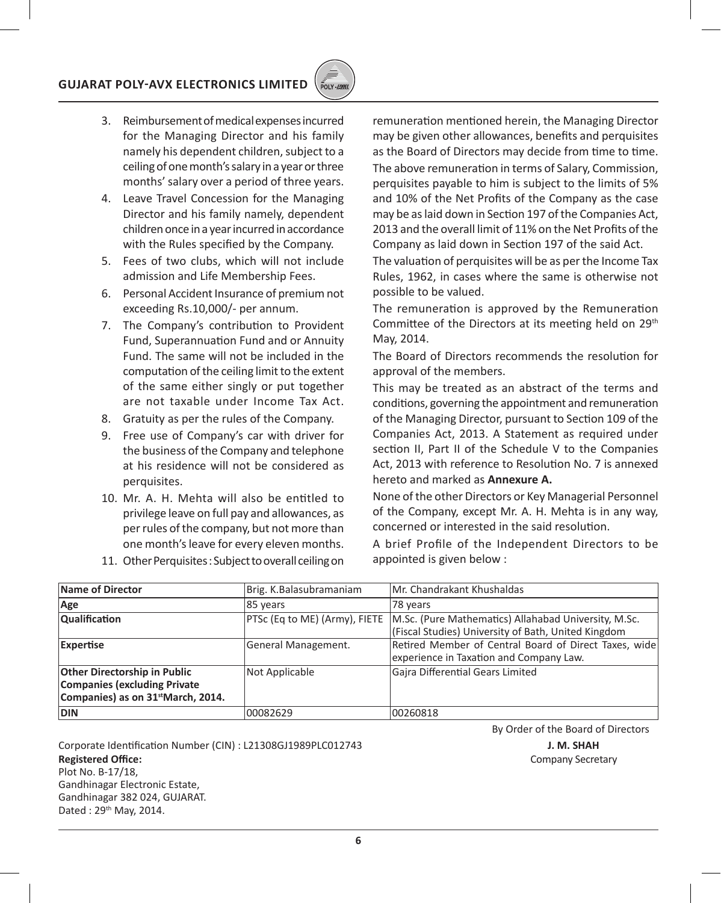3. Reimbursement of medical expenses incurred for the Managing Director and his family namely his dependent children, subject to a ceiling of one month's salary in a year or three months' salary over a period of three years.
4. Leave Travel Concession for the Managing Director and his family namely, dependent children once in a year incurred in accordance with the Rules specified by the Company.
5. Fees of two clubs, which will not include admission and Life Membership Fees.
6. Personal Accident Insurance of premium not exceeding Rs.10,000/- per annum.
7. The Company's contribution to Provident Fund, Superannuation Fund and or Annuity Fund. The same will not be included in the computation of the ceiling limit to the extent of the same either singly or put together are not taxable under Income Tax Act.
8. Gratuity as per the rules of the Company.
9. Free use of Company's car with driver for the business of the Company and telephone at his residence will not be considered as perquisites.
10. Mr. A. H. Mehta will also be entitled to privilege leave on full pay and allowances, as per rules of the company, but not more than one month's leave for every eleven months.
11. Other Perquisites : Subject to overall ceiling on remuneration mentioned herein, the Managing Director may be given other allowances, benefits and perquisites as the Board of Directors may decide from time to time.

The above remuneration in terms of Salary, Commission, perquisites payable to him is subject to the limits of 5% and 10% of the Net Profits of the Company as the case may be as laid down in Section 197 of the Companies Act, 2013 and the overall limit of 11% on the Net Profits of the Company as laid down in Section 197 of the said Act.

The valuation of perquisites will be as per the Income Tax Rules, 1962, in cases where the same is otherwise not possible to be valued.

The remuneration is approved by the Remuneration Committee of the Directors at its meeting held on 29th May, 2014.

The Board of Directors recommends the resolution for approval of the members.

This may be treated as an abstract of the terms and conditions, governing the appointment and remuneration of the Managing Director, pursuant to Section 109 of the Companies Act, 2013. A Statement as required under section II, Part II of the Schedule V to the Companies Act, 2013 with reference to Resolution No. 7 is annexed hereto and marked as **Annexure A.**

None of the other Directors or Key Managerial Personnel of the Company, except Mr. A. H. Mehta is in any way, concerned or interested in the said resolution.

A brief Profile of the Independent Directors to be appointed is given below :

| **Name of Director** | Brig. K.Balasubramaniam | Mr. Chandrakant Khushaldas |
|---|---|---|
| **Age** | 85 years | 78 years |
| **Qualification** | PTSc (Eq to ME) (Army), FIETE | M.Sc. (Pure Mathematics) Allahabad University, M.Sc. (Fiscal Studies) University of Bath, United Kingdom |
| **Expertise** | General Management. | Retired Member of Central Board of Direct Taxes, wide experience in Taxation and Company Law. |
| **Other Directorship in Public Companies (excluding Private Companies) as on 31st March, 2014.** | Not Applicable | Gajra Differential Gears Limited |
| **DIN** | 00082629 | 00260818 |

By Order of the Board of Directors

Corporate Identification Number (CIN) : L21308GJ1989PLC012743

**Registered Office:**
Plot No. B-17/18,
Gandhinagar Electronic Estate,
Gandhinagar 382 024, GUJARAT.
Dated : 29th May, 2014.

**J. M. SHAH**
Company Secretary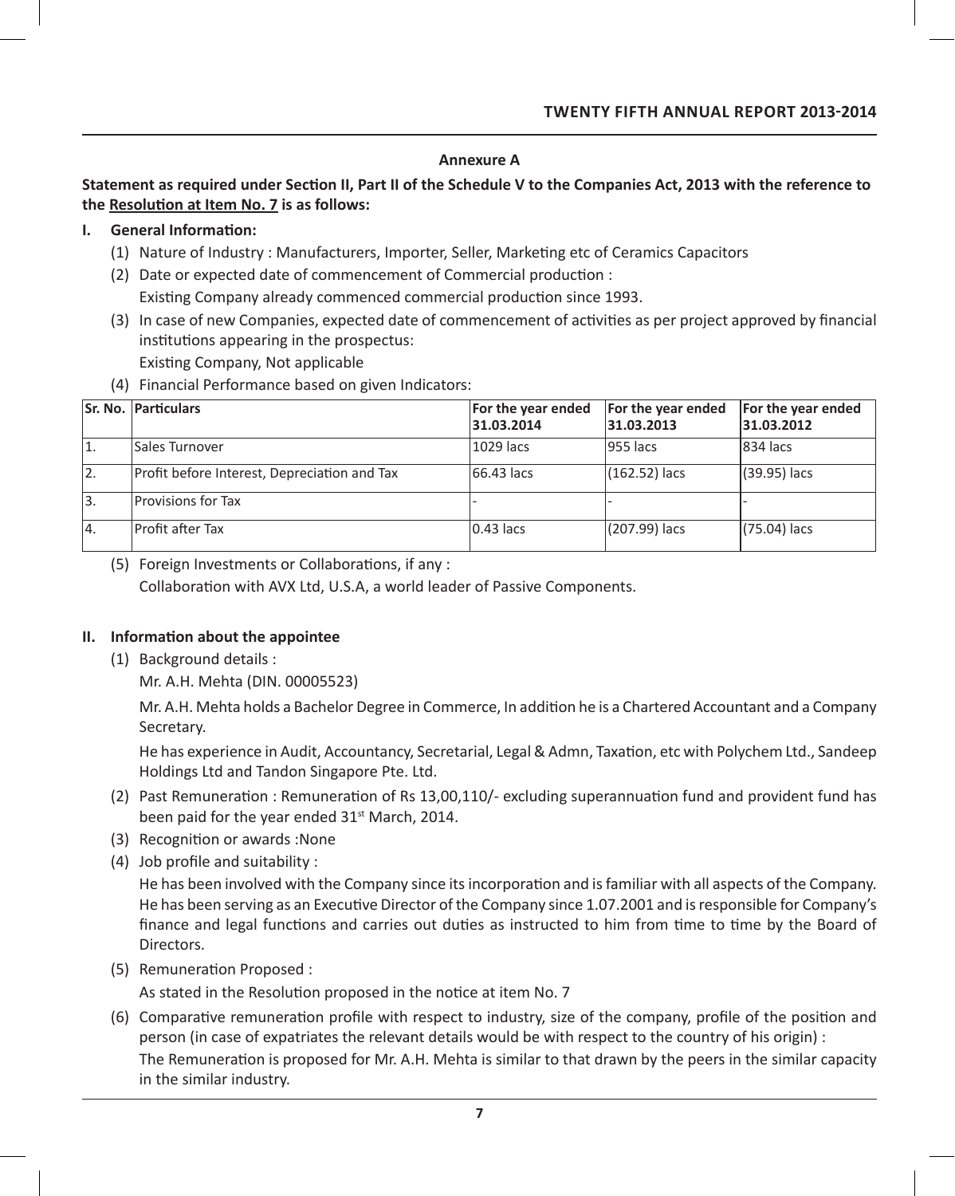## Annexure A

**Statement as required under Section II, Part II of the Schedule V to the Companies Act, 2013 with the reference to the Resolution at Item No. 7 is as follows:**

**I. General Information:**

(1) Nature of Industry : Manufacturers, Importer, Seller, Marketing etc of Ceramics Capacitors

(2) Date or expected date of commencement of Commercial production :
Existing Company already commenced commercial production since 1993.

(3) In case of new Companies, expected date of commencement of activities as per project approved by financial institutions appearing in the prospectus:
Existing Company, Not applicable

(4) Financial Performance based on given Indicators:

| Sr. No. | Particulars | For the year ended 31.03.2014 | For the year ended 31.03.2013 | For the year ended 31.03.2012 |
|---|---|---|---|---|
| 1. | Sales Turnover | 1029 lacs | 955 lacs | 834 lacs |
| 2. | Profit before Interest, Depreciation and Tax | 66.43 lacs | (162.52) lacs | (39.95) lacs |
| 3. | Provisions for Tax | - | - | - |
| 4. | Profit after Tax | 0.43 lacs | (207.99) lacs | (75.04) lacs |

(5) Foreign Investments or Collaborations, if any :
Collaboration with AVX Ltd, U.S.A, a world leader of Passive Components.

**II. Information about the appointee**

(1) Background details :
Mr. A.H. Mehta (DIN. 00005523)

Mr. A.H. Mehta holds a Bachelor Degree in Commerce, In addition he is a Chartered Accountant and a Company Secretary.

He has experience in Audit, Accountancy, Secretarial, Legal & Admn, Taxation, etc with Polychem Ltd., Sandeep Holdings Ltd and Tandon Singapore Pte. Ltd.

(2) Past Remuneration : Remuneration of Rs 13,00,110/- excluding superannuation fund and provident fund has been paid for the year ended 31st March, 2014.

(3) Recognition or awards :None

(4) Job profile and suitability :
He has been involved with the Company since its incorporation and is familiar with all aspects of the Company. He has been serving as an Executive Director of the Company since 1.07.2001 and is responsible for Company's finance and legal functions and carries out duties as instructed to him from time to time by the Board of Directors.

(5) Remuneration Proposed :
As stated in the Resolution proposed in the notice at item No. 7

(6) Comparative remuneration profile with respect to industry, size of the company, profile of the position and person (in case of expatriates the relevant details would be with respect to the country of his origin) :
The Remuneration is proposed for Mr. A.H. Mehta is similar to that drawn by the peers in the similar capacity in the similar industry.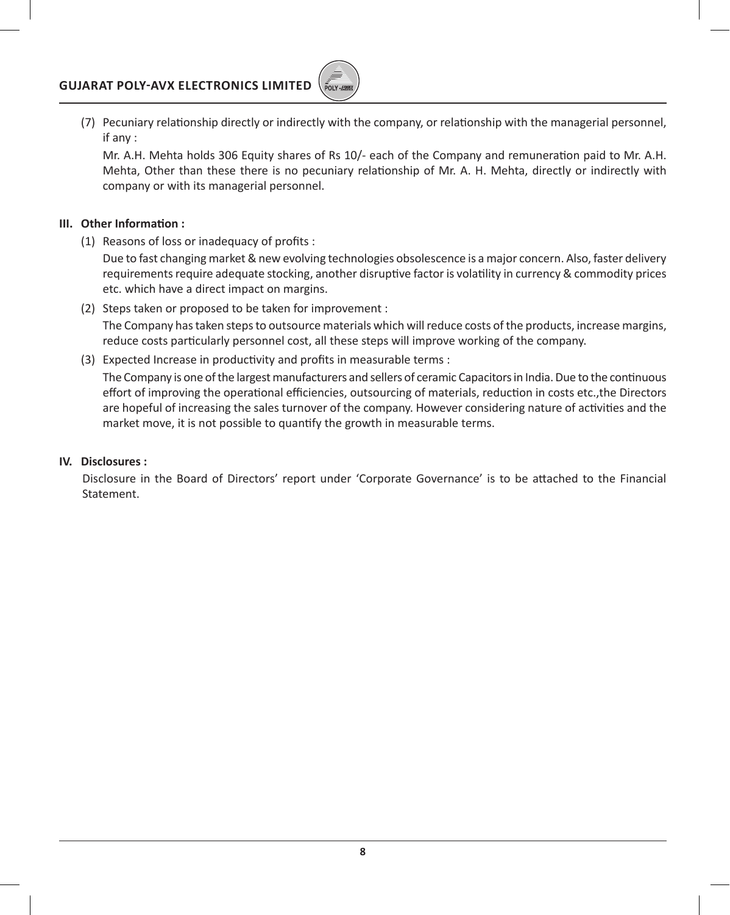(7) Pecuniary relationship directly or indirectly with the company, or relationship with the managerial personnel, if any :

Mr. A.H. Mehta holds 306 Equity shares of Rs 10/- each of the Company and remuneration paid to Mr. A.H. Mehta, Other than these there is no pecuniary relationship of Mr. A. H. Mehta, directly or indirectly with company or with its managerial personnel.

**III. Other Information :**

(1) Reasons of loss or inadequacy of profits :

Due to fast changing market & new evolving technologies obsolescence is a major concern. Also, faster delivery requirements require adequate stocking, another disruptive factor is volatility in currency & commodity prices etc. which have a direct impact on margins.

(2) Steps taken or proposed to be taken for improvement :

The Company has taken steps to outsource materials which will reduce costs of the products, increase margins, reduce costs particularly personnel cost, all these steps will improve working of the company.

(3) Expected Increase in productivity and profits in measurable terms :

The Company is one of the largest manufacturers and sellers of ceramic Capacitors in India. Due to the continuous effort of improving the operational efficiencies, outsourcing of materials, reduction in costs etc.,the Directors are hopeful of increasing the sales turnover of the company. However considering nature of activities and the market move, it is not possible to quantify the growth in measurable terms.

**IV. Disclosures :**

Disclosure in the Board of Directors' report under 'Corporate Governance' is to be attached to the Financial Statement.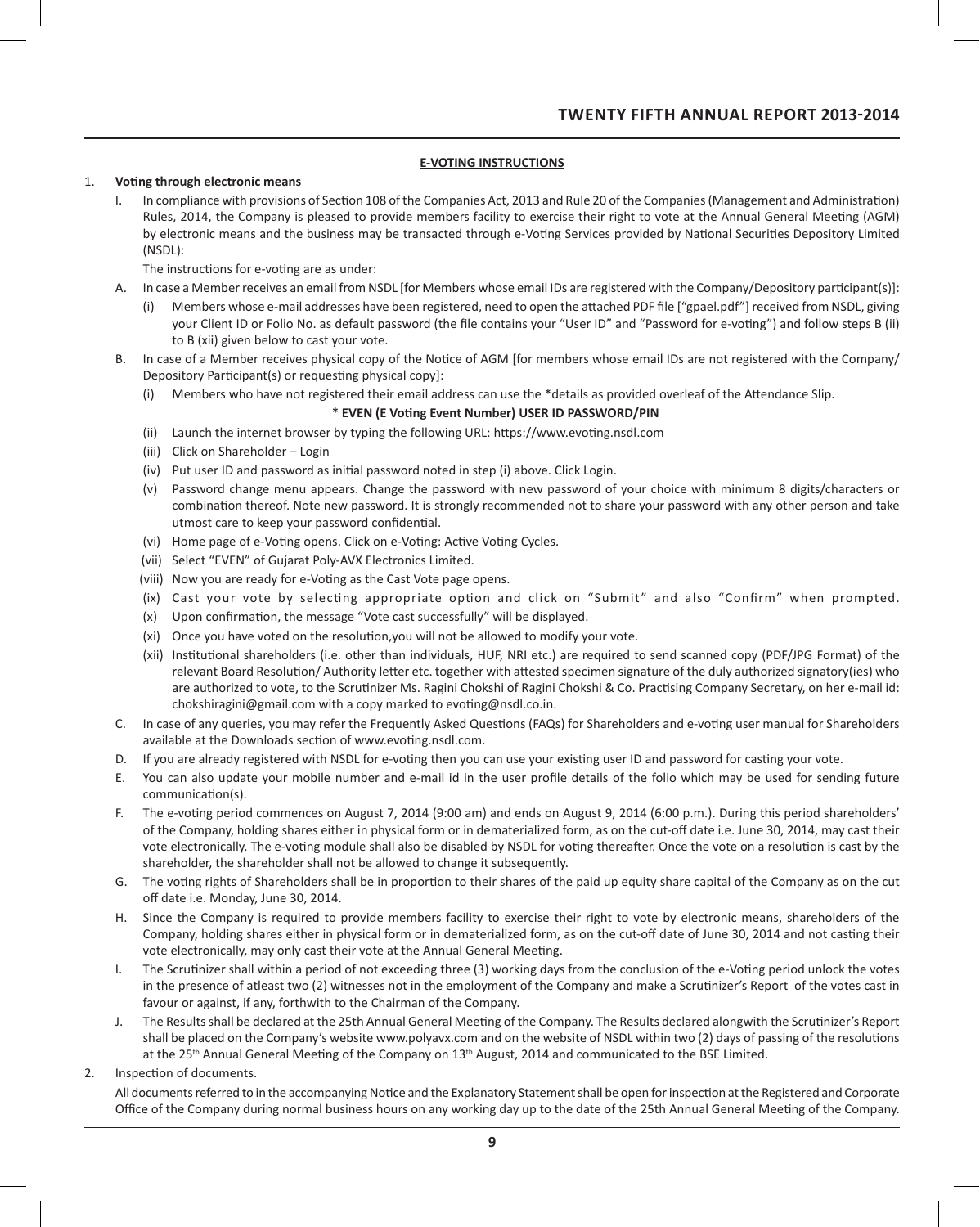## E-VOTING INSTRUCTIONS

1. **Voting through electronic means**

   I. In compliance with provisions of Section 108 of the Companies Act, 2013 and Rule 20 of the Companies (Management and Administration) Rules, 2014, the Company is pleased to provide members facility to exercise their right to vote at the Annual General Meeting (AGM) by electronic means and the business may be transacted through e-Voting Services provided by National Securities Depository Limited (NSDL):

   The instructions for e-voting are as under:

   A. In case a Member receives an email from NSDL [for Members whose email IDs are registered with the Company/Depository participant(s)]:

      (i) Members whose e-mail addresses have been registered, need to open the attached PDF file ["gpael.pdf"] received from NSDL, giving your Client ID or Folio No. as default password (the file contains your "User ID" and "Password for e-voting") and follow steps B (ii) to B (xii) given below to cast your vote.

   B. In case of a Member receives physical copy of the Notice of AGM [for members whose email IDs are not registered with the Company/ Depository Participant(s) or requesting physical copy]:

      (i) Members who have not registered their email address can use the *details as provided overleaf of the Attendance Slip.

      **\* EVEN (E Voting Event Number) USER ID PASSWORD/PIN**

      (ii) Launch the internet browser by typing the following URL: https://www.evoting.nsdl.com

      (iii) Click on Shareholder – Login

      (iv) Put user ID and password as initial password noted in step (i) above. Click Login.

      (v) Password change menu appears. Change the password with new password of your choice with minimum 8 digits/characters or combination thereof. Note new password. It is strongly recommended not to share your password with any other person and take utmost care to keep your password confidential.

      (vi) Home page of e-Voting opens. Click on e-Voting: Active Voting Cycles.

      (vii) Select "EVEN" of Gujarat Poly-AVX Electronics Limited.

      (viii) Now you are ready for e-Voting as the Cast Vote page opens.

      (ix) Cast your vote by selecting appropriate option and click on "Submit" and also "Confirm" when prompted.

      (x) Upon confirmation, the message "Vote cast successfully" will be displayed.

      (xi) Once you have voted on the resolution,you will not be allowed to modify your vote.

      (xii) Institutional shareholders (i.e. other than individuals, HUF, NRI etc.) are required to send scanned copy (PDF/JPG Format) of the relevant Board Resolution/ Authority letter etc. together with attested specimen signature of the duly authorized signatory(ies) who are authorized to vote, to the Scrutinizer Ms. Ragini Chokshi of Ragini Chokshi & Co. Practising Company Secretary, on her e-mail id: chokshiragini@gmail.com with a copy marked to evoting@nsdl.co.in.

   C. In case of any queries, you may refer the Frequently Asked Questions (FAQs) for Shareholders and e-voting user manual for Shareholders available at the Downloads section of www.evoting.nsdl.com.

   D. If you are already registered with NSDL for e-voting then you can use your existing user ID and password for casting your vote.

   E. You can also update your mobile number and e-mail id in the user profile details of the folio which may be used for sending future communication(s).

   F. The e-voting period commences on August 7, 2014 (9:00 am) and ends on August 9, 2014 (6:00 p.m.). During this period shareholders' of the Company, holding shares either in physical form or in dematerialized form, as on the cut-off date i.e. June 30, 2014, may cast their vote electronically. The e-voting module shall also be disabled by NSDL for voting thereafter. Once the vote on a resolution is cast by the shareholder, the shareholder shall not be allowed to change it subsequently.

   G. The voting rights of Shareholders shall be in proportion to their shares of the paid up equity share capital of the Company as on the cut off date i.e. Monday, June 30, 2014.

   H. Since the Company is required to provide members facility to exercise their right to vote by electronic means, shareholders of the Company, holding shares either in physical form or in dematerialized form, as on the cut-off date of June 30, 2014 and not casting their vote electronically, may only cast their vote at the Annual General Meeting.

   I. The Scrutinizer shall within a period of not exceeding three (3) working days from the conclusion of the e-Voting period unlock the votes in the presence of atleast two (2) witnesses not in the employment of the Company and make a Scrutinizer's Report of the votes cast in favour or against, if any, forthwith to the Chairman of the Company.

   J. The Results shall be declared at the 25th Annual General Meeting of the Company. The Results declared alongwith the Scrutinizer's Report shall be placed on the Company's website www.polyavx.com and on the website of NSDL within two (2) days of passing of the resolutions at the 25th Annual General Meeting of the Company on 13th August, 2014 and communicated to the BSE Limited.

2. Inspection of documents.

   All documents referred to in the accompanying Notice and the Explanatory Statement shall be open for inspection at the Registered and Corporate Office of the Company during normal business hours on any working day up to the date of the 25th Annual General Meeting of the Company.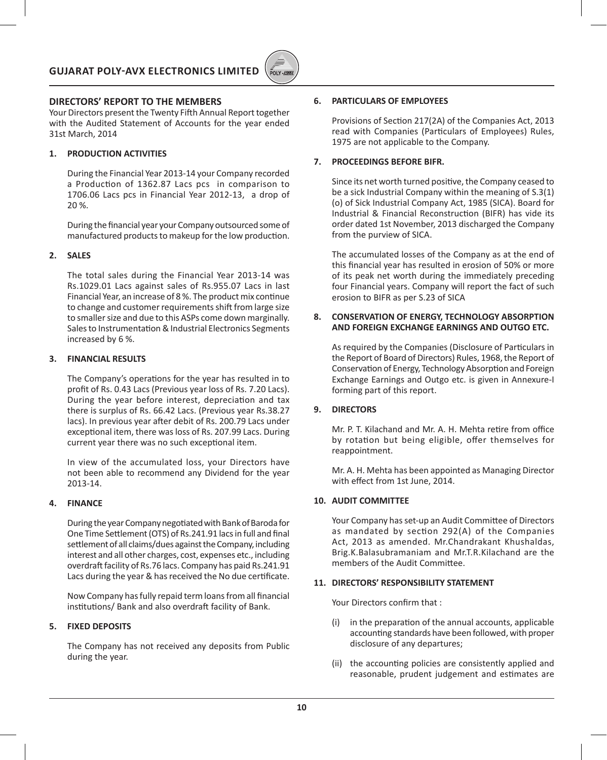## DIRECTORS' REPORT TO THE MEMBERS

Your Directors present the Twenty Fifth Annual Report together with the Audited Statement of Accounts for the year ended 31st March, 2014

### 1. PRODUCTION ACTIVITIES

During the Financial Year 2013-14 your Company recorded a Production of 1362.87 Lacs pcs in comparison to 1706.06 Lacs pcs in Financial Year 2012-13, a drop of 20 %.

During the financial year your Company outsourced some of manufactured products to makeup for the low production.

### 2. SALES

The total sales during the Financial Year 2013-14 was Rs.1029.01 Lacs against sales of Rs.955.07 Lacs in last Financial Year, an increase of 8 %. The product mix continue to change and customer requirements shift from large size to smaller size and due to this ASPs come down marginally. Sales to Instrumentation & Industrial Electronics Segments increased by 6 %.

### 3. FINANCIAL RESULTS

The Company's operations for the year has resulted in to profit of Rs. 0.43 Lacs (Previous year loss of Rs. 7.20 Lacs). During the year before interest, depreciation and tax there is surplus of Rs. 66.42 Lacs. (Previous year Rs.38.27 lacs). In previous year after debit of Rs. 200.79 Lacs under exceptional item, there was loss of Rs. 207.99 Lacs. During current year there was no such exceptional item.

In view of the accumulated loss, your Directors have not been able to recommend any Dividend for the year 2013-14.

### 4. FINANCE

During the year Company negotiated with Bank of Baroda for One Time Settlement (OTS) of Rs.241.91 lacs in full and final settlement of all claims/dues against the Company, including interest and all other charges, cost, expenses etc., including overdraft facility of Rs.76 lacs. Company has paid Rs.241.91 Lacs during the year & has received the No due certificate.

Now Company has fully repaid term loans from all financial institutions/ Bank and also overdraft facility of Bank.

### 5. FIXED DEPOSITS

The Company has not received any deposits from Public during the year.

### 6. PARTICULARS OF EMPLOYEES

Provisions of Section 217(2A) of the Companies Act, 2013 read with Companies (Particulars of Employees) Rules, 1975 are not applicable to the Company.

### 7. PROCEEDINGS BEFORE BIFR.

Since its net worth turned positive, the Company ceased to be a sick Industrial Company within the meaning of S.3(1)(o) of Sick Industrial Company Act, 1985 (SICA). Board for Industrial & Financial Reconstruction (BIFR) has vide its order dated 1st November, 2013 discharged the Company from the purview of SICA.

The accumulated losses of the Company as at the end of this financial year has resulted in erosion of 50% or more of its peak net worth during the immediately preceding four Financial years. Company will report the fact of such erosion to BIFR as per S.23 of SICA

### 8. CONSERVATION OF ENERGY, TECHNOLOGY ABSORPTION AND FOREIGN EXCHANGE EARNINGS AND OUTGO ETC.

As required by the Companies (Disclosure of Particulars in the Report of Board of Directors) Rules, 1968, the Report of Conservation of Energy, Technology Absorption and Foreign Exchange Earnings and Outgo etc. is given in Annexure-I forming part of this report.

### 9. DIRECTORS

Mr. P. T. Kilachand and Mr. A. H. Mehta retire from office by rotation but being eligible, offer themselves for reappointment.

Mr. A. H. Mehta has been appointed as Managing Director with effect from 1st June, 2014.

### 10. AUDIT COMMITTEE

Your Company has set-up an Audit Committee of Directors as mandated by section 292(A) of the Companies Act, 2013 as amended. Mr.Chandrakant Khushaldas, Brig.K.Balasubramaniam and Mr.T.R.Kilachand are the members of the Audit Committee.

### 11. DIRECTORS' RESPONSIBILITY STATEMENT

Your Directors confirm that :

(i) in the preparation of the annual accounts, applicable accounting standards have been followed, with proper disclosure of any departures;

(ii) the accounting policies are consistently applied and reasonable, prudent judgement and estimates are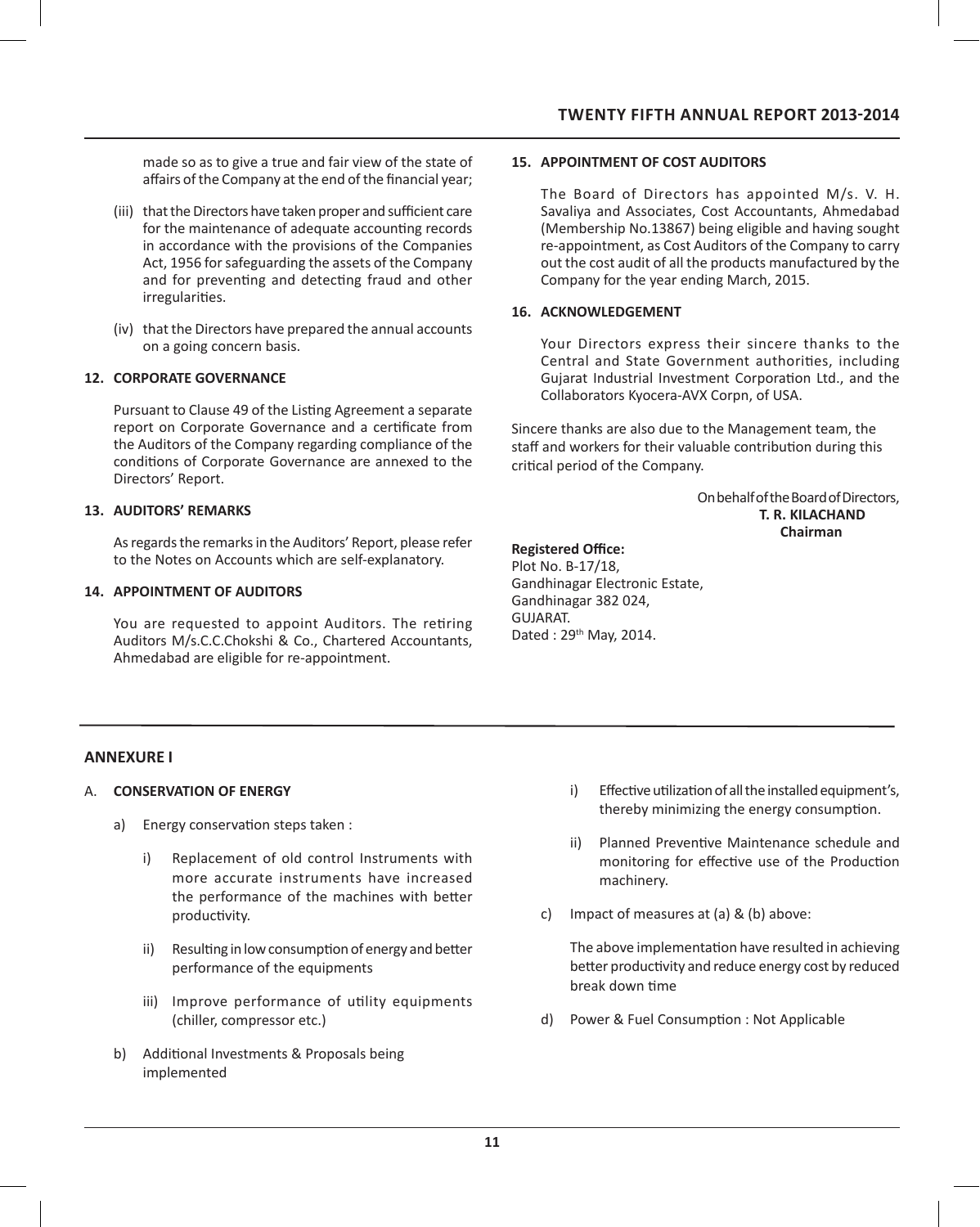made so as to give a true and fair view of the state of affairs of the Company at the end of the financial year;

(iii) that the Directors have taken proper and sufficient care for the maintenance of adequate accounting records in accordance with the provisions of the Companies Act, 1956 for safeguarding the assets of the Company and for preventing and detecting fraud and other irregularities.

(iv) that the Directors have prepared the annual accounts on a going concern basis.

**12. CORPORATE GOVERNANCE**

Pursuant to Clause 49 of the Listing Agreement a separate report on Corporate Governance and a certificate from the Auditors of the Company regarding compliance of the conditions of Corporate Governance are annexed to the Directors' Report.

**13. AUDITORS' REMARKS**

As regards the remarks in the Auditors' Report, please refer to the Notes on Accounts which are self-explanatory.

**14. APPOINTMENT OF AUDITORS**

You are requested to appoint Auditors. The retiring Auditors M/s.C.C.Chokshi & Co., Chartered Accountants, Ahmedabad are eligible for re-appointment.

**15. APPOINTMENT OF COST AUDITORS**

The Board of Directors has appointed M/s. V. H. Savaliya and Associates, Cost Accountants, Ahmedabad (Membership No.13867) being eligible and having sought re-appointment, as Cost Auditors of the Company to carry out the cost audit of all the products manufactured by the Company for the year ending March, 2015.

**16. ACKNOWLEDGEMENT**

Your Directors express their sincere thanks to the Central and State Government authorities, including Gujarat Industrial Investment Corporation Ltd., and the Collaborators Kyocera-AVX Corpn, of USA.

Sincere thanks are also due to the Management team, the staff and workers for their valuable contribution during this critical period of the Company.

On behalf of the Board of Directors,
**T. R. KILACHAND**
**Chairman**

**Registered Office:**
Plot No. B-17/18,
Gandhinagar Electronic Estate,
Gandhinagar 382 024,
GUJARAT.
Dated : 29th May, 2014.

## ANNEXURE I

A. **CONSERVATION OF ENERGY**

a) Energy conservation steps taken :

i) Replacement of old control Instruments with more accurate instruments have increased the performance of the machines with better productivity.

ii) Resulting in low consumption of energy and better performance of the equipments

iii) Improve performance of utility equipments (chiller, compressor etc.)

b) Additional Investments & Proposals being implemented

i) Effective utilization of all the installed equipment's, thereby minimizing the energy consumption.

ii) Planned Preventive Maintenance schedule and monitoring for effective use of the Production machinery.

c) Impact of measures at (a) & (b) above:

The above implementation have resulted in achieving better productivity and reduce energy cost by reduced break down time

d) Power & Fuel Consumption : Not Applicable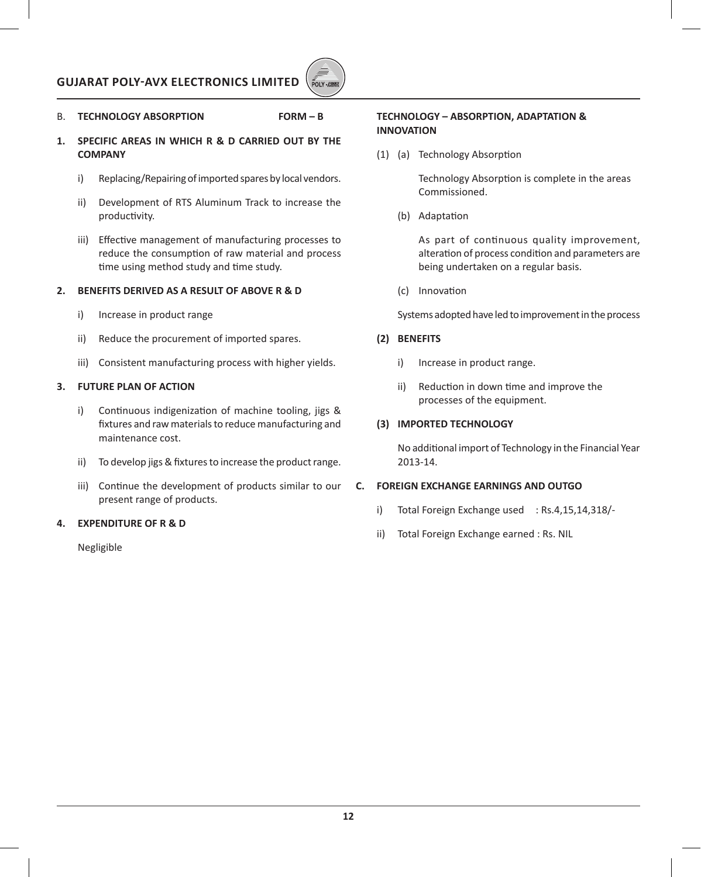## B. TECHNOLOGY ABSORPTION FORM – B

**1. SPECIFIC AREAS IN WHICH R & D CARRIED OUT BY THE COMPANY**

i) Replacing/Repairing of imported spares by local vendors.

ii) Development of RTS Aluminum Track to increase the productivity.

iii) Effective management of manufacturing processes to reduce the consumption of raw material and process time using method study and time study.

**2. BENEFITS DERIVED AS A RESULT OF ABOVE R & D**

i) Increase in product range

ii) Reduce the procurement of imported spares.

iii) Consistent manufacturing process with higher yields.

**3. FUTURE PLAN OF ACTION**

i) Continuous indigenization of machine tooling, jigs & fixtures and raw materials to reduce manufacturing and maintenance cost.

ii) To develop jigs & fixtures to increase the product range.

iii) Continue the development of products similar to our present range of products.

**4. EXPENDITURE OF R & D**

Negligible

**TECHNOLOGY – ABSORPTION, ADAPTATION & INNOVATION**

(1) (a) Technology Absorption

Technology Absorption is complete in the areas Commissioned.

(b) Adaptation

As part of continuous quality improvement, alteration of process condition and parameters are being undertaken on a regular basis.

(c) Innovation

Systems adopted have led to improvement in the process

**(2) BENEFITS**

i) Increase in product range.

ii) Reduction in down time and improve the processes of the equipment.

**(3) IMPORTED TECHNOLOGY**

No additional import of Technology in the Financial Year 2013-14.

## C. FOREIGN EXCHANGE EARNINGS AND OUTGO

i) Total Foreign Exchange used : Rs.4,15,14,318/-

ii) Total Foreign Exchange earned : Rs. NIL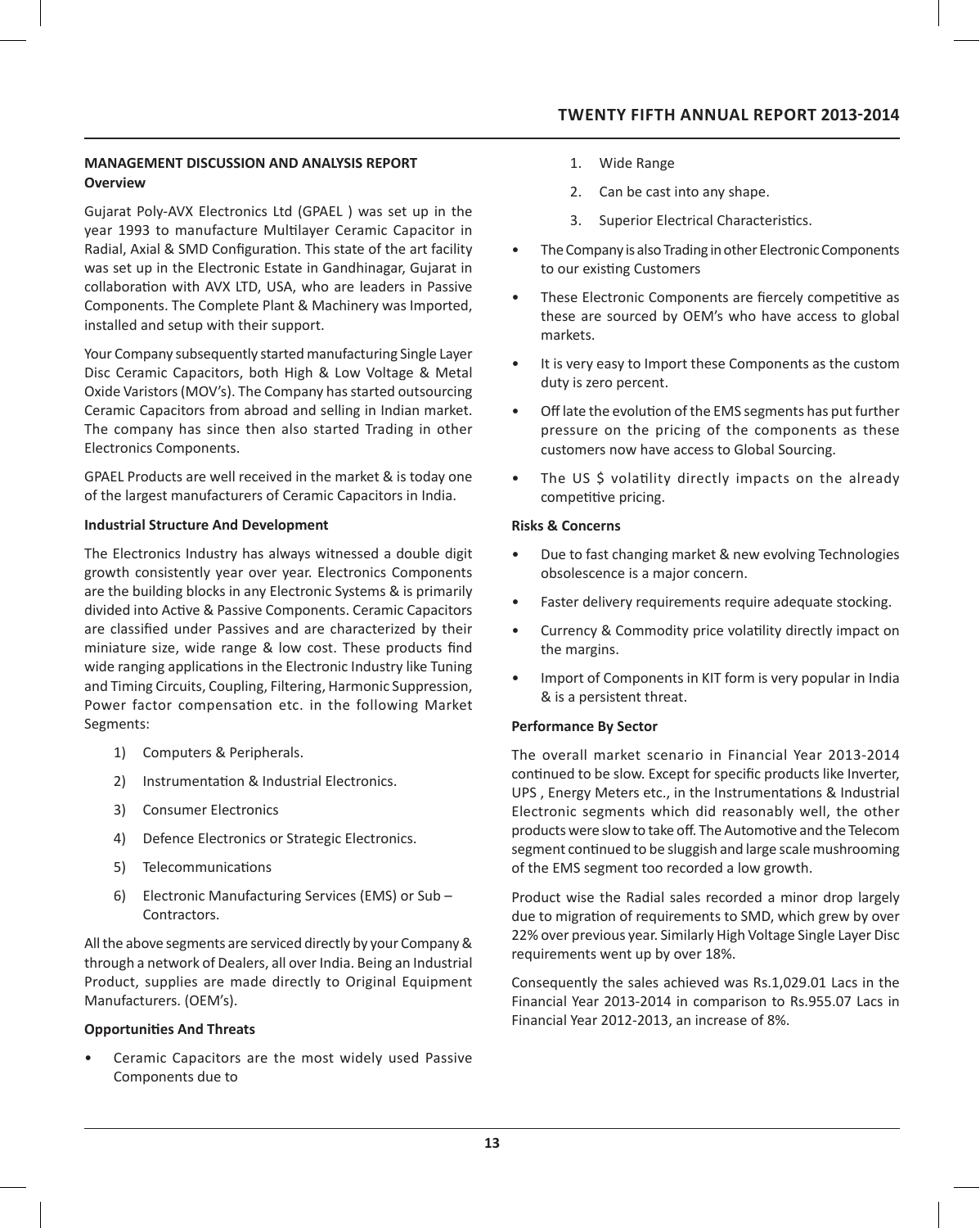## MANAGEMENT DISCUSSION AND ANALYSIS REPORT

### Overview

Gujarat Poly-AVX Electronics Ltd (GPAEL ) was set up in the year 1993 to manufacture Multilayer Ceramic Capacitor in Radial, Axial & SMD Configuration. This state of the art facility was set up in the Electronic Estate in Gandhinagar, Gujarat in collaboration with AVX LTD, USA, who are leaders in Passive Components. The Complete Plant & Machinery was Imported, installed and setup with their support.

Your Company subsequently started manufacturing Single Layer Disc Ceramic Capacitors, both High & Low Voltage & Metal Oxide Varistors (MOV's). The Company has started outsourcing Ceramic Capacitors from abroad and selling in Indian market. The company has since then also started Trading in other Electronics Components.

GPAEL Products are well received in the market & is today one of the largest manufacturers of Ceramic Capacitors in India.

### Industrial Structure And Development

The Electronics Industry has always witnessed a double digit growth consistently year over year. Electronics Components are the building blocks in any Electronic Systems & is primarily divided into Active & Passive Components. Ceramic Capacitors are classified under Passives and are characterized by their miniature size, wide range & low cost. These products find wide ranging applications in the Electronic Industry like Tuning and Timing Circuits, Coupling, Filtering, Harmonic Suppression, Power factor compensation etc. in the following Market Segments:

1) Computers & Peripherals.
2) Instrumentation & Industrial Electronics.
3) Consumer Electronics
4) Defence Electronics or Strategic Electronics.
5) Telecommunications
6) Electronic Manufacturing Services (EMS) or Sub – Contractors.

All the above segments are serviced directly by your Company & through a network of Dealers, all over India. Being an Industrial Product, supplies are made directly to Original Equipment Manufacturers. (OEM's).

### Opportunities And Threats

- Ceramic Capacitors are the most widely used Passive Components due to
  1. Wide Range
  2. Can be cast into any shape.
  3. Superior Electrical Characteristics.
- The Company is also Trading in other Electronic Components to our existing Customers
- These Electronic Components are fiercely competitive as these are sourced by OEM's who have access to global markets.
- It is very easy to Import these Components as the custom duty is zero percent.
- Off late the evolution of the EMS segments has put further pressure on the pricing of the components as these customers now have access to Global Sourcing.
- The US $ volatility directly impacts on the already competitive pricing.

### Risks & Concerns

- Due to fast changing market & new evolving Technologies obsolescence is a major concern.
- Faster delivery requirements require adequate stocking.
- Currency & Commodity price volatility directly impact on the margins.
- Import of Components in KIT form is very popular in India & is a persistent threat.

### Performance By Sector

The overall market scenario in Financial Year 2013-2014 continued to be slow. Except for specific products like Inverter, UPS , Energy Meters etc., in the Instrumentations & Industrial Electronic segments which did reasonably well, the other products were slow to take off. The Automotive and the Telecom segment continued to be sluggish and large scale mushrooming of the EMS segment too recorded a low growth.

Product wise the Radial sales recorded a minor drop largely due to migration of requirements to SMD, which grew by over 22% over previous year. Similarly High Voltage Single Layer Disc requirements went up by over 18%.

Consequently the sales achieved was Rs.1,029.01 Lacs in the Financial Year 2013-2014 in comparison to Rs.955.07 Lacs in Financial Year 2012-2013, an increase of 8%.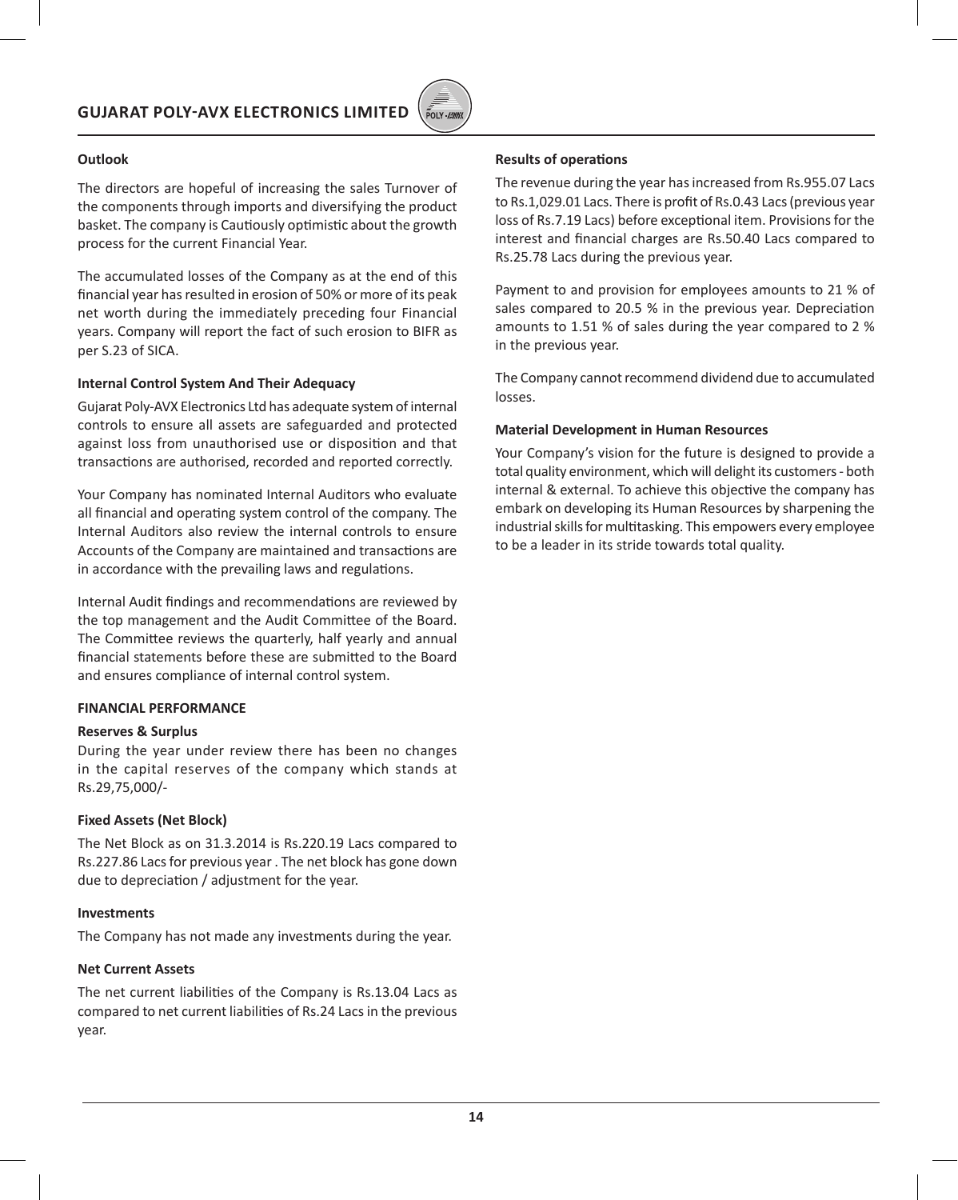### Outlook

The directors are hopeful of increasing the sales Turnover of the components through imports and diversifying the product basket. The company is Cautiously optimistic about the growth process for the current Financial Year.

The accumulated losses of the Company as at the end of this financial year has resulted in erosion of 50% or more of its peak net worth during the immediately preceding four Financial years. Company will report the fact of such erosion to BIFR as per S.23 of SICA.

### Internal Control System And Their Adequacy

Gujarat Poly-AVX Electronics Ltd has adequate system of internal controls to ensure all assets are safeguarded and protected against loss from unauthorised use or disposition and that transactions are authorised, recorded and reported correctly.

Your Company has nominated Internal Auditors who evaluate all financial and operating system control of the company. The Internal Auditors also review the internal controls to ensure Accounts of the Company are maintained and transactions are in accordance with the prevailing laws and regulations.

Internal Audit findings and recommendations are reviewed by the top management and the Audit Committee of the Board. The Committee reviews the quarterly, half yearly and annual financial statements before these are submitted to the Board and ensures compliance of internal control system.

### FINANCIAL PERFORMANCE

#### Reserves & Surplus

During the year under review there has been no changes in the capital reserves of the company which stands at Rs.29,75,000/-

#### Fixed Assets (Net Block)

The Net Block as on 31.3.2014 is Rs.220.19 Lacs compared to Rs.227.86 Lacs for previous year . The net block has gone down due to depreciation / adjustment for the year.

#### Investments

The Company has not made any investments during the year.

#### Net Current Assets

The net current liabilities of the Company is Rs.13.04 Lacs as compared to net current liabilities of Rs.24 Lacs in the previous year.

### Results of operations

The revenue during the year has increased from Rs.955.07 Lacs to Rs.1,029.01 Lacs. There is profit of Rs.0.43 Lacs (previous year loss of Rs.7.19 Lacs) before exceptional item. Provisions for the interest and financial charges are Rs.50.40 Lacs compared to Rs.25.78 Lacs during the previous year.

Payment to and provision for employees amounts to 21 % of sales compared to 20.5 % in the previous year. Depreciation amounts to 1.51 % of sales during the year compared to 2 % in the previous year.

The Company cannot recommend dividend due to accumulated losses.

### Material Development in Human Resources

Your Company's vision for the future is designed to provide a total quality environment, which will delight its customers - both internal & external. To achieve this objective the company has embark on developing its Human Resources by sharpening the industrial skills for multitasking. This empowers every employee to be a leader in its stride towards total quality.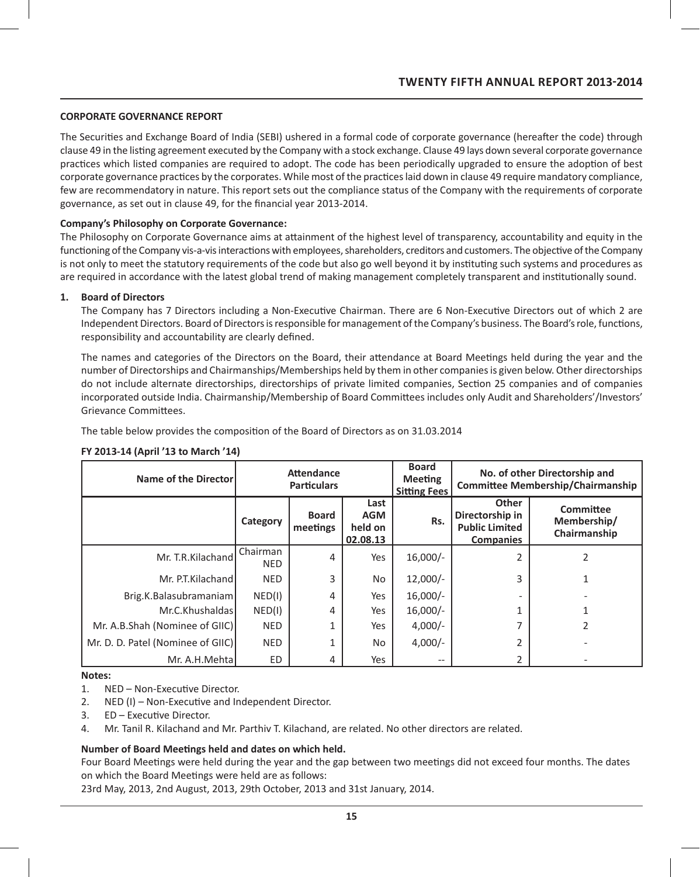## CORPORATE GOVERNANCE REPORT

The Securities and Exchange Board of India (SEBI) ushered in a formal code of corporate governance (hereafter the code) through clause 49 in the listing agreement executed by the Company with a stock exchange. Clause 49 lays down several corporate governance practices which listed companies are required to adopt. The code has been periodically upgraded to ensure the adoption of best corporate governance practices by the corporates. While most of the practices laid down in clause 49 require mandatory compliance, few are recommendatory in nature. This report sets out the compliance status of the Company with the requirements of corporate governance, as set out in clause 49, for the financial year 2013-2014.

**Company's Philosophy on Corporate Governance:**

The Philosophy on Corporate Governance aims at attainment of the highest level of transparency, accountability and equity in the functioning of the Company vis-a-vis interactions with employees, shareholders, creditors and customers. The objective of the Company is not only to meet the statutory requirements of the code but also go well beyond it by instituting such systems and procedures as are required in accordance with the latest global trend of making management completely transparent and institutionally sound.

**1. Board of Directors**

The Company has 7 Directors including a Non-Executive Chairman. There are 6 Non-Executive Directors out of which 2 are Independent Directors. Board of Directors is responsible for management of the Company's business. The Board's role, functions, responsibility and accountability are clearly defined.

The names and categories of the Directors on the Board, their attendance at Board Meetings held during the year and the number of Directorships and Chairmanships/Memberships held by them in other companies is given below. Other directorships do not include alternate directorships, directorships of private limited companies, Section 25 companies and of companies incorporated outside India. Chairmanship/Membership of Board Committees includes only Audit and Shareholders'/Investors' Grievance Committees.

The table below provides the composition of the Board of Directors as on 31.03.2014

**FY 2013-14 (April '13 to March '14)**

| Name of the Director | Attendance Particulars | | | Board Meeting Sitting Fees | No. of other Directorship and Committee Membership/Chairmanship | |
|---|---|---|---|---|---|---|
| | Category | Board meetings | Last AGM held on 02.08.13 | Rs. | Other Directorship in Public Limited Companies | Committee Membership/ Chairmanship |
| Mr. T.R.Kilachand | Chairman NED | 4 | Yes | 16,000/- | 2 | 2 |
| Mr. P.T.Kilachand | NED | 3 | No | 12,000/- | 3 | 1 |
| Brig.K.Balasubramaniam | NED(I) | 4 | Yes | 16,000/- | - | - |
| Mr.C.Khushaldas | NED(I) | 4 | Yes | 16,000/- | 1 | 1 |
| Mr. A.B.Shah (Nominee of GIIC) | NED | 1 | Yes | 4,000/- | 7 | 2 |
| Mr. D. D. Patel (Nominee of GIIC) | NED | 1 | No | 4,000/- | 2 | - |
| Mr. A.H.Mehta | ED | 4 | Yes | -- | 2 | - |

**Notes:**

1. NED – Non-Executive Director.
2. NED (I) – Non-Executive and Independent Director.
3. ED – Executive Director.
4. Mr. Tanil R. Kilachand and Mr. Parthiv T. Kilachand, are related. No other directors are related.

**Number of Board Meetings held and dates on which held.**

Four Board Meetings were held during the year and the gap between two meetings did not exceed four months. The dates on which the Board Meetings were held are as follows:

23rd May, 2013, 2nd August, 2013, 29th October, 2013 and 31st January, 2014.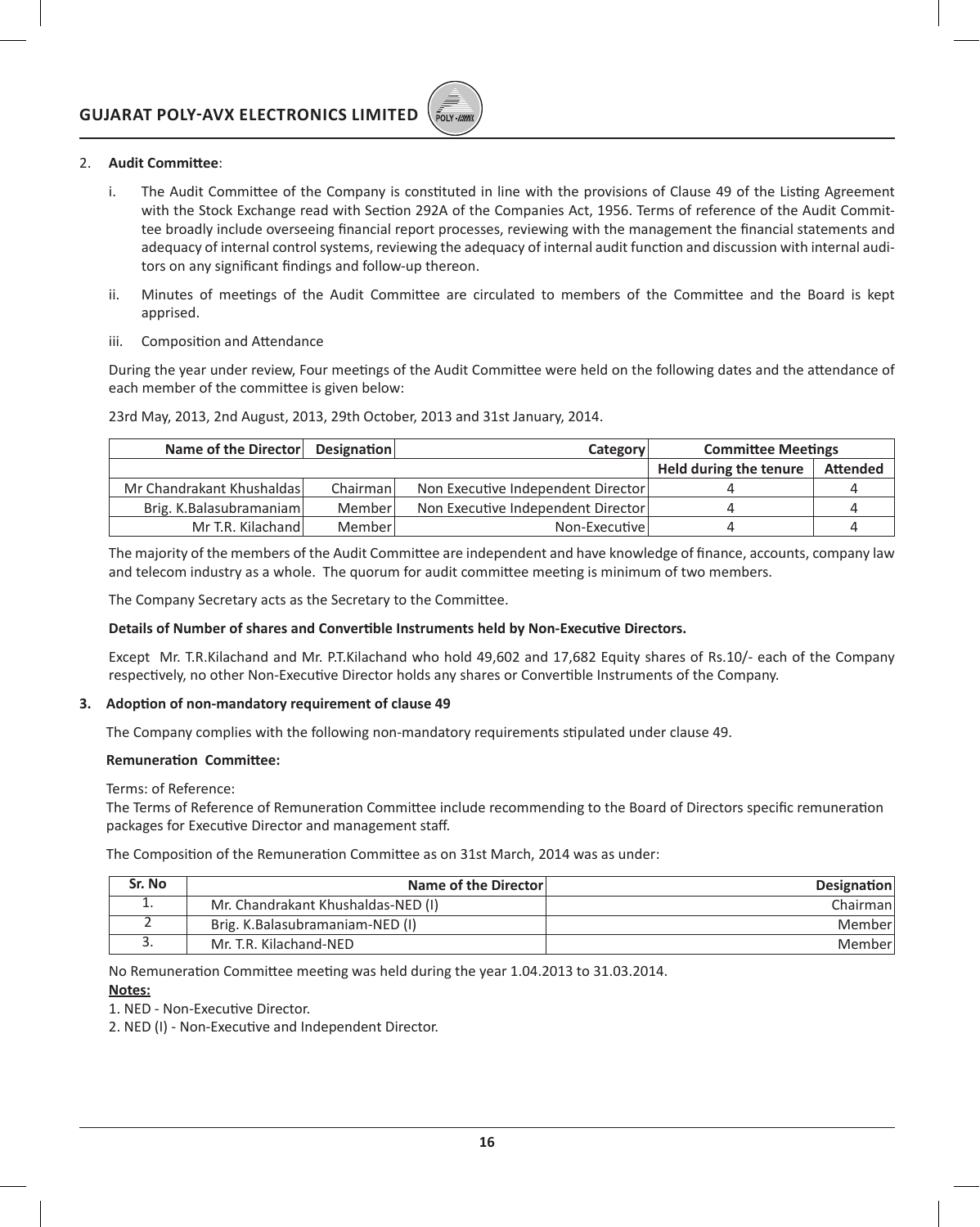2. **Audit Committee**:

i. The Audit Committee of the Company is constituted in line with the provisions of Clause 49 of the Listing Agreement with the Stock Exchange read with Section 292A of the Companies Act, 1956. Terms of reference of the Audit Committee broadly include overseeing financial report processes, reviewing with the management the financial statements and adequacy of internal control systems, reviewing the adequacy of internal audit function and discussion with internal auditors on any significant findings and follow-up thereon.

ii. Minutes of meetings of the Audit Committee are circulated to members of the Committee and the Board is kept apprised.

iii. Composition and Attendance

During the year under review, Four meetings of the Audit Committee were held on the following dates and the attendance of each member of the committee is given below:

23rd May, 2013, 2nd August, 2013, 29th October, 2013 and 31st January, 2014.

| Name of the Director | Designation | Category | Committee Meetings | |
|---|---|---|---|---|
| | | | Held during the tenure | Attended |
| Mr Chandrakant Khushaldas | Chairman | Non Executive Independent Director | 4 | 4 |
| Brig. K.Balasubramaniam | Member | Non Executive Independent Director | 4 | 4 |
| Mr T.R. Kilachand | Member | Non-Executive | 4 | 4 |

The majority of the members of the Audit Committee are independent and have knowledge of finance, accounts, company law and telecom industry as a whole. The quorum for audit committee meeting is minimum of two members.

The Company Secretary acts as the Secretary to the Committee.

**Details of Number of shares and Convertible Instruments held by Non-Executive Directors.**

Except Mr. T.R.Kilachand and Mr. P.T.Kilachand who hold 49,602 and 17,682 Equity shares of Rs.10/- each of the Company respectively, no other Non-Executive Director holds any shares or Convertible Instruments of the Company.

**3. Adoption of non-mandatory requirement of clause 49**

The Company complies with the following non-mandatory requirements stipulated under clause 49.

**Remuneration Committee:**

Terms: of Reference:

The Terms of Reference of Remuneration Committee include recommending to the Board of Directors specific remuneration packages for Executive Director and management staff.

The Composition of the Remuneration Committee as on 31st March, 2014 was as under:

| Sr. No | Name of the Director | Designation |
|---|---|---|
| 1. | Mr. Chandrakant Khushaldas-NED (I) | Chairman |
| 2 | Brig. K.Balasubramaniam-NED (I) | Member |
| 3. | Mr. T.R. Kilachand-NED | Member |

No Remuneration Committee meeting was held during the year 1.04.2013 to 31.03.2014.

**Notes:**

1. NED - Non-Executive Director.

2. NED (I) - Non-Executive and Independent Director.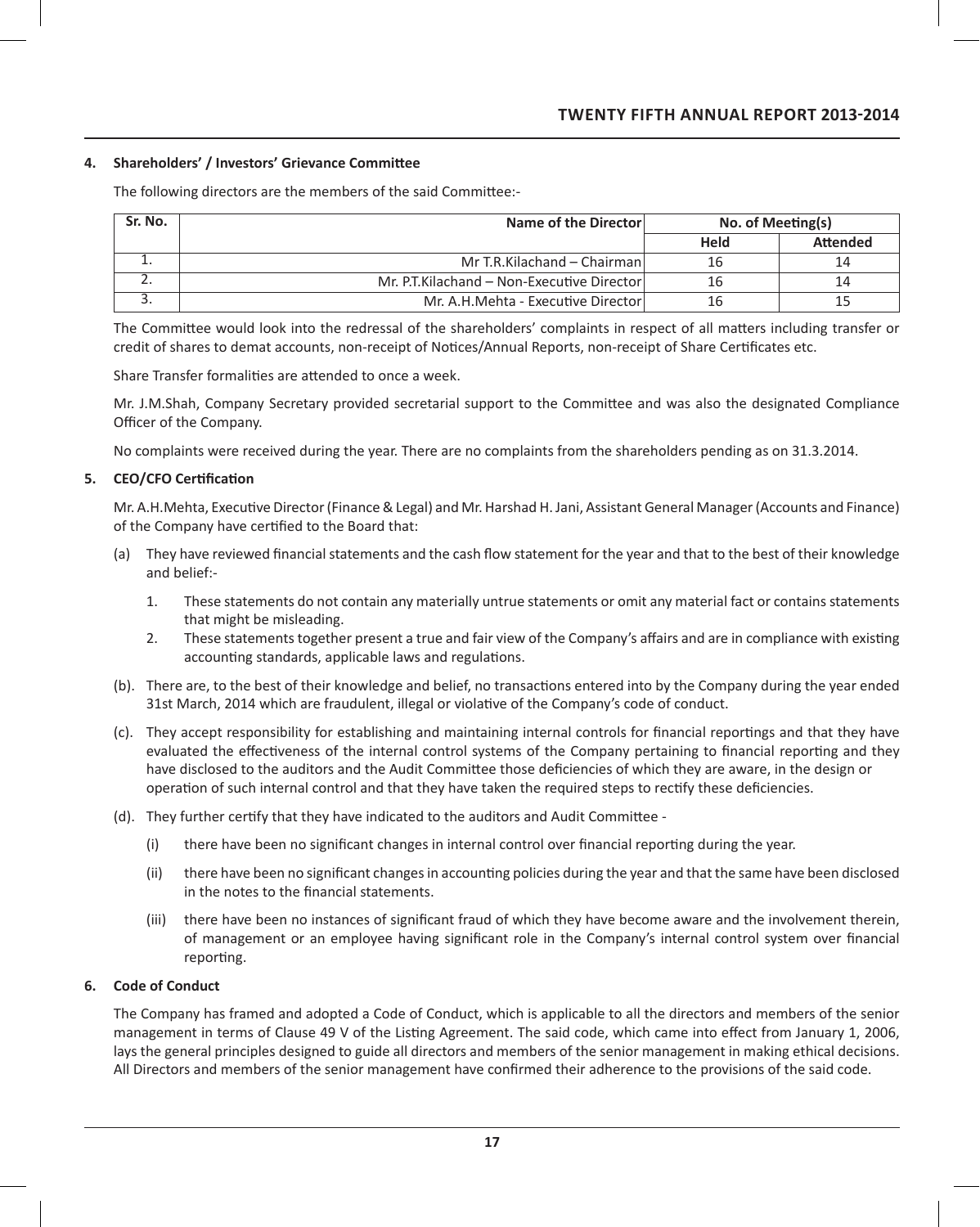## 4. Shareholders' / Investors' Grievance Committee

The following directors are the members of the said Committee:-

| Sr. No. | Name of the Director | No. of Meeting(s) | |
|---|---|---|---|
| | | Held | Attended |
| 1. | Mr T.R.Kilachand – Chairman | 16 | 14 |
| 2. | Mr. P.T.Kilachand – Non-Executive Director | 16 | 14 |
| 3. | Mr. A.H.Mehta - Executive Director | 16 | 15 |

The Committee would look into the redressal of the shareholders' complaints in respect of all matters including transfer or credit of shares to demat accounts, non-receipt of Notices/Annual Reports, non-receipt of Share Certificates etc.

Share Transfer formalities are attended to once a week.

Mr. J.M.Shah, Company Secretary provided secretarial support to the Committee and was also the designated Compliance Officer of the Company.

No complaints were received during the year. There are no complaints from the shareholders pending as on 31.3.2014.

## 5. CEO/CFO Certification

Mr. A.H.Mehta, Executive Director (Finance & Legal) and Mr. Harshad H. Jani, Assistant General Manager (Accounts and Finance) of the Company have certified to the Board that:

(a) They have reviewed financial statements and the cash flow statement for the year and that to the best of their knowledge and belief:-

1. These statements do not contain any materially untrue statements or omit any material fact or contains statements that might be misleading.
2. These statements together present a true and fair view of the Company's affairs and are in compliance with existing accounting standards, applicable laws and regulations.

(b). There are, to the best of their knowledge and belief, no transactions entered into by the Company during the year ended 31st March, 2014 which are fraudulent, illegal or violative of the Company's code of conduct.

(c). They accept responsibility for establishing and maintaining internal controls for financial reportings and that they have evaluated the effectiveness of the internal control systems of the Company pertaining to financial reporting and they have disclosed to the auditors and the Audit Committee those deficiencies of which they are aware, in the design or operation of such internal control and that they have taken the required steps to rectify these deficiencies.

(d). They further certify that they have indicated to the auditors and Audit Committee -

(i) there have been no significant changes in internal control over financial reporting during the year.

(ii) there have been no significant changes in accounting policies during the year and that the same have been disclosed in the notes to the financial statements.

(iii) there have been no instances of significant fraud of which they have become aware and the involvement therein, of management or an employee having significant role in the Company's internal control system over financial reporting.

## 6. Code of Conduct

The Company has framed and adopted a Code of Conduct, which is applicable to all the directors and members of the senior management in terms of Clause 49 V of the Listing Agreement. The said code, which came into effect from January 1, 2006, lays the general principles designed to guide all directors and members of the senior management in making ethical decisions. All Directors and members of the senior management have confirmed their adherence to the provisions of the said code.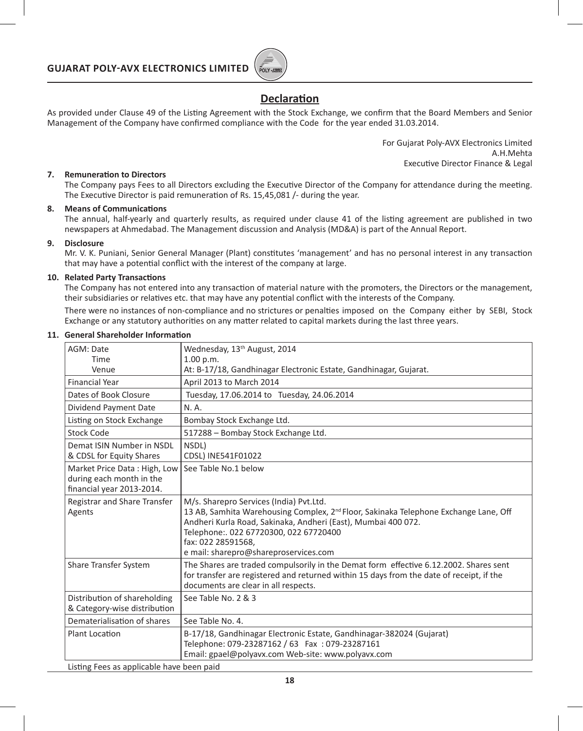## Declaration

As provided under Clause 49 of the Listing Agreement with the Stock Exchange, we confirm that the Board Members and Senior Management of the Company have confirmed compliance with the Code for the year ended 31.03.2014.

For Gujarat Poly-AVX Electronics Limited
A.H.Mehta
Executive Director Finance & Legal

**7. Remuneration to Directors**

The Company pays Fees to all Directors excluding the Executive Director of the Company for attendance during the meeting. The Executive Director is paid remuneration of Rs. 15,45,081 /- during the year.

**8. Means of Communications**

The annual, half-yearly and quarterly results, as required under clause 41 of the listing agreement are published in two newspapers at Ahmedabad. The Management discussion and Analysis (MD&A) is part of the Annual Report.

**9. Disclosure**

Mr. V. K. Puniani, Senior General Manager (Plant) constitutes 'management' and has no personal interest in any transaction that may have a potential conflict with the interest of the company at large.

**10. Related Party Transactions**

The Company has not entered into any transaction of material nature with the promoters, the Directors or the management, their subsidiaries or relatives etc. that may have any potential conflict with the interests of the Company.

There were no instances of non-compliance and no strictures or penalties imposed on the Company either by SEBI, Stock Exchange or any statutory authorities on any matter related to capital markets during the last three years.

**11. General Shareholder Information**

| | |
|---|---|
| AGM: Date<br>Time<br>Venue | Wednesday, 13th August, 2014<br>1.00 p.m.<br>At: B-17/18, Gandhinagar Electronic Estate, Gandhinagar, Gujarat. |
| Financial Year | April 2013 to March 2014 |
| Dates of Book Closure | Tuesday, 17.06.2014 to Tuesday, 24.06.2014 |
| Dividend Payment Date | N. A. |
| Listing on Stock Exchange | Bombay Stock Exchange Ltd. |
| Stock Code | 517288 – Bombay Stock Exchange Ltd. |
| Demat ISIN Number in NSDL & CDSL for Equity Shares | NSDL)<br>CDSL) INE541F01022 |
| Market Price Data : High, Low during each month in the financial year 2013-2014. | See Table No.1 below |
| Registrar and Share Transfer Agents | M/s. Sharepro Services (India) Pvt.Ltd.<br>13 AB, Samhita Warehousing Complex, 2nd Floor, Sakinaka Telephone Exchange Lane, Off Andheri Kurla Road, Sakinaka, Andheri (East), Mumbai 400 072.<br>Telephone:. 022 67720300, 022 67720400<br>fax: 022 28591568,<br>e mail: sharepro@shareproservices.com |
| Share Transfer System | The Shares are traded compulsorily in the Demat form effective 6.12.2002. Shares sent for transfer are registered and returned within 15 days from the date of receipt, if the documents are clear in all respects. |
| Distribution of shareholding & Category-wise distribution | See Table No. 2 & 3 |
| Dematerialisation of shares | See Table No. 4. |
| Plant Location | B-17/18, Gandhinagar Electronic Estate, Gandhinagar-382024 (Gujarat)<br>Telephone: 079-23287162 / 63 Fax : 079-23287161<br>Email: gpael@polyavx.com Web-site: www.polyavx.com |

Listing Fees as applicable have been paid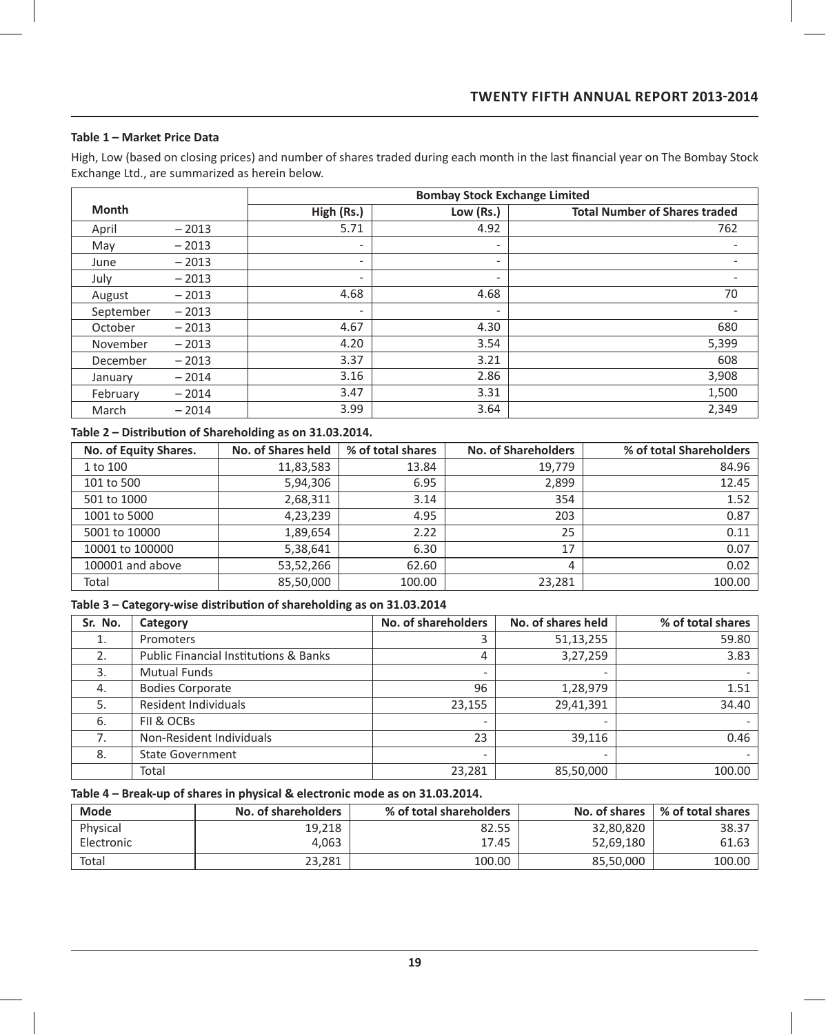#### Table 1 – Market Price Data

High, Low (based on closing prices) and number of shares traded during each month in the last financial year on The Bombay Stock Exchange Ltd., are summarized as herein below.

| Month | | Bombay Stock Exchange Limited | | |
|---|---|---|---|---|
| | | High (Rs.) | Low (Rs.) | Total Number of Shares traded |
| April | – 2013 | 5.71 | 4.92 | 762 |
| May | – 2013 | - | - | - |
| June | – 2013 | - | - | - |
| July | – 2013 | - | - | - |
| August | – 2013 | 4.68 | 4.68 | 70 |
| September | – 2013 | - | - | - |
| October | – 2013 | 4.67 | 4.30 | 680 |
| November | – 2013 | 4.20 | 3.54 | 5,399 |
| December | – 2013 | 3.37 | 3.21 | 608 |
| January | – 2014 | 3.16 | 2.86 | 3,908 |
| February | – 2014 | 3.47 | 3.31 | 1,500 |
| March | – 2014 | 3.99 | 3.64 | 2,349 |

#### Table 2 – Distribution of Shareholding as on 31.03.2014.

| No. of Equity Shares. | No. of Shares held | % of total shares | No. of Shareholders | % of total Shareholders |
|---|---|---|---|---|
| 1 to 100 | 11,83,583 | 13.84 | 19,779 | 84.96 |
| 101 to 500 | 5,94,306 | 6.95 | 2,899 | 12.45 |
| 501 to 1000 | 2,68,311 | 3.14 | 354 | 1.52 |
| 1001 to 5000 | 4,23,239 | 4.95 | 203 | 0.87 |
| 5001 to 10000 | 1,89,654 | 2.22 | 25 | 0.11 |
| 10001 to 100000 | 5,38,641 | 6.30 | 17 | 0.07 |
| 100001 and above | 53,52,266 | 62.60 | 4 | 0.02 |
| Total | 85,50,000 | 100.00 | 23,281 | 100.00 |

#### Table 3 – Category-wise distribution of shareholding as on 31.03.2014

| Sr. No. | Category | No. of shareholders | No. of shares held | % of total shares |
|---|---|---|---|---|
| 1. | Promoters | 3 | 51,13,255 | 59.80 |
| 2. | Public Financial Institutions & Banks | 4 | 3,27,259 | 3.83 |
| 3. | Mutual Funds | - | - | - |
| 4. | Bodies Corporate | 96 | 1,28,979 | 1.51 |
| 5. | Resident Individuals | 23,155 | 29,41,391 | 34.40 |
| 6. | FII & OCBs | - | - | - |
| 7. | Non-Resident Individuals | 23 | 39,116 | 0.46 |
| 8. | State Government | - | - | - |
| | Total | 23,281 | 85,50,000 | 100.00 |

#### Table 4 – Break-up of shares in physical & electronic mode as on 31.03.2014.

| Mode | No. of shareholders | % of total shareholders | No. of shares | % of total shares |
|---|---|---|---|---|
| Physical | 19,218 | 82.55 | 32,80,820 | 38.37 |
| Electronic | 4,063 | 17.45 | 52,69,180 | 61.63 |
| Total | 23,281 | 100.00 | 85,50,000 | 100.00 |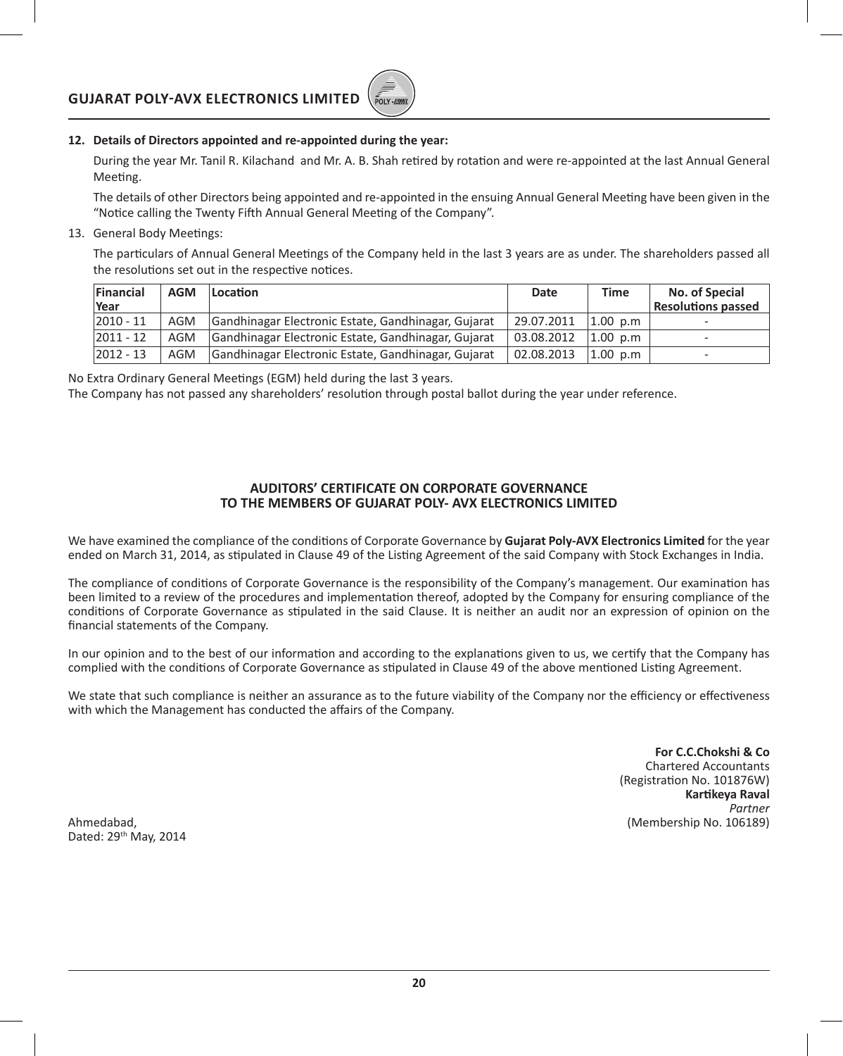**12. Details of Directors appointed and re-appointed during the year:**

During the year Mr. Tanil R. Kilachand and Mr. A. B. Shah retired by rotation and were re-appointed at the last Annual General Meeting.

The details of other Directors being appointed and re-appointed in the ensuing Annual General Meeting have been given in the "Notice calling the Twenty Fifth Annual General Meeting of the Company".

13. General Body Meetings:

The particulars of Annual General Meetings of the Company held in the last 3 years are as under. The shareholders passed all the resolutions set out in the respective notices.

| Financial Year | AGM | Location | Date | Time | No. of Special Resolutions passed |
|---|---|---|---|---|---|
| 2010 - 11 | AGM | Gandhinagar Electronic Estate, Gandhinagar, Gujarat | 29.07.2011 | 1.00 p.m | - |
| 2011 - 12 | AGM | Gandhinagar Electronic Estate, Gandhinagar, Gujarat | 03.08.2012 | 1.00 p.m | - |
| 2012 - 13 | AGM | Gandhinagar Electronic Estate, Gandhinagar, Gujarat | 02.08.2013 | 1.00 p.m | - |

No Extra Ordinary General Meetings (EGM) held during the last 3 years.
The Company has not passed any shareholders' resolution through postal ballot during the year under reference.

## AUDITORS' CERTIFICATE ON CORPORATE GOVERNANCE
## TO THE MEMBERS OF GUJARAT POLY- AVX ELECTRONICS LIMITED

We have examined the compliance of the conditions of Corporate Governance by **Gujarat Poly-AVX Electronics Limited** for the year ended on March 31, 2014, as stipulated in Clause 49 of the Listing Agreement of the said Company with Stock Exchanges in India.

The compliance of conditions of Corporate Governance is the responsibility of the Company's management. Our examination has been limited to a review of the procedures and implementation thereof, adopted by the Company for ensuring compliance of the conditions of Corporate Governance as stipulated in the said Clause. It is neither an audit nor an expression of opinion on the financial statements of the Company.

In our opinion and to the best of our information and according to the explanations given to us, we certify that the Company has complied with the conditions of Corporate Governance as stipulated in Clause 49 of the above mentioned Listing Agreement.

We state that such compliance is neither an assurance as to the future viability of the Company nor the efficiency or effectiveness with which the Management has conducted the affairs of the Company.

**For C.C.Chokshi & Co**
Chartered Accountants
(Registration No. 101876W)
**Kartikeya Raval**
*Partner*
(Membership No. 106189)

Ahmedabad,
Dated: 29th May, 2014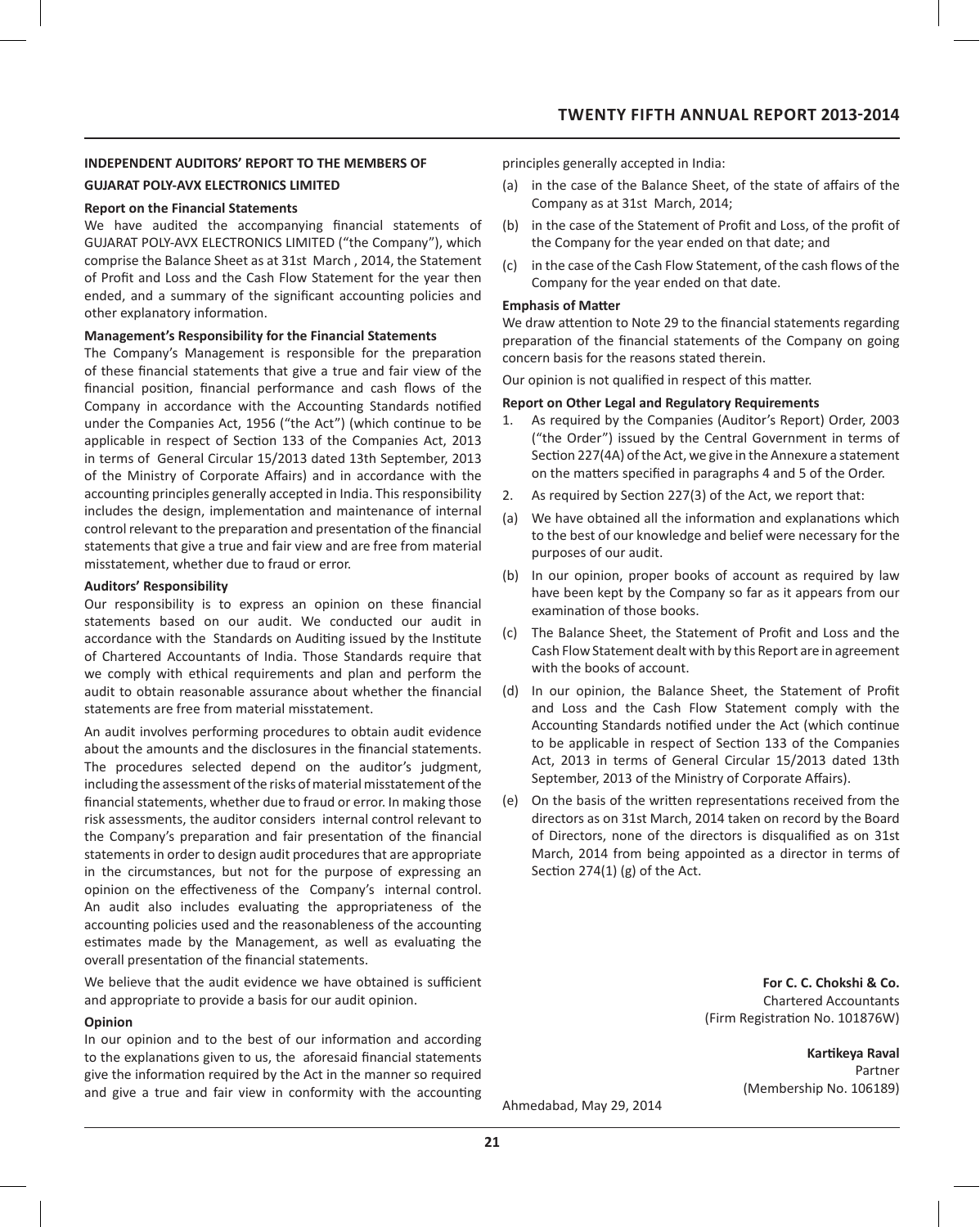## INDEPENDENT AUDITORS' REPORT TO THE MEMBERS OF GUJARAT POLY-AVX ELECTRONICS LIMITED

### Report on the Financial Statements

We have audited the accompanying financial statements of GUJARAT POLY-AVX ELECTRONICS LIMITED ("the Company"), which comprise the Balance Sheet as at 31st March , 2014, the Statement of Profit and Loss and the Cash Flow Statement for the year then ended, and a summary of the significant accounting policies and other explanatory information.

### Management's Responsibility for the Financial Statements

The Company's Management is responsible for the preparation of these financial statements that give a true and fair view of the financial position, financial performance and cash flows of the Company in accordance with the Accounting Standards notified under the Companies Act, 1956 ("the Act") (which continue to be applicable in respect of Section 133 of the Companies Act, 2013 in terms of General Circular 15/2013 dated 13th September, 2013 of the Ministry of Corporate Affairs) and in accordance with the accounting principles generally accepted in India. This responsibility includes the design, implementation and maintenance of internal control relevant to the preparation and presentation of the financial statements that give a true and fair view and are free from material misstatement, whether due to fraud or error.

### Auditors' Responsibility

Our responsibility is to express an opinion on these financial statements based on our audit. We conducted our audit in accordance with the Standards on Auditing issued by the Institute of Chartered Accountants of India. Those Standards require that we comply with ethical requirements and plan and perform the audit to obtain reasonable assurance about whether the financial statements are free from material misstatement.

An audit involves performing procedures to obtain audit evidence about the amounts and the disclosures in the financial statements. The procedures selected depend on the auditor's judgment, including the assessment of the risks of material misstatement of the financial statements, whether due to fraud or error. In making those risk assessments, the auditor considers internal control relevant to the Company's preparation and fair presentation of the financial statements in order to design audit procedures that are appropriate in the circumstances, but not for the purpose of expressing an opinion on the effectiveness of the Company's internal control. An audit also includes evaluating the appropriateness of the accounting policies used and the reasonableness of the accounting estimates made by the Management, as well as evaluating the overall presentation of the financial statements.

We believe that the audit evidence we have obtained is sufficient and appropriate to provide a basis for our audit opinion.

### Opinion

In our opinion and to the best of our information and according to the explanations given to us, the aforesaid financial statements give the information required by the Act in the manner so required and give a true and fair view in conformity with the accounting principles generally accepted in India:

(a) in the case of the Balance Sheet, of the state of affairs of the Company as at 31st March, 2014;

(b) in the case of the Statement of Profit and Loss, of the profit of the Company for the year ended on that date; and

(c) in the case of the Cash Flow Statement, of the cash flows of the Company for the year ended on that date.

### Emphasis of Matter

We draw attention to Note 29 to the financial statements regarding preparation of the financial statements of the Company on going concern basis for the reasons stated therein.

Our opinion is not qualified in respect of this matter.

### Report on Other Legal and Regulatory Requirements

1. As required by the Companies (Auditor's Report) Order, 2003 ("the Order") issued by the Central Government in terms of Section 227(4A) of the Act, we give in the Annexure a statement on the matters specified in paragraphs 4 and 5 of the Order.

2. As required by Section 227(3) of the Act, we report that:

(a) We have obtained all the information and explanations which to the best of our knowledge and belief were necessary for the purposes of our audit.

(b) In our opinion, proper books of account as required by law have been kept by the Company so far as it appears from our examination of those books.

(c) The Balance Sheet, the Statement of Profit and Loss and the Cash Flow Statement dealt with by this Report are in agreement with the books of account.

(d) In our opinion, the Balance Sheet, the Statement of Profit and Loss and the Cash Flow Statement comply with the Accounting Standards notified under the Act (which continue to be applicable in respect of Section 133 of the Companies Act, 2013 in terms of General Circular 15/2013 dated 13th September, 2013 of the Ministry of Corporate Affairs).

(e) On the basis of the written representations received from the directors as on 31st March, 2014 taken on record by the Board of Directors, none of the directors is disqualified as on 31st March, 2014 from being appointed as a director in terms of Section 274(1) (g) of the Act.

**For C. C. Chokshi & Co.**
Chartered Accountants
(Firm Registration No. 101876W)

**Kartikeya Raval**
Partner
(Membership No. 106189)

Ahmedabad, May 29, 2014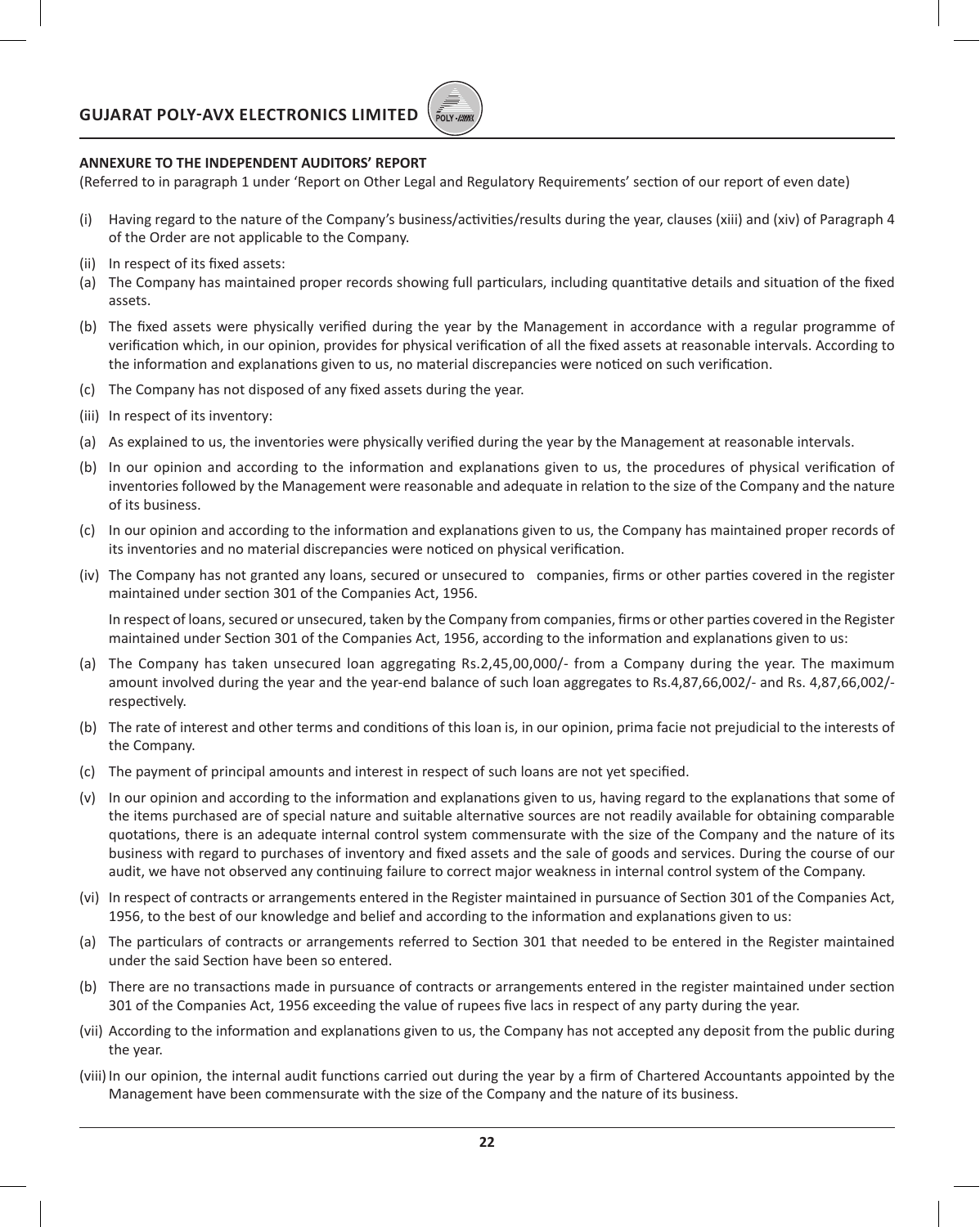**ANNEXURE TO THE INDEPENDENT AUDITORS' REPORT**

(Referred to in paragraph 1 under 'Report on Other Legal and Regulatory Requirements' section of our report of even date)

(i) Having regard to the nature of the Company's business/activities/results during the year, clauses (xiii) and (xiv) of Paragraph 4 of the Order are not applicable to the Company.

(ii) In respect of its fixed assets:

(a) The Company has maintained proper records showing full particulars, including quantitative details and situation of the fixed assets.

(b) The fixed assets were physically verified during the year by the Management in accordance with a regular programme of verification which, in our opinion, provides for physical verification of all the fixed assets at reasonable intervals. According to the information and explanations given to us, no material discrepancies were noticed on such verification.

(c) The Company has not disposed of any fixed assets during the year.

(iii) In respect of its inventory:

(a) As explained to us, the inventories were physically verified during the year by the Management at reasonable intervals.

(b) In our opinion and according to the information and explanations given to us, the procedures of physical verification of inventories followed by the Management were reasonable and adequate in relation to the size of the Company and the nature of its business.

(c) In our opinion and according to the information and explanations given to us, the Company has maintained proper records of its inventories and no material discrepancies were noticed on physical verification.

(iv) The Company has not granted any loans, secured or unsecured to companies, firms or other parties covered in the register maintained under section 301 of the Companies Act, 1956.

In respect of loans, secured or unsecured, taken by the Company from companies, firms or other parties covered in the Register maintained under Section 301 of the Companies Act, 1956, according to the information and explanations given to us:

(a) The Company has taken unsecured loan aggregating Rs.2,45,00,000/- from a Company during the year. The maximum amount involved during the year and the year-end balance of such loan aggregates to Rs.4,87,66,002/- and Rs. 4,87,66,002/- respectively.

(b) The rate of interest and other terms and conditions of this loan is, in our opinion, prima facie not prejudicial to the interests of the Company.

(c) The payment of principal amounts and interest in respect of such loans are not yet specified.

(v) In our opinion and according to the information and explanations given to us, having regard to the explanations that some of the items purchased are of special nature and suitable alternative sources are not readily available for obtaining comparable quotations, there is an adequate internal control system commensurate with the size of the Company and the nature of its business with regard to purchases of inventory and fixed assets and the sale of goods and services. During the course of our audit, we have not observed any continuing failure to correct major weakness in internal control system of the Company.

(vi) In respect of contracts or arrangements entered in the Register maintained in pursuance of Section 301 of the Companies Act, 1956, to the best of our knowledge and belief and according to the information and explanations given to us:

(a) The particulars of contracts or arrangements referred to Section 301 that needed to be entered in the Register maintained under the said Section have been so entered.

(b) There are no transactions made in pursuance of contracts or arrangements entered in the register maintained under section 301 of the Companies Act, 1956 exceeding the value of rupees five lacs in respect of any party during the year.

(vii) According to the information and explanations given to us, the Company has not accepted any deposit from the public during the year.

(viii) In our opinion, the internal audit functions carried out during the year by a firm of Chartered Accountants appointed by the Management have been commensurate with the size of the Company and the nature of its business.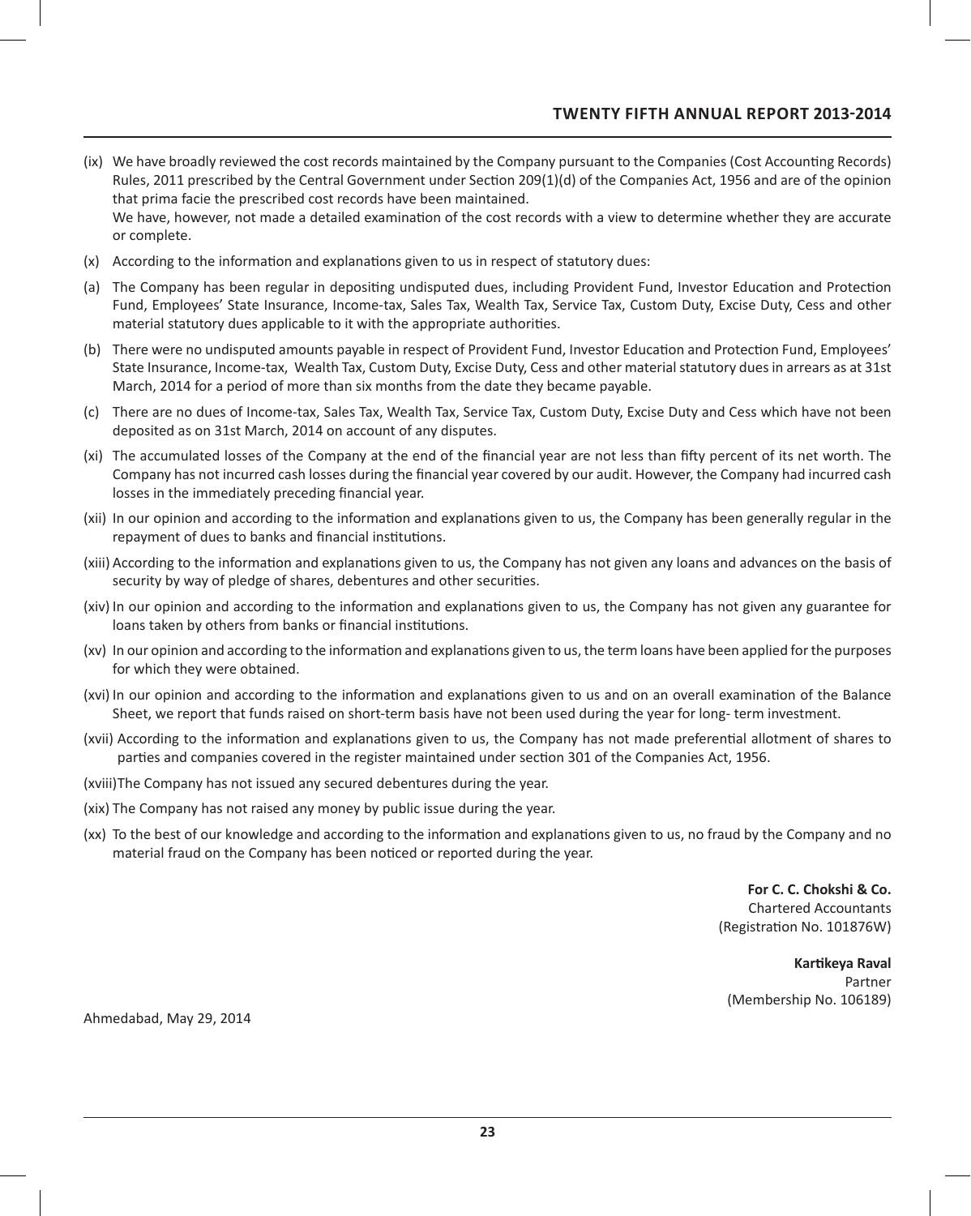(ix) We have broadly reviewed the cost records maintained by the Company pursuant to the Companies (Cost Accounting Records) Rules, 2011 prescribed by the Central Government under Section 209(1)(d) of the Companies Act, 1956 and are of the opinion that prima facie the prescribed cost records have been maintained.

We have, however, not made a detailed examination of the cost records with a view to determine whether they are accurate or complete.

(x) According to the information and explanations given to us in respect of statutory dues:

(a) The Company has been regular in depositing undisputed dues, including Provident Fund, Investor Education and Protection Fund, Employees' State Insurance, Income-tax, Sales Tax, Wealth Tax, Service Tax, Custom Duty, Excise Duty, Cess and other material statutory dues applicable to it with the appropriate authorities.

(b) There were no undisputed amounts payable in respect of Provident Fund, Investor Education and Protection Fund, Employees' State Insurance, Income-tax, Wealth Tax, Custom Duty, Excise Duty, Cess and other material statutory dues in arrears as at 31st March, 2014 for a period of more than six months from the date they became payable.

(c) There are no dues of Income-tax, Sales Tax, Wealth Tax, Service Tax, Custom Duty, Excise Duty and Cess which have not been deposited as on 31st March, 2014 on account of any disputes.

(xi) The accumulated losses of the Company at the end of the financial year are not less than fifty percent of its net worth. The Company has not incurred cash losses during the financial year covered by our audit. However, the Company had incurred cash losses in the immediately preceding financial year.

(xii) In our opinion and according to the information and explanations given to us, the Company has been generally regular in the repayment of dues to banks and financial institutions.

(xiii) According to the information and explanations given to us, the Company has not given any loans and advances on the basis of security by way of pledge of shares, debentures and other securities.

(xiv) In our opinion and according to the information and explanations given to us, the Company has not given any guarantee for loans taken by others from banks or financial institutions.

(xv) In our opinion and according to the information and explanations given to us, the term loans have been applied for the purposes for which they were obtained.

(xvi) In our opinion and according to the information and explanations given to us and on an overall examination of the Balance Sheet, we report that funds raised on short-term basis have not been used during the year for long- term investment.

(xvii) According to the information and explanations given to us, the Company has not made preferential allotment of shares to parties and companies covered in the register maintained under section 301 of the Companies Act, 1956.

(xviii) The Company has not issued any secured debentures during the year.

(xix) The Company has not raised any money by public issue during the year.

(xx) To the best of our knowledge and according to the information and explanations given to us, no fraud by the Company and no material fraud on the Company has been noticed or reported during the year.

**For C. C. Chokshi & Co.**
Chartered Accountants
(Registration No. 101876W)

**Kartikeya Raval**
Partner
(Membership No. 106189)

Ahmedabad, May 29, 2014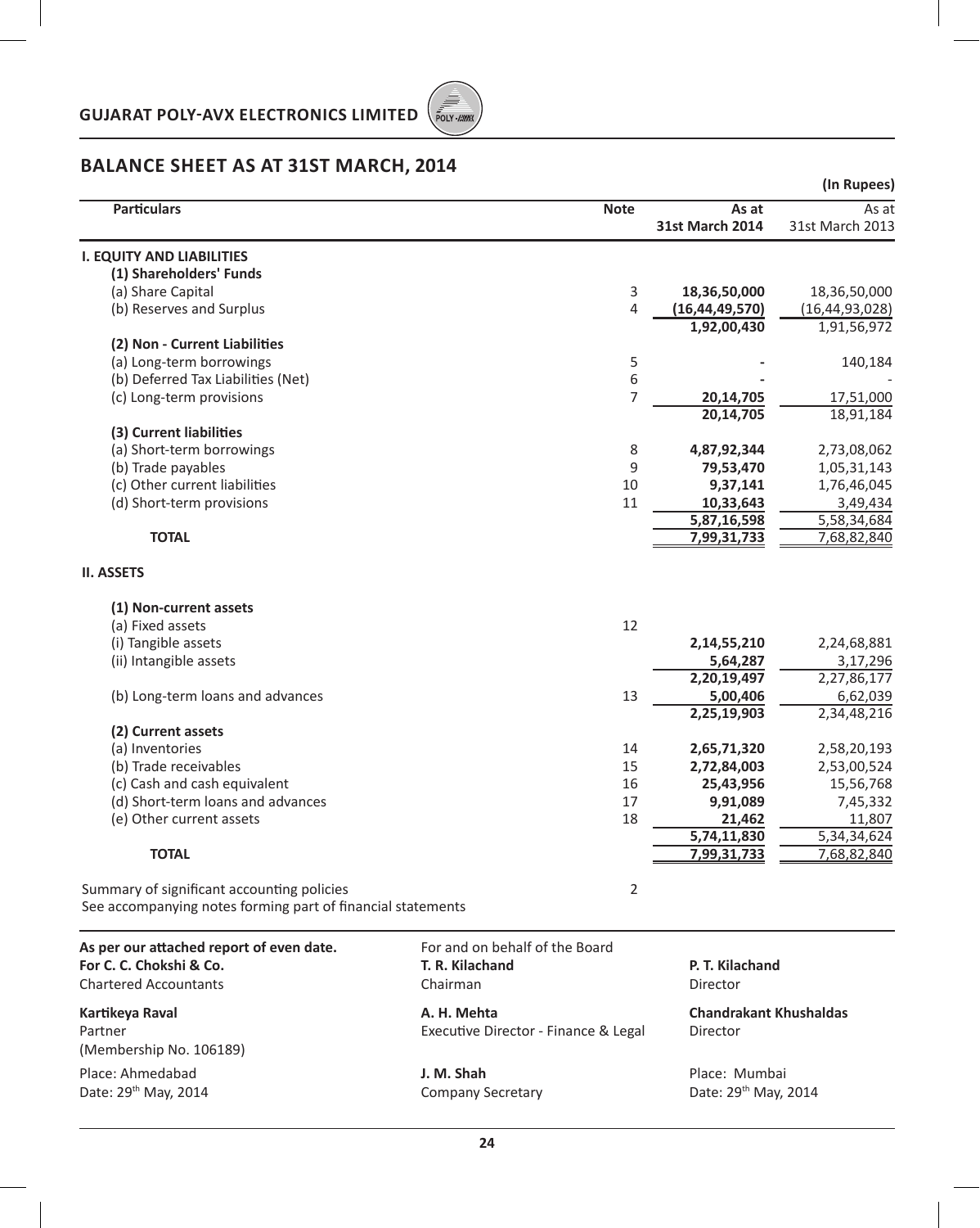## GUJARAT POLY-AVX ELECTRONICS LIMITED

# BALANCE SHEET AS AT 31ST MARCH, 2014

**(In Rupees)**

| Particulars | Note | As at 31st March 2014 | As at 31st March 2013 |
|---|---|---|---|
| **I. EQUITY AND LIABILITIES** | | | |
| **(1) Shareholders' Funds** | | | |
| (a) Share Capital | 3 | **18,36,50,000** | 18,36,50,000 |
| (b) Reserves and Surplus | 4 | **(16,44,49,570)** | (16,44,93,028) |
| | | **1,92,00,430** | 1,91,56,972 |
| **(2) Non - Current Liabilities** | | | |
| (a) Long-term borrowings | 5 | **-** | 140,184 |
| (b) Deferred Tax Liabilities (Net) | 6 | **-** | - |
| (c) Long-term provisions | 7 | **20,14,705** | 17,51,000 |
| | | **20,14,705** | 18,91,184 |
| **(3) Current liabilities** | | | |
| (a) Short-term borrowings | 8 | **4,87,92,344** | 2,73,08,062 |
| (b) Trade payables | 9 | **79,53,470** | 1,05,31,143 |
| (c) Other current liabilities | 10 | **9,37,141** | 1,76,46,045 |
| (d) Short-term provisions | 11 | **10,33,643** | 3,49,434 |
| | | **5,87,16,598** | 5,58,34,684 |
| **TOTAL** | | **7,99,31,733** | 7,68,82,840 |
| **II. ASSETS** | | | |
| **(1) Non-current assets** | | | |
| (a) Fixed assets | 12 | | |
| (i) Tangible assets | | **2,14,55,210** | 2,24,68,881 |
| (ii) Intangible assets | | **5,64,287** | 3,17,296 |
| | | **2,20,19,497** | 2,27,86,177 |
| (b) Long-term loans and advances | 13 | **5,00,406** | 6,62,039 |
| | | **2,25,19,903** | 2,34,48,216 |
| **(2) Current assets** | | | |
| (a) Inventories | 14 | **2,65,71,320** | 2,58,20,193 |
| (b) Trade receivables | 15 | **2,72,84,003** | 2,53,00,524 |
| (c) Cash and cash equivalent | 16 | **25,43,956** | 15,56,768 |
| (d) Short-term loans and advances | 17 | **9,91,089** | 7,45,332 |
| (e) Other current assets | 18 | **21,462** | 11,807 |
| | | **5,74,11,830** | 5,34,34,624 |
| **TOTAL** | | **7,99,31,733** | 7,68,82,840 |

Summary of significant accounting policies — Note 2

See accompanying notes forming part of financial statements

**As per our attached report of even date.**
**For C. C. Chokshi & Co.**
Chartered Accountants

**Kartikeya Raval**
Partner
(Membership No. 106189)

Place: Ahmedabad
Date: 29th May, 2014

For and on behalf of the Board

**T. R. Kilachand**
Chairman

**P. T. Kilachand**
Director

**A. H. Mehta**
Executive Director - Finance & Legal

**Chandrakant Khushaldas**
Director

**J. M. Shah**
Company Secretary

Place: Mumbai
Date: 29th May, 2014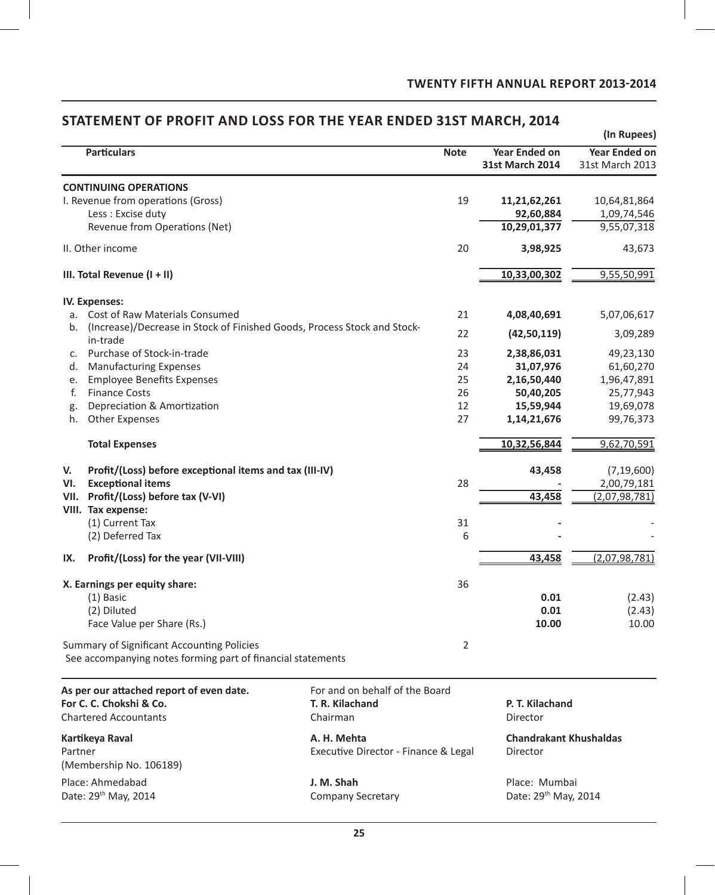# STATEMENT OF PROFIT AND LOSS FOR THE YEAR ENDED 31ST MARCH, 2014

(In Rupees)

| Particulars | Note | Year Ended on 31st March 2014 | Year Ended on 31st March 2013 |
|---|---|---|---|
| **CONTINUING OPERATIONS** | | | |
| I. Revenue from operations (Gross) | 19 | **11,21,62,261** | 10,64,81,864 |
| Less : Excise duty | | **92,60,884** | 1,09,74,546 |
| Revenue from Operations (Net) | | **10,29,01,377** | 9,55,07,318 |
| II. Other income | 20 | **3,98,925** | 43,673 |
| **III. Total Revenue (I + II)** | | **10,33,00,302** | 9,55,50,991 |
| **IV. Expenses:** | | | |
| a. Cost of Raw Materials Consumed | 21 | **4,08,40,691** | 5,07,06,617 |
| b. (Increase)/Decrease in Stock of Finished Goods, Process Stock and Stock-in-trade | 22 | **(42,50,119)** | 3,09,289 |
| c. Purchase of Stock-in-trade | 23 | **2,38,86,031** | 49,23,130 |
| d. Manufacturing Expenses | 24 | **31,07,976** | 61,60,270 |
| e. Employee Benefits Expenses | 25 | **2,16,50,440** | 1,96,47,891 |
| f. Finance Costs | 26 | **50,40,205** | 25,77,943 |
| g. Depreciation & Amortization | 12 | **15,59,944** | 19,69,078 |
| h. Other Expenses | 27 | **1,14,21,676** | 99,76,373 |
| **Total Expenses** | | **10,32,56,844** | 9,62,70,591 |
| **V. Profit/(Loss) before exceptional items and tax (III-IV)** | | **43,458** | (7,19,600) |
| **VI. Exceptional items** | 28 | **-** | 2,00,79,181 |
| **VII. Profit/(Loss) before tax (V-VI)** | | **43,458** | (2,07,98,781) |
| **VIII. Tax expense:** | | | |
| (1) Current Tax | 31 | **-** | - |
| (2) Deferred Tax | 6 | **-** | - |
| **IX. Profit/(Loss) for the year (VII-VIII)** | | **43,458** | (2,07,98,781) |
| **X. Earnings per equity share:** | 36 | | |
| (1) Basic | | **0.01** | (2.43) |
| (2) Diluted | | **0.01** | (2.43) |
| Face Value per Share (Rs.) | | **10.00** | 10.00 |
| Summary of Significant Accounting Policies | 2 | | |
| See accompanying notes forming part of financial statements | | | |

**As per our attached report of even date.**
**For C. C. Chokshi & Co.**
Chartered Accountants

**Kartikeya Raval**
Partner
(Membership No. 106189)

Place: Ahmedabad
Date: 29th May, 2014

For and on behalf of the Board

**T. R. Kilachand**
Chairman

**P. T. Kilachand**
Director

**A. H. Mehta**
Executive Director - Finance & Legal

**Chandrakant Khushaldas**
Director

**J. M. Shah**
Company Secretary

Place: Mumbai
Date: 29th May, 2014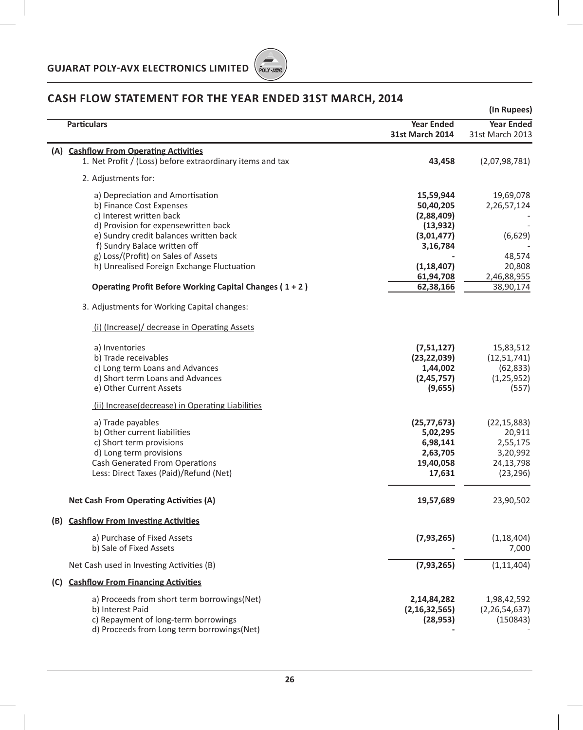## CASH FLOW STATEMENT FOR THE YEAR ENDED 31ST MARCH, 2014

(In Rupees)

| Particulars | Year Ended 31st March 2014 | Year Ended 31st March 2013 |
|---|---|---|
| **(A) Cashflow From Operating Activities** | | |
| 1. Net Profit / (Loss) before extraordinary items and tax | **43,458** | (2,07,98,781) |
| 2. Adjustments for: | | |
| a) Depreciation and Amortisation | **15,59,944** | 19,69,078 |
| b) Finance Cost Expenses | **50,40,205** | 2,26,57,124 |
| c) Interest written back | **(2,88,409)** | - |
| d) Provision for expensewritten back | **(13,932)** | - |
| e) Sundry credit balances written back | **(3,01,477)** | (6,629) |
| f) Sundry Balace written off | **3,16,784** | |
| g) Loss/(Profit) on Sales of Assets | **-** | 48,574 |
| h) Unrealised Foreign Exchange Fluctuation | **(1,18,407)** | 20,808 |
| | **61,94,708** | 2,46,88,955 |
| **Operating Profit Before Working Capital Changes ( 1 + 2 )** | **62,38,166** | 38,90,174 |
| 3. Adjustments for Working Capital changes: | | |
| (i) (Increase)/ decrease in Operating Assets | | |
| a) Inventories | **(7,51,127)** | 15,83,512 |
| b) Trade receivables | **(23,22,039)** | (12,51,741) |
| c) Long term Loans and Advances | **1,44,002** | (62,833) |
| d) Short term Loans and Advances | **(2,45,757)** | (1,25,952) |
| e) Other Current Assets | **(9,655)** | (557) |
| (ii) Increase(decrease) in Operating Liabilities | | |
| a) Trade payables | **(25,77,673)** | (22,15,883) |
| b) Other current liabilities | **5,02,295** | 20,911 |
| c) Short term provisions | **6,98,141** | 2,55,175 |
| d) Long term provisions | **2,63,705** | 3,20,992 |
| Cash Generated From Operations | **19,40,058** | 24,13,798 |
| Less: Direct Taxes (Paid)/Refund (Net) | **17,631** | (23,296) |
| **Net Cash From Operating Activities (A)** | **19,57,689** | 23,90,502 |
| **(B) Cashflow From Investing Activities** | | |
| a) Purchase of Fixed Assets | **(7,93,265)** | (1,18,404) |
| b) Sale of Fixed Assets | **-** | 7,000 |
| Net Cash used in Investing Activities (B) | **(7,93,265)** | (1,11,404) |
| **(C) Cashflow From Financing Activities** | | |
| a) Proceeds from short term borrowings(Net) | **2,14,84,282** | 1,98,42,592 |
| b) Interest Paid | **(2,16,32,565)** | (2,26,54,637) |
| c) Repayment of long-term borrowings | **(28,953)** | (150843) |
| d) Proceeds from Long term borrowings(Net) | **-** | - |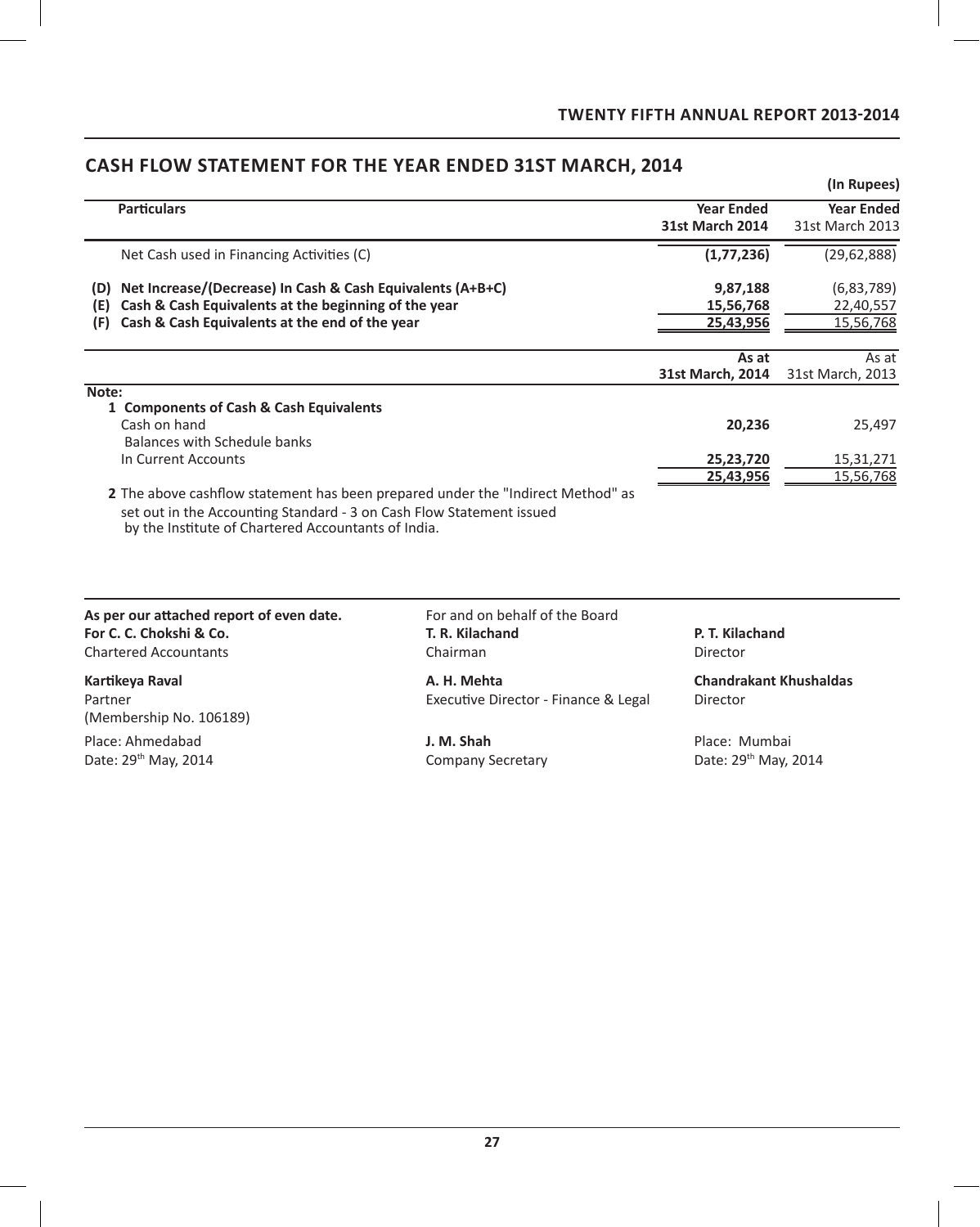## CASH FLOW STATEMENT FOR THE YEAR ENDED 31ST MARCH, 2014

(In Rupees)

| Particulars | Year Ended 31st March 2014 | Year Ended 31st March 2013 |
|---|---|---|
| Net Cash used in Financing Activities (C) | **(1,77,236)** | (29,62,888) |
| **(D) Net Increase/(Decrease) In Cash & Cash Equivalents (A+B+C)** | **9,87,188** | (6,83,789) |
| **(E) Cash & Cash Equivalents at the beginning of the year** | **15,56,768** | 22,40,557 |
| **(F) Cash & Cash Equivalents at the end of the year** | **25,43,956** | 15,56,768 |

| | As at 31st March, 2014 | As at 31st March, 2013 |
|---|---|---|
| **Note:** | | |
| **1 Components of Cash & Cash Equivalents** | | |
| Cash on hand | **20,236** | 25,497 |
| Balances with Schedule banks | | |
| In Current Accounts | **25,23,720** | 15,31,271 |
| | **25,43,956** | 15,56,768 |

**2** The above cashflow statement has been prepared under the "Indirect Method" as set out in the Accounting Standard - 3 on Cash Flow Statement issued by the Institute of Chartered Accountants of India.

**As per our attached report of even date.**
**For C. C. Chokshi & Co.**
Chartered Accountants

**Kartikeya Raval**
Partner
(Membership No. 106189)

Place: Ahmedabad
Date: 29th May, 2014

For and on behalf of the Board

**T. R. Kilachand**
Chairman

**P. T. Kilachand**
Director

**A. H. Mehta**
Executive Director - Finance & Legal

**Chandrakant Khushaldas**
Director

**J. M. Shah**
Company Secretary

Place: Mumbai
Date: 29th May, 2014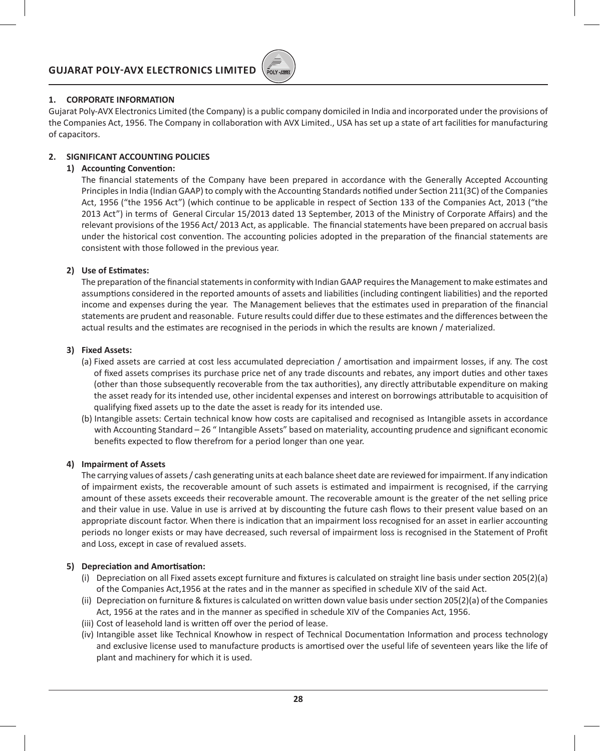## 1. CORPORATE INFORMATION

Gujarat Poly-AVX Electronics Limited (the Company) is a public company domiciled in India and incorporated under the provisions of the Companies Act, 1956. The Company in collaboration with AVX Limited., USA has set up a state of art facilities for manufacturing of capacitors.

## 2. SIGNIFICANT ACCOUNTING POLICIES

### 1) Accounting Convention:

The financial statements of the Company have been prepared in accordance with the Generally Accepted Accounting Principles in India (Indian GAAP) to comply with the Accounting Standards notified under Section 211(3C) of the Companies Act, 1956 ("the 1956 Act") (which continue to be applicable in respect of Section 133 of the Companies Act, 2013 ("the 2013 Act") in terms of General Circular 15/2013 dated 13 September, 2013 of the Ministry of Corporate Affairs) and the relevant provisions of the 1956 Act/ 2013 Act, as applicable. The financial statements have been prepared on accrual basis under the historical cost convention. The accounting policies adopted in the preparation of the financial statements are consistent with those followed in the previous year.

### 2) Use of Estimates:

The preparation of the financial statements in conformity with Indian GAAP requires the Management to make estimates and assumptions considered in the reported amounts of assets and liabilities (including contingent liabilities) and the reported income and expenses during the year. The Management believes that the estimates used in preparation of the financial statements are prudent and reasonable. Future results could differ due to these estimates and the differences between the actual results and the estimates are recognised in the periods in which the results are known / materialized.

### 3) Fixed Assets:

(a) Fixed assets are carried at cost less accumulated depreciation / amortisation and impairment losses, if any. The cost of fixed assets comprises its purchase price net of any trade discounts and rebates, any import duties and other taxes (other than those subsequently recoverable from the tax authorities), any directly attributable expenditure on making the asset ready for its intended use, other incidental expenses and interest on borrowings attributable to acquisition of qualifying fixed assets up to the date the asset is ready for its intended use.

(b) Intangible assets: Certain technical know how costs are capitalised and recognised as Intangible assets in accordance with Accounting Standard – 26 " Intangible Assets" based on materiality, accounting prudence and significant economic benefits expected to flow therefrom for a period longer than one year.

### 4) Impairment of Assets

The carrying values of assets / cash generating units at each balance sheet date are reviewed for impairment. If any indication of impairment exists, the recoverable amount of such assets is estimated and impairment is recognised, if the carrying amount of these assets exceeds their recoverable amount. The recoverable amount is the greater of the net selling price and their value in use. Value in use is arrived at by discounting the future cash flows to their present value based on an appropriate discount factor. When there is indication that an impairment loss recognised for an asset in earlier accounting periods no longer exists or may have decreased, such reversal of impairment loss is recognised in the Statement of Profit and Loss, except in case of revalued assets.

### 5) Depreciation and Amortisation:

(i) Depreciation on all Fixed assets except furniture and fixtures is calculated on straight line basis under section 205(2)(a) of the Companies Act,1956 at the rates and in the manner as specified in schedule XIV of the said Act.

(ii) Depreciation on furniture & fixtures is calculated on written down value basis under section 205(2)(a) of the Companies Act, 1956 at the rates and in the manner as specified in schedule XIV of the Companies Act, 1956.

(iii) Cost of leasehold land is written off over the period of lease.

(iv) Intangible asset like Technical Knowhow in respect of Technical Documentation Information and process technology and exclusive license used to manufacture products is amortised over the useful life of seventeen years like the life of plant and machinery for which it is used.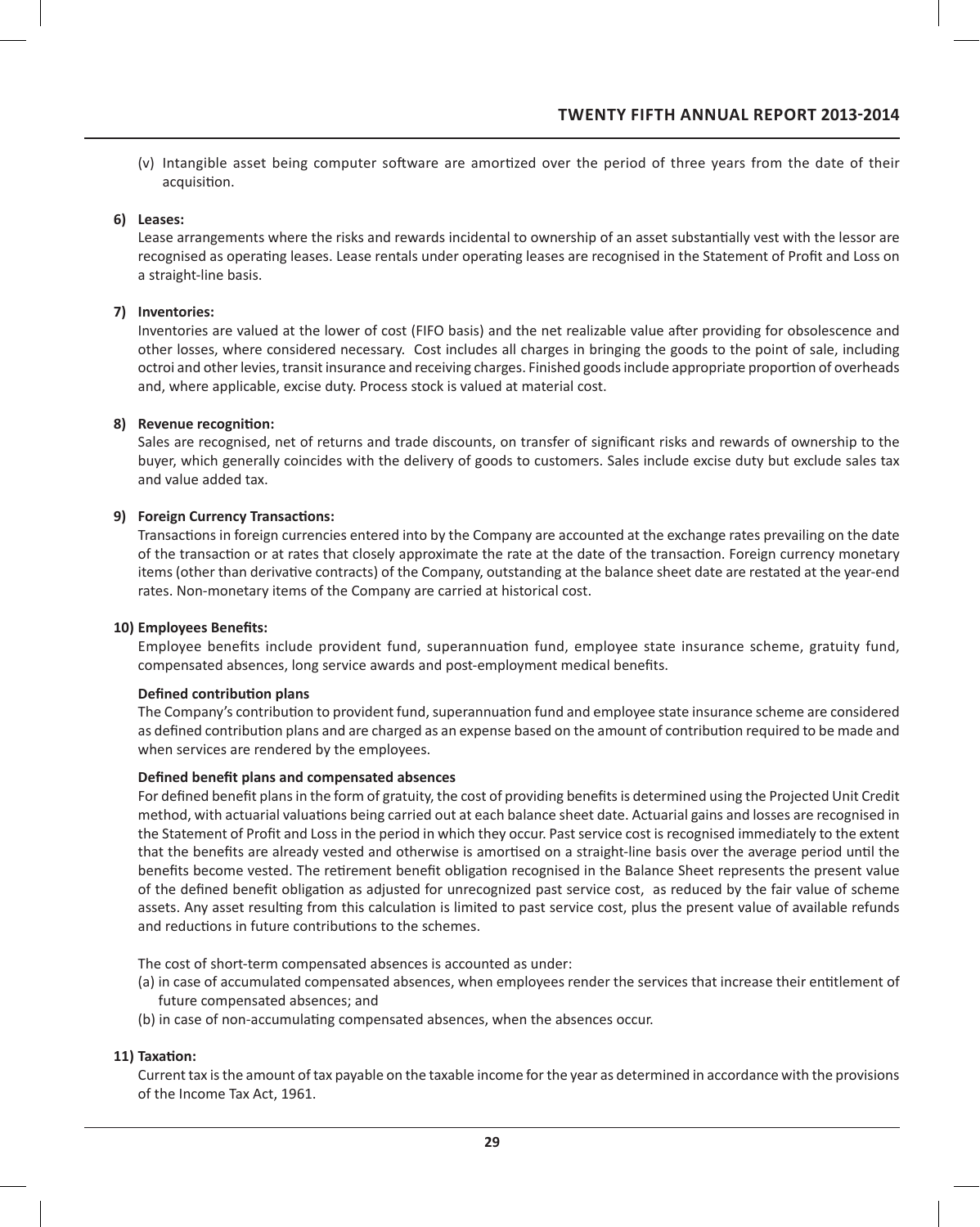(v) Intangible asset being computer software are amortized over the period of three years from the date of their acquisition.

**6) Leases:**

Lease arrangements where the risks and rewards incidental to ownership of an asset substantially vest with the lessor are recognised as operating leases. Lease rentals under operating leases are recognised in the Statement of Profit and Loss on a straight-line basis.

**7) Inventories:**

Inventories are valued at the lower of cost (FIFO basis) and the net realizable value after providing for obsolescence and other losses, where considered necessary. Cost includes all charges in bringing the goods to the point of sale, including octroi and other levies, transit insurance and receiving charges. Finished goods include appropriate proportion of overheads and, where applicable, excise duty. Process stock is valued at material cost.

**8) Revenue recognition:**

Sales are recognised, net of returns and trade discounts, on transfer of significant risks and rewards of ownership to the buyer, which generally coincides with the delivery of goods to customers. Sales include excise duty but exclude sales tax and value added tax.

**9) Foreign Currency Transactions:**

Transactions in foreign currencies entered into by the Company are accounted at the exchange rates prevailing on the date of the transaction or at rates that closely approximate the rate at the date of the transaction. Foreign currency monetary items (other than derivative contracts) of the Company, outstanding at the balance sheet date are restated at the year-end rates. Non-monetary items of the Company are carried at historical cost.

**10) Employees Benefits:**

Employee benefits include provident fund, superannuation fund, employee state insurance scheme, gratuity fund, compensated absences, long service awards and post-employment medical benefits.

**Defined contribution plans**

The Company's contribution to provident fund, superannuation fund and employee state insurance scheme are considered as defined contribution plans and are charged as an expense based on the amount of contribution required to be made and when services are rendered by the employees.

**Defined benefit plans and compensated absences**

For defined benefit plans in the form of gratuity, the cost of providing benefits is determined using the Projected Unit Credit method, with actuarial valuations being carried out at each balance sheet date. Actuarial gains and losses are recognised in the Statement of Profit and Loss in the period in which they occur. Past service cost is recognised immediately to the extent that the benefits are already vested and otherwise is amortised on a straight-line basis over the average period until the benefits become vested. The retirement benefit obligation recognised in the Balance Sheet represents the present value of the defined benefit obligation as adjusted for unrecognized past service cost, as reduced by the fair value of scheme assets. Any asset resulting from this calculation is limited to past service cost, plus the present value of available refunds and reductions in future contributions to the schemes.

The cost of short-term compensated absences is accounted as under:

(a) in case of accumulated compensated absences, when employees render the services that increase their entitlement of future compensated absences; and

(b) in case of non-accumulating compensated absences, when the absences occur.

**11) Taxation:**

Current tax is the amount of tax payable on the taxable income for the year as determined in accordance with the provisions of the Income Tax Act, 1961.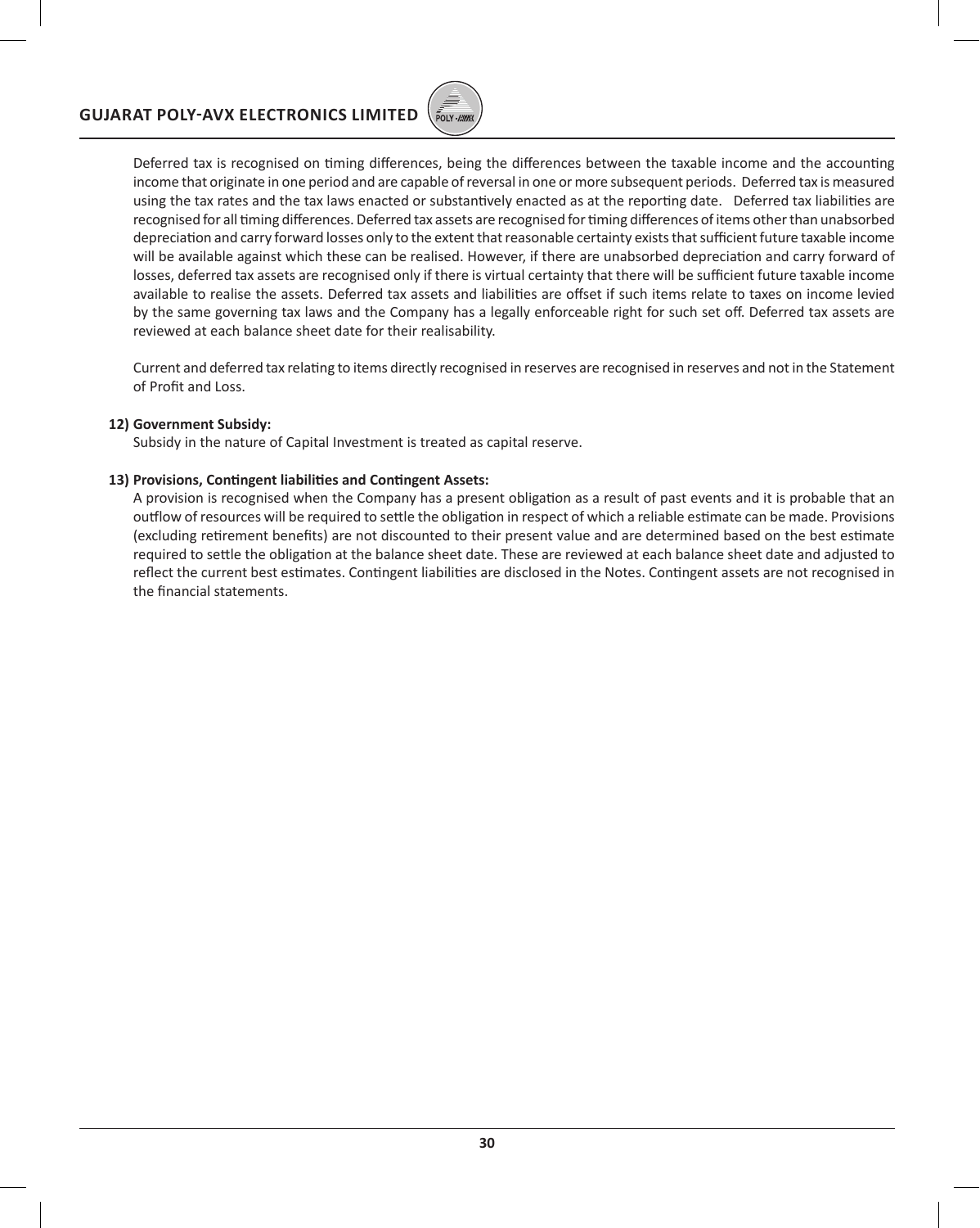Deferred tax is recognised on timing differences, being the differences between the taxable income and the accounting income that originate in one period and are capable of reversal in one or more subsequent periods. Deferred tax is measured using the tax rates and the tax laws enacted or substantively enacted as at the reporting date. Deferred tax liabilities are recognised for all timing differences. Deferred tax assets are recognised for timing differences of items other than unabsorbed depreciation and carry forward losses only to the extent that reasonable certainty exists that sufficient future taxable income will be available against which these can be realised. However, if there are unabsorbed depreciation and carry forward of losses, deferred tax assets are recognised only if there is virtual certainty that there will be sufficient future taxable income available to realise the assets. Deferred tax assets and liabilities are offset if such items relate to taxes on income levied by the same governing tax laws and the Company has a legally enforceable right for such set off. Deferred tax assets are reviewed at each balance sheet date for their realisability.

Current and deferred tax relating to items directly recognised in reserves are recognised in reserves and not in the Statement of Profit and Loss.

**12) Government Subsidy:**

Subsidy in the nature of Capital Investment is treated as capital reserve.

**13) Provisions, Contingent liabilities and Contingent Assets:**

A provision is recognised when the Company has a present obligation as a result of past events and it is probable that an outflow of resources will be required to settle the obligation in respect of which a reliable estimate can be made. Provisions (excluding retirement benefits) are not discounted to their present value and are determined based on the best estimate required to settle the obligation at the balance sheet date. These are reviewed at each balance sheet date and adjusted to reflect the current best estimates. Contingent liabilities are disclosed in the Notes. Contingent assets are not recognised in the financial statements.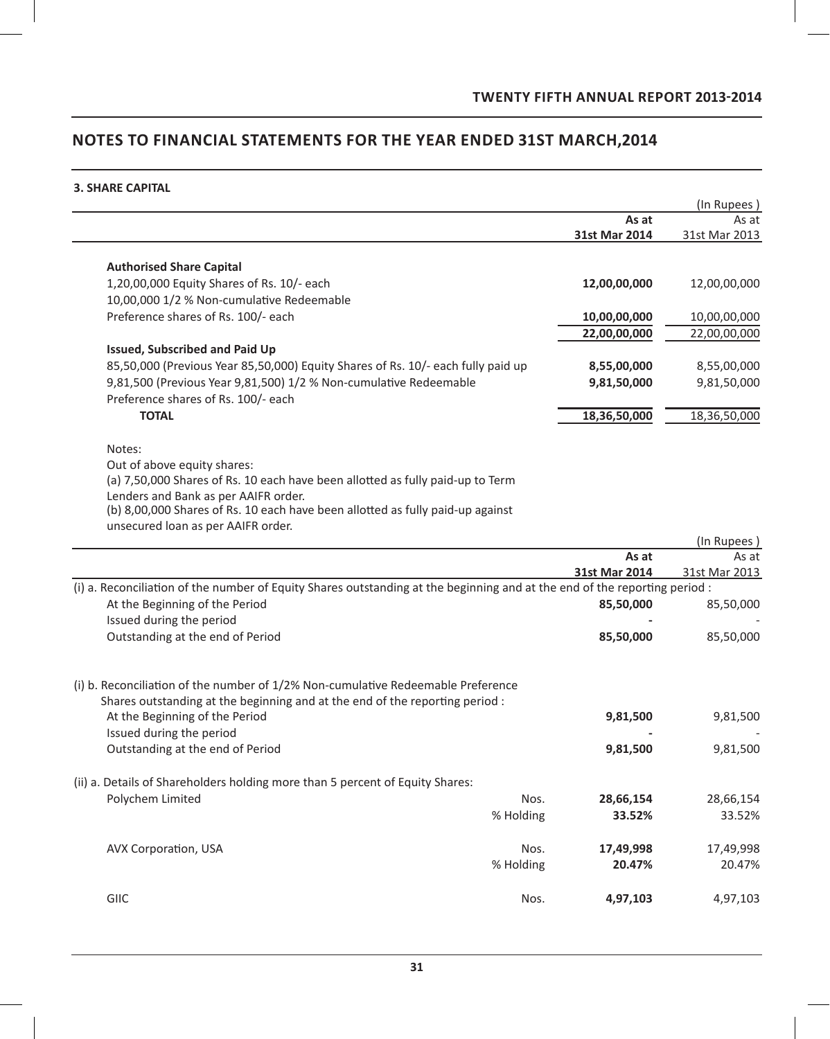## NOTES TO FINANCIAL STATEMENTS FOR THE YEAR ENDED 31ST MARCH,2014

### 3. SHARE CAPITAL

(In Rupees )

| | As at 31st Mar 2014 | As at 31st Mar 2013 |
|---|---|---|
| **Authorised Share Capital** | | |
| 1,20,00,000 Equity Shares of Rs. 10/- each | **12,00,00,000** | 12,00,00,000 |
| 10,00,000 1/2 % Non-cumulative Redeemable Preference shares of Rs. 100/- each | **10,00,00,000** | 10,00,00,000 |
| | **22,00,00,000** | 22,00,00,000 |
| **Issued, Subscribed and Paid Up** | | |
| 85,50,000 (Previous Year 85,50,000) Equity Shares of Rs. 10/- each fully paid up | **8,55,00,000** | 8,55,00,000 |
| 9,81,500 (Previous Year 9,81,500) 1/2 % Non-cumulative Redeemable Preference shares of Rs. 100/- each | **9,81,50,000** | 9,81,50,000 |
| **TOTAL** | **18,36,50,000** | 18,36,50,000 |

Notes:

Out of above equity shares:

(a) 7,50,000 Shares of Rs. 10 each have been allotted as fully paid-up to Term Lenders and Bank as per AAIFR order.

(b) 8,00,000 Shares of Rs. 10 each have been allotted as fully paid-up against unsecured loan as per AAIFR order.

(In Rupees )

| | | As at 31st Mar 2014 | As at 31st Mar 2013 |
|---|---|---|---|
| (i) a. Reconciliation of the number of Equity Shares outstanding at the beginning and at the end of the reporting period : | | | |
| At the Beginning of the Period | | **85,50,000** | 85,50,000 |
| Issued during the period | | **-** | - |
| Outstanding at the end of Period | | **85,50,000** | 85,50,000 |
| (i) b. Reconciliation of the number of 1/2% Non-cumulative Redeemable Preference Shares outstanding at the beginning and at the end of the reporting period : | | | |
| At the Beginning of the Period | | **9,81,500** | 9,81,500 |
| Issued during the period | | **-** | - |
| Outstanding at the end of Period | | **9,81,500** | 9,81,500 |
| (ii) a. Details of Shareholders holding more than 5 percent of Equity Shares: | | | |
| Polychem Limited | Nos. | **28,66,154** | 28,66,154 |
| | % Holding | **33.52%** | 33.52% |
| AVX Corporation, USA | Nos. | **17,49,998** | 17,49,998 |
| | % Holding | **20.47%** | 20.47% |
| GIIC | Nos. | **4,97,103** | 4,97,103 |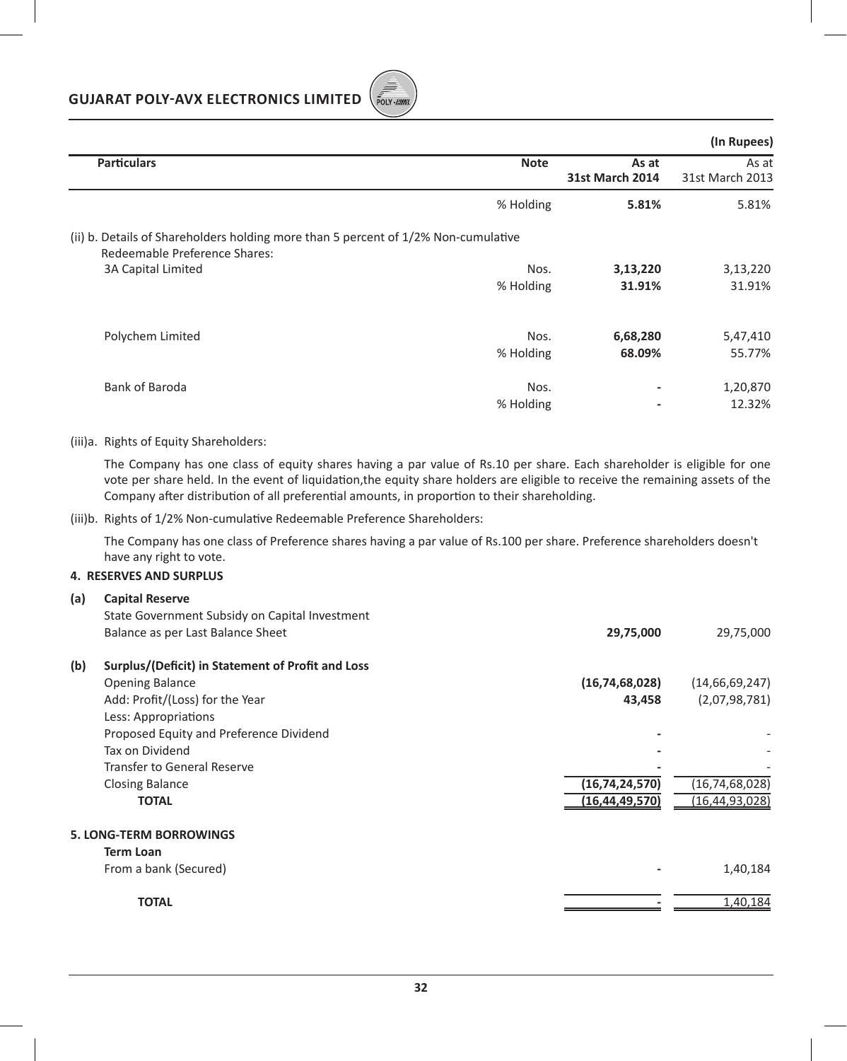(In Rupees)

| Particulars | Note | As at 31st March 2014 | As at 31st March 2013 |
|---|---|---|---|
| | % Holding | **5.81%** | 5.81% |
| (ii) b. Details of Shareholders holding more than 5 percent of 1/2% Non-cumulative Redeemable Preference Shares: | | | |
| 3A Capital Limited | Nos. | **3,13,220** | 3,13,220 |
| | % Holding | **31.91%** | 31.91% |
| Polychem Limited | Nos. | **6,68,280** | 5,47,410 |
| | % Holding | **68.09%** | 55.77% |
| Bank of Baroda | Nos. | **-** | 1,20,870 |
| | % Holding | **-** | 12.32% |

(iii)a. Rights of Equity Shareholders:

The Company has one class of equity shares having a par value of Rs.10 per share. Each shareholder is eligible for one vote per share held. In the event of liquidation,the equity share holders are eligible to receive the remaining assets of the Company after distribution of all preferential amounts, in proportion to their shareholding.

(iii)b. Rights of 1/2% Non-cumulative Redeemable Preference Shareholders:

The Company has one class of Preference shares having a par value of Rs.100 per share. Preference shareholders doesn't have any right to vote.

**4. RESERVES AND SURPLUS**

| Particulars | As at 31st March 2014 | As at 31st March 2013 |
|---|---|---|
| **(a) Capital Reserve** | | |
| State Government Subsidy on Capital Investment | | |
| Balance as per Last Balance Sheet | **29,75,000** | 29,75,000 |
| **(b) Surplus/(Deficit) in Statement of Profit and Loss** | | |
| Opening Balance | **(16,74,68,028)** | (14,66,69,247) |
| Add: Profit/(Loss) for the Year | **43,458** | (2,07,98,781) |
| Less: Appropriations | | |
| Proposed Equity and Preference Dividend | **-** | - |
| Tax on Dividend | **-** | - |
| Transfer to General Reserve | **-** | - |
| Closing Balance | **(16,74,24,570)** | (16,74,68,028) |
| **TOTAL** | **(16,44,49,570)** | (16,44,93,028) |

**5. LONG-TERM BORROWINGS**

| Particulars | As at 31st March 2014 | As at 31st March 2013 |
|---|---|---|
| **Term Loan** | | |
| From a bank (Secured) | **-** | 1,40,184 |
| **TOTAL** | **-** | 1,40,184 |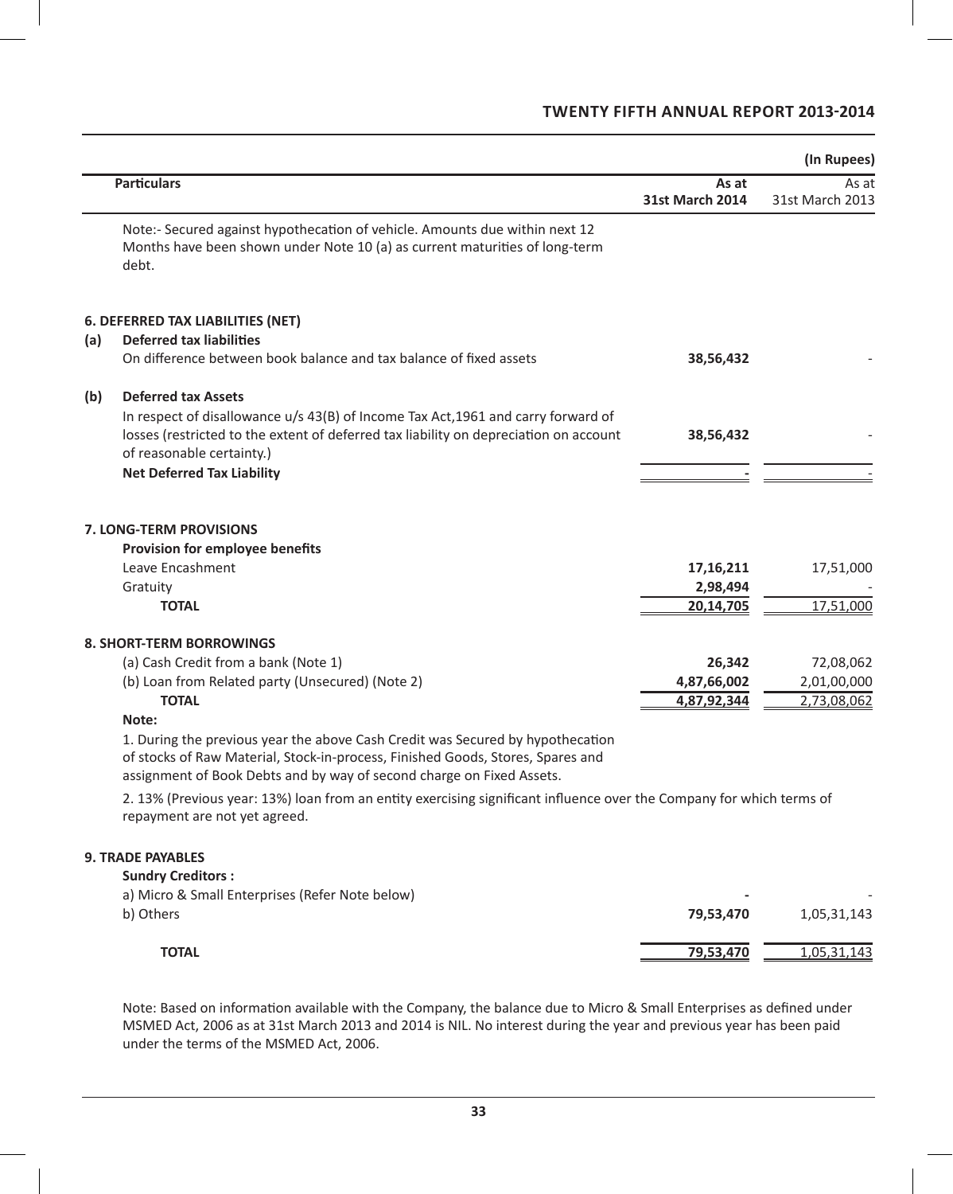(In Rupees)

| | Particulars | As at 31st March 2014 | As at 31st March 2013 |
|---|---|---|---|
| | Note:- Secured against hypothecation of vehicle. Amounts due within next 12 Months have been shown under Note 10 (a) as current maturities of long-term debt. | | |
| | **6. DEFERRED TAX LIABILITIES (NET)** | | |
| **(a)** | **Deferred tax liabilities** | | |
| | On difference between book balance and tax balance of fixed assets | **38,56,432** | - |
| **(b)** | **Deferred tax Assets** | | |
| | In respect of disallowance u/s 43(B) of Income Tax Act,1961 and carry forward of losses (restricted to the extent of deferred tax liability on depreciation on account of reasonable certainty.) | **38,56,432** | - |
| | **Net Deferred Tax Liability** | **-** | - |
| | **7. LONG-TERM PROVISIONS** | | |
| | **Provision for employee benefits** | | |
| | Leave Encashment | **17,16,211** | 17,51,000 |
| | Gratuity | **2,98,494** | - |
| | **TOTAL** | **20,14,705** | 17,51,000 |
| | **8. SHORT-TERM BORROWINGS** | | |
| | (a) Cash Credit from a bank (Note 1) | **26,342** | 72,08,062 |
| | (b) Loan from Related party (Unsecured) (Note 2) | **4,87,66,002** | 2,01,00,000 |
| | **TOTAL** | **4,87,92,344** | 2,73,08,062 |

**Note:**

1. During the previous year the above Cash Credit was Secured by hypothecation of stocks of Raw Material, Stock-in-process, Finished Goods, Stores, Spares and assignment of Book Debts and by way of second charge on Fixed Assets.

2. 13% (Previous year: 13%) loan from an entity exercising significant influence over the Company for which terms of repayment are not yet agreed.

| Particulars | As at 31st March 2014 | As at 31st March 2013 |
|---|---|---|
| **9. TRADE PAYABLES** | | |
| **Sundry Creditors :** | | |
| a) Micro & Small Enterprises (Refer Note below) | **-** | - |
| b) Others | **79,53,470** | 1,05,31,143 |
| **TOTAL** | **79,53,470** | 1,05,31,143 |

Note: Based on information available with the Company, the balance due to Micro & Small Enterprises as defined under MSMED Act, 2006 as at 31st March 2013 and 2014 is NIL. No interest during the year and previous year has been paid under the terms of the MSMED Act, 2006.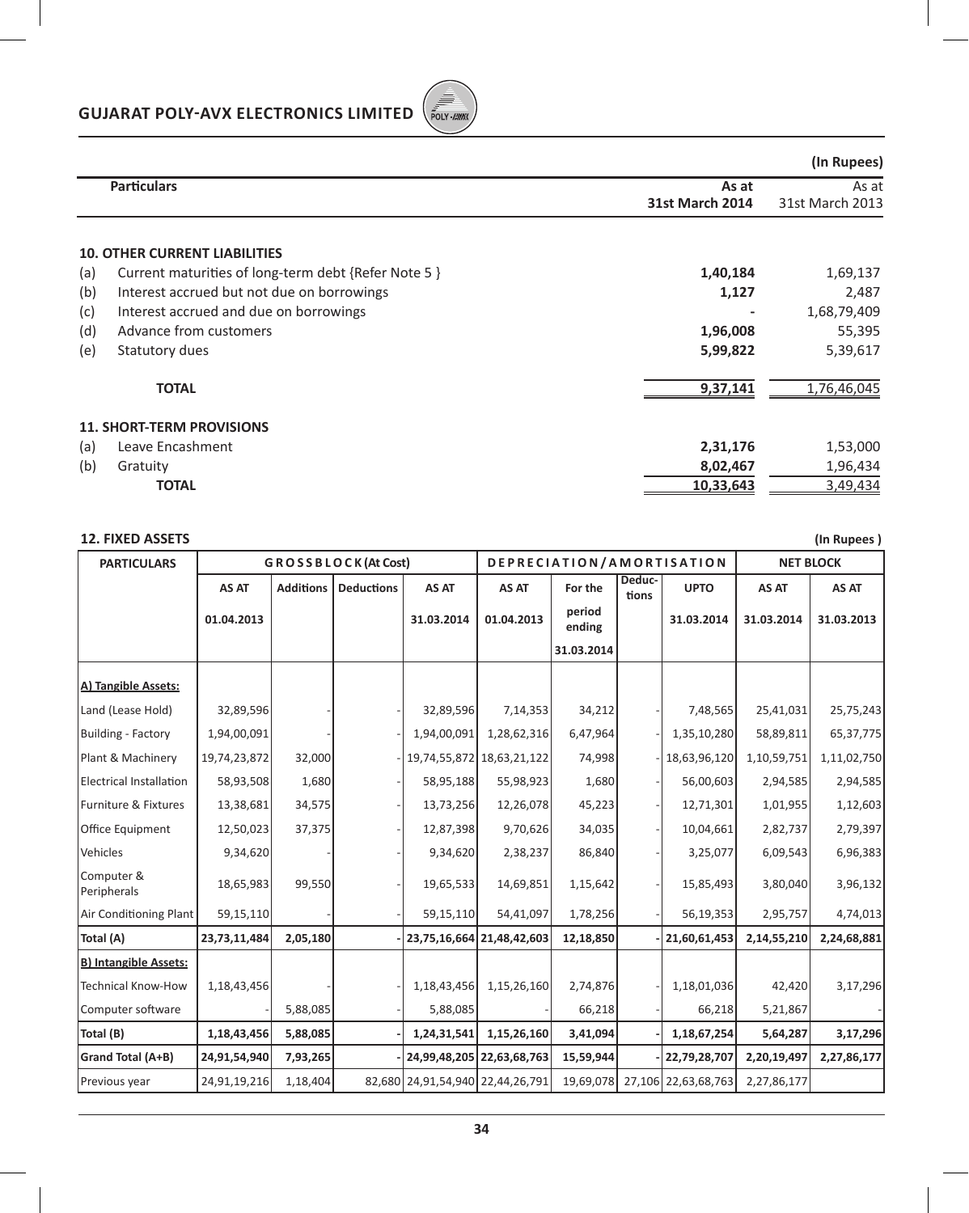(In Rupees)

| | Particulars | As at 31st March 2014 | As at 31st March 2013 |
|---|---|---|---|
| | **10. OTHER CURRENT LIABILITIES** | | |
| (a) | Current maturities of long-term debt {Refer Note 5 } | **1,40,184** | 1,69,137 |
| (b) | Interest accrued but not due on borrowings | **1,127** | 2,487 |
| (c) | Interest accrued and due on borrowings | **-** | 1,68,79,409 |
| (d) | Advance from customers | **1,96,008** | 55,395 |
| (e) | Statutory dues | **5,99,822** | 5,39,617 |
| | **TOTAL** | **9,37,141** | 1,76,46,045 |
| | **11. SHORT-TERM PROVISIONS** | | |
| (a) | Leave Encashment | **2,31,176** | 1,53,000 |
| (b) | Gratuity | **8,02,467** | 1,96,434 |
| | **TOTAL** | **10,33,643** | 3,49,434 |

**12. FIXED ASSETS** (In Rupees )

| PARTICULARS | GROSS BLOCK (At Cost) | | | | DEPRECIATION / AMORTISATION | | | | NET BLOCK | |
|---|---|---|---|---|---|---|---|---|---|---|
| | AS AT 01.04.2013 | Additions | Deductions | AS AT 31.03.2014 | AS AT 01.04.2013 | For the period ending 31.03.2014 | Deductions | UPTO 31.03.2014 | AS AT 31.03.2014 | AS AT 31.03.2013 |
| **A) Tangible Assets:** | | | | | | | | | | |
| Land (Lease Hold) | 32,89,596 | - | - | 32,89,596 | 7,14,353 | 34,212 | - | 7,48,565 | 25,41,031 | 25,75,243 |
| Building - Factory | 1,94,00,091 | - | - | 1,94,00,091 | 1,28,62,316 | 6,47,964 | - | 1,35,10,280 | 58,89,811 | 65,37,775 |
| Plant & Machinery | 19,74,23,872 | 32,000 | - | 19,74,55,872 | 18,63,21,122 | 74,998 | - | 18,63,96,120 | 1,10,59,751 | 1,11,02,750 |
| Electrical Installation | 58,93,508 | 1,680 | - | 58,95,188 | 55,98,923 | 1,680 | - | 56,00,603 | 2,94,585 | 2,94,585 |
| Furniture & Fixtures | 13,38,681 | 34,575 | - | 13,73,256 | 12,26,078 | 45,223 | - | 12,71,301 | 1,01,955 | 1,12,603 |
| Office Equipment | 12,50,023 | 37,375 | - | 12,87,398 | 9,70,626 | 34,035 | - | 10,04,661 | 2,82,737 | 2,79,397 |
| Vehicles | 9,34,620 | - | - | 9,34,620 | 2,38,237 | 86,840 | - | 3,25,077 | 6,09,543 | 6,96,383 |
| Computer & Peripherals | 18,65,983 | 99,550 | - | 19,65,533 | 14,69,851 | 1,15,642 | - | 15,85,493 | 3,80,040 | 3,96,132 |
| Air Conditioning Plant | 59,15,110 | - | - | 59,15,110 | 54,41,097 | 1,78,256 | - | 56,19,353 | 2,95,757 | 4,74,013 |
| **Total (A)** | **23,73,11,484** | **2,05,180** | **-** | **23,75,16,664** | **21,48,42,603** | **12,18,850** | **-** | **21,60,61,453** | **2,14,55,210** | **2,24,68,881** |
| **B) Intangible Assets:** | | | | | | | | | | |
| Technical Know-How | 1,18,43,456 | - | - | 1,18,43,456 | 1,15,26,160 | 2,74,876 | - | 1,18,01,036 | 42,420 | 3,17,296 |
| Computer software | - | 5,88,085 | - | 5,88,085 | - | 66,218 | - | 66,218 | 5,21,867 | - |
| **Total (B)** | **1,18,43,456** | **5,88,085** | **-** | **1,24,31,541** | **1,15,26,160** | **3,41,094** | **-** | **1,18,67,254** | **5,64,287** | **3,17,296** |
| **Grand Total (A+B)** | **24,91,54,940** | **7,93,265** | **-** | **24,99,48,205** | **22,63,68,763** | **15,59,944** | **-** | **22,79,28,707** | **2,20,19,497** | **2,27,86,177** |
| Previous year | 24,91,19,216 | 1,18,404 | 82,680 | 24,91,54,940 | 22,44,26,791 | 19,69,078 | 27,106 | 22,63,68,763 | 2,27,86,177 | |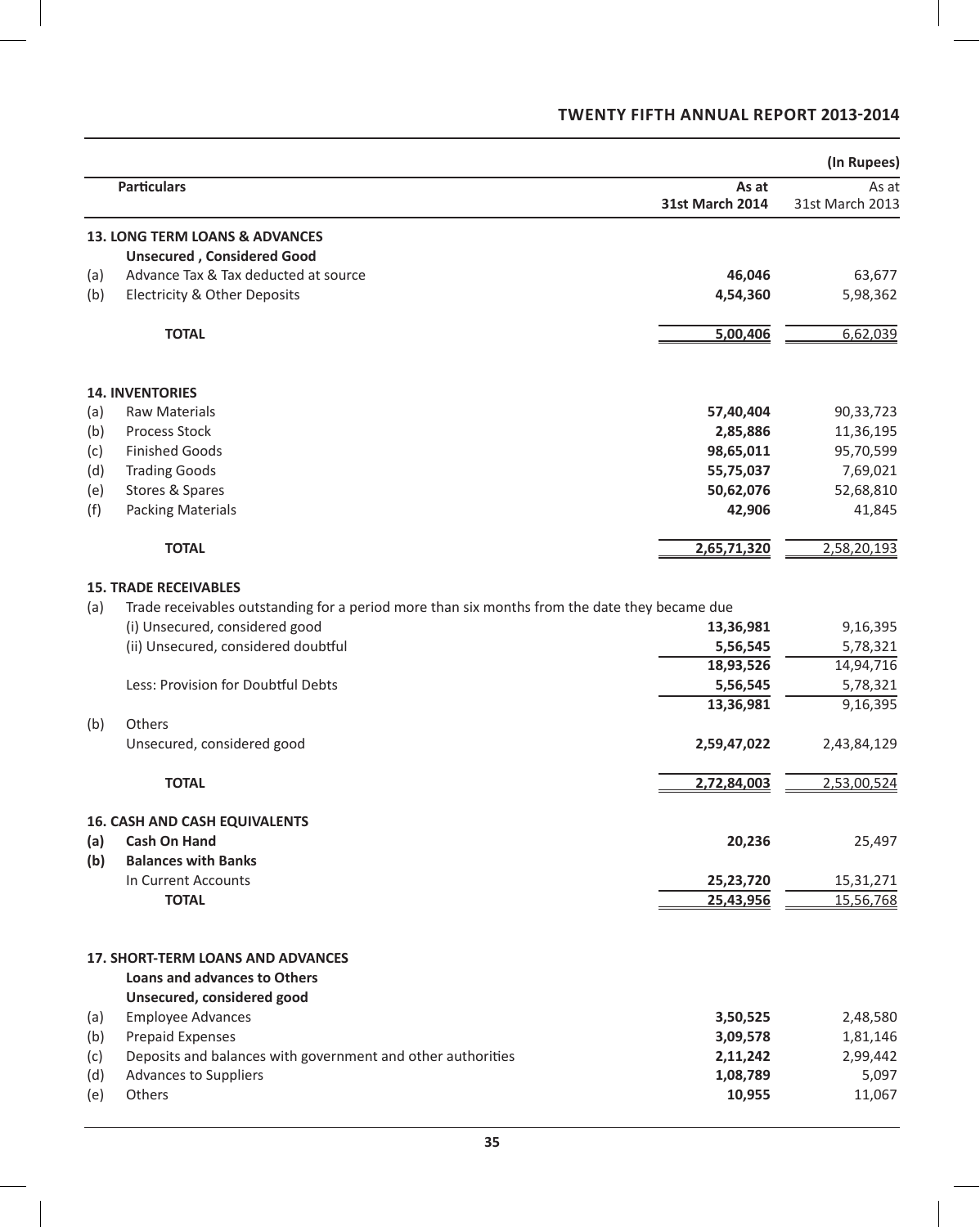(In Rupees)

| | Particulars | As at 31st March 2014 | As at 31st March 2013 |
|---|---|---|---|
| | **13. LONG TERM LOANS & ADVANCES** | | |
| | **Unsecured , Considered Good** | | |
| (a) | Advance Tax & Tax deducted at source | **46,046** | 63,677 |
| (b) | Electricity & Other Deposits | **4,54,360** | 5,98,362 |
| | **TOTAL** | **5,00,406** | 6,62,039 |
| | **14. INVENTORIES** | | |
| (a) | Raw Materials | **57,40,404** | 90,33,723 |
| (b) | Process Stock | **2,85,886** | 11,36,195 |
| (c) | Finished Goods | **98,65,011** | 95,70,599 |
| (d) | Trading Goods | **55,75,037** | 7,69,021 |
| (e) | Stores & Spares | **50,62,076** | 52,68,810 |
| (f) | Packing Materials | **42,906** | 41,845 |
| | **TOTAL** | **2,65,71,320** | 2,58,20,193 |
| | **15. TRADE RECEIVABLES** | | |
| (a) | Trade receivables outstanding for a period more than six months from the date they became due | | |
| | (i) Unsecured, considered good | **13,36,981** | 9,16,395 |
| | (ii) Unsecured, considered doubtful | **5,56,545** | 5,78,321 |
| | | **18,93,526** | 14,94,716 |
| | Less: Provision for Doubtful Debts | **5,56,545** | 5,78,321 |
| | | **13,36,981** | 9,16,395 |
| (b) | Others | | |
| | Unsecured, considered good | **2,59,47,022** | 2,43,84,129 |
| | **TOTAL** | **2,72,84,003** | 2,53,00,524 |
| | **16. CASH AND CASH EQUIVALENTS** | | |
| **(a)** | **Cash On Hand** | **20,236** | 25,497 |
| **(b)** | **Balances with Banks** | | |
| | In Current Accounts | **25,23,720** | 15,31,271 |
| | **TOTAL** | **25,43,956** | 15,56,768 |
| | **17. SHORT-TERM LOANS AND ADVANCES** | | |
| | **Loans and advances to Others** | | |
| | **Unsecured, considered good** | | |
| (a) | Employee Advances | **3,50,525** | 2,48,580 |
| (b) | Prepaid Expenses | **3,09,578** | 1,81,146 |
| (c) | Deposits and balances with government and other authorities | **2,11,242** | 2,99,442 |
| (d) | Advances to Suppliers | **1,08,789** | 5,097 |
| (e) | Others | **10,955** | 11,067 |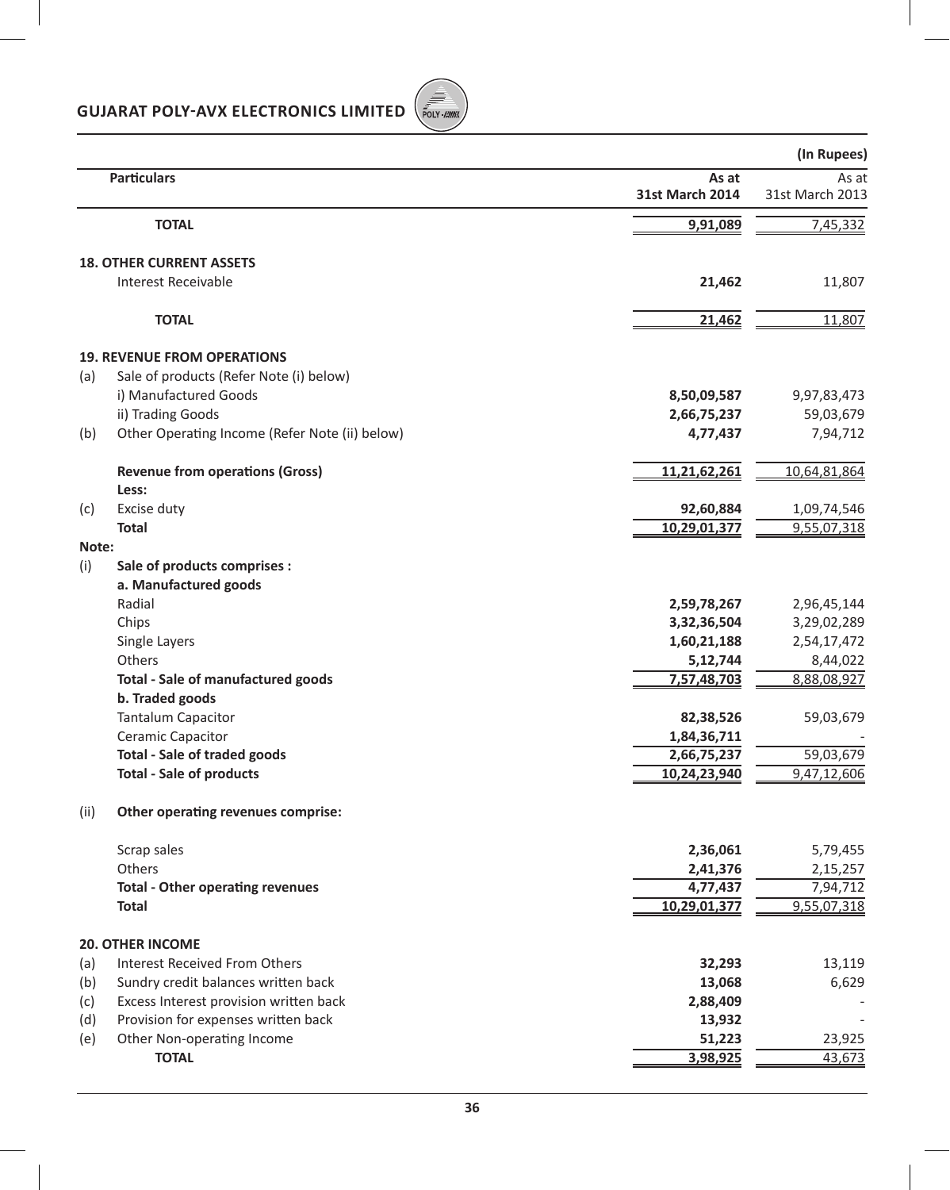(In Rupees)

| | Particulars | As at 31st March 2014 | As at 31st March 2013 |
|---|---|---|---|
| | **TOTAL** | **9,91,089** | 7,45,332 |
| | **18. OTHER CURRENT ASSETS** | | |
| | Interest Receivable | **21,462** | 11,807 |
| | **TOTAL** | **21,462** | 11,807 |
| | **19. REVENUE FROM OPERATIONS** | | |
| (a) | Sale of products (Refer Note (i) below) | | |
| | i) Manufactured Goods | **8,50,09,587** | 9,97,83,473 |
| | ii) Trading Goods | **2,66,75,237** | 59,03,679 |
| (b) | Other Operating Income (Refer Note (ii) below) | **4,77,437** | 7,94,712 |
| | **Revenue from operations (Gross)** | **11,21,62,261** | 10,64,81,864 |
| | **Less:** | | |
| (c) | Excise duty | **92,60,884** | 1,09,74,546 |
| | **Total** | **10,29,01,377** | 9,55,07,318 |
| **Note:** | | | |
| (i) | **Sale of products comprises :** | | |
| | **a. Manufactured goods** | | |
| | Radial | **2,59,78,267** | 2,96,45,144 |
| | Chips | **3,32,36,504** | 3,29,02,289 |
| | Single Layers | **1,60,21,188** | 2,54,17,472 |
| | Others | **5,12,744** | 8,44,022 |
| | **Total - Sale of manufactured goods** | **7,57,48,703** | 8,88,08,927 |
| | **b. Traded goods** | | |
| | Tantalum Capacitor | **82,38,526** | 59,03,679 |
| | Ceramic Capacitor | **1,84,36,711** | - |
| | **Total - Sale of traded goods** | **2,66,75,237** | 59,03,679 |
| | **Total - Sale of products** | **10,24,23,940** | 9,47,12,606 |
| (ii) | **Other operating revenues comprise:** | | |
| | Scrap sales | **2,36,061** | 5,79,455 |
| | Others | **2,41,376** | 2,15,257 |
| | **Total - Other operating revenues** | **4,77,437** | 7,94,712 |
| | **Total** | **10,29,01,377** | 9,55,07,318 |
| | **20. OTHER INCOME** | | |
| (a) | Interest Received From Others | **32,293** | 13,119 |
| (b) | Sundry credit balances written back | **13,068** | 6,629 |
| (c) | Excess Interest provision written back | **2,88,409** | - |
| (d) | Provision for expenses written back | **13,932** | - |
| (e) | Other Non-operating Income | **51,223** | 23,925 |
| | **TOTAL** | **3,98,925** | 43,673 |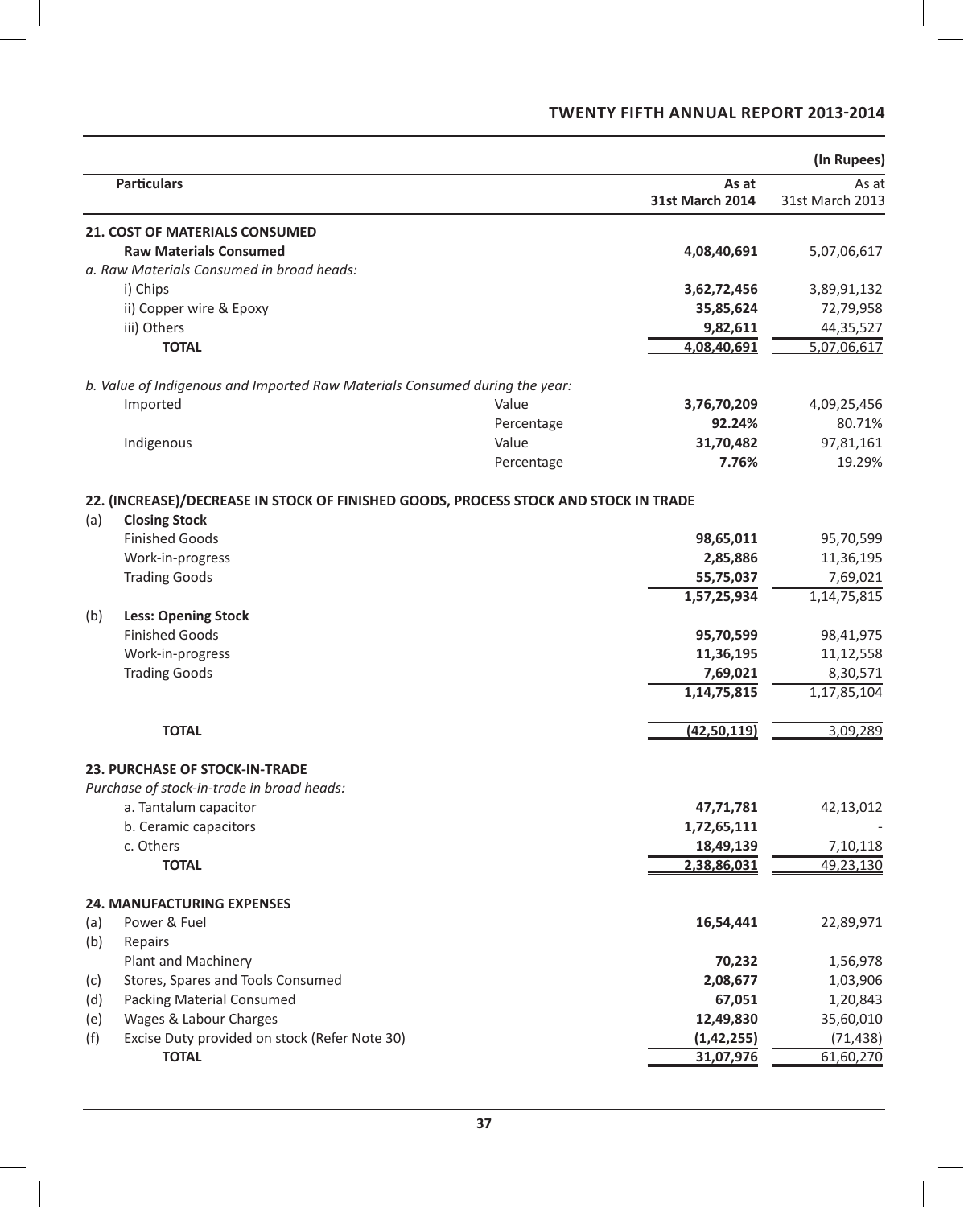(In Rupees)

| | Particulars | | As at 31st March 2014 | As at 31st March 2013 |
|---|---|---|---|---|
| | **21. COST OF MATERIALS CONSUMED** | | | |
| | **Raw Materials Consumed** | | **4,08,40,691** | 5,07,06,617 |
| | *a. Raw Materials Consumed in broad heads:* | | | |
| | i) Chips | | **3,62,72,456** | 3,89,91,132 |
| | ii) Copper wire & Epoxy | | **35,85,624** | 72,79,958 |
| | iii) Others | | **9,82,611** | 44,35,527 |
| | **TOTAL** | | **4,08,40,691** | 5,07,06,617 |
| | *b. Value of Indigenous and Imported Raw Materials Consumed during the year:* | | | |
| | Imported | Value | **3,76,70,209** | 4,09,25,456 |
| | | Percentage | **92.24%** | 80.71% |
| | Indigenous | Value | **31,70,482** | 97,81,161 |
| | | Percentage | **7.76%** | 19.29% |
| | **22. (INCREASE)/DECREASE IN STOCK OF FINISHED GOODS, PROCESS STOCK AND STOCK IN TRADE** | | | |
| (a) | **Closing Stock** | | | |
| | Finished Goods | | **98,65,011** | 95,70,599 |
| | Work-in-progress | | **2,85,886** | 11,36,195 |
| | Trading Goods | | **55,75,037** | 7,69,021 |
| | | | **1,57,25,934** | 1,14,75,815 |
| (b) | **Less: Opening Stock** | | | |
| | Finished Goods | | **95,70,599** | 98,41,975 |
| | Work-in-progress | | **11,36,195** | 11,12,558 |
| | Trading Goods | | **7,69,021** | 8,30,571 |
| | | | **1,14,75,815** | 1,17,85,104 |
| | **TOTAL** | | **(42,50,119)** | 3,09,289 |
| | **23. PURCHASE OF STOCK-IN-TRADE** | | | |
| | *Purchase of stock-in-trade in broad heads:* | | | |
| | a. Tantalum capacitor | | **47,71,781** | 42,13,012 |
| | b. Ceramic capacitors | | **1,72,65,111** | - |
| | c. Others | | **18,49,139** | 7,10,118 |
| | **TOTAL** | | **2,38,86,031** | 49,23,130 |
| | **24. MANUFACTURING EXPENSES** | | | |
| (a) | Power & Fuel | | **16,54,441** | 22,89,971 |
| (b) | Repairs | | | |
| | Plant and Machinery | | **70,232** | 1,56,978 |
| (c) | Stores, Spares and Tools Consumed | | **2,08,677** | 1,03,906 |
| (d) | Packing Material Consumed | | **67,051** | 1,20,843 |
| (e) | Wages & Labour Charges | | **12,49,830** | 35,60,010 |
| (f) | Excise Duty provided on stock (Refer Note 30) | | **(1,42,255)** | (71,438) |
| | **TOTAL** | | **31,07,976** | 61,60,270 |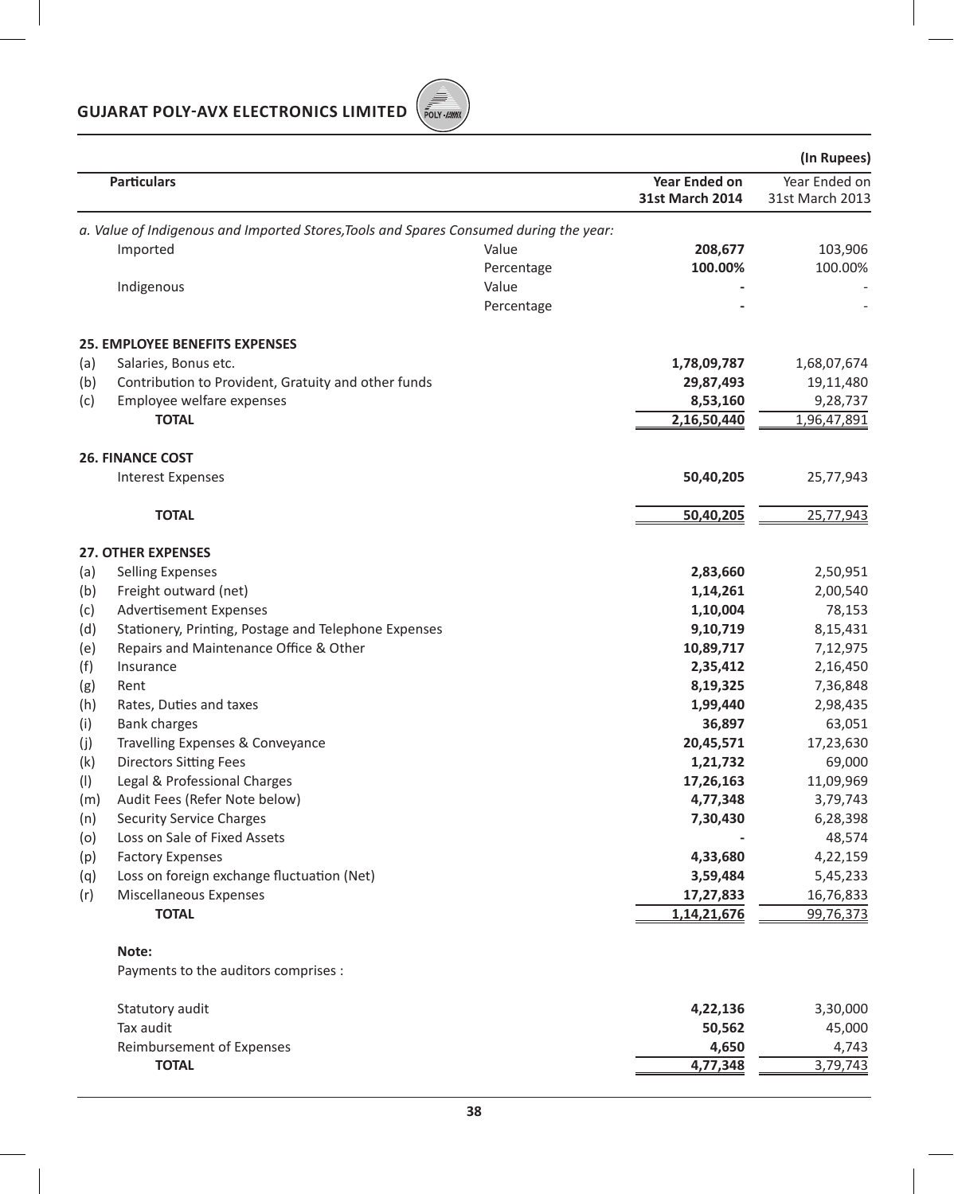(In Rupees)

| | Particulars | | Year Ended on 31st March 2014 | Year Ended on 31st March 2013 |
|---|---|---|---|---|
| | *a. Value of Indigenous and Imported Stores,Tools and Spares Consumed during the year:* | | | |
| | Imported | Value | **208,677** | 103,906 |
| | | Percentage | **100.00%** | 100.00% |
| | Indigenous | Value | **-** | - |
| | | Percentage | **-** | - |
| | **25. EMPLOYEE BENEFITS EXPENSES** | | | |
| (a) | Salaries, Bonus etc. | | **1,78,09,787** | 1,68,07,674 |
| (b) | Contribution to Provident, Gratuity and other funds | | **29,87,493** | 19,11,480 |
| (c) | Employee welfare expenses | | **8,53,160** | 9,28,737 |
| | **TOTAL** | | **2,16,50,440** | 1,96,47,891 |
| | **26. FINANCE COST** | | | |
| | Interest Expenses | | **50,40,205** | 25,77,943 |
| | **TOTAL** | | **50,40,205** | 25,77,943 |
| | **27. OTHER EXPENSES** | | | |
| (a) | Selling Expenses | | **2,83,660** | 2,50,951 |
| (b) | Freight outward (net) | | **1,14,261** | 2,00,540 |
| (c) | Advertisement Expenses | | **1,10,004** | 78,153 |
| (d) | Stationery, Printing, Postage and Telephone Expenses | | **9,10,719** | 8,15,431 |
| (e) | Repairs and Maintenance Office & Other | | **10,89,717** | 7,12,975 |
| (f) | Insurance | | **2,35,412** | 2,16,450 |
| (g) | Rent | | **8,19,325** | 7,36,848 |
| (h) | Rates, Duties and taxes | | **1,99,440** | 2,98,435 |
| (i) | Bank charges | | **36,897** | 63,051 |
| (j) | Travelling Expenses & Conveyance | | **20,45,571** | 17,23,630 |
| (k) | Directors Sitting Fees | | **1,21,732** | 69,000 |
| (l) | Legal & Professional Charges | | **17,26,163** | 11,09,969 |
| (m) | Audit Fees (Refer Note below) | | **4,77,348** | 3,79,743 |
| (n) | Security Service Charges | | **7,30,430** | 6,28,398 |
| (o) | Loss on Sale of Fixed Assets | | **-** | 48,574 |
| (p) | Factory Expenses | | **4,33,680** | 4,22,159 |
| (q) | Loss on foreign exchange fluctuation (Net) | | **3,59,484** | 5,45,233 |
| (r) | Miscellaneous Expenses | | **17,27,833** | 16,76,833 |
| | **TOTAL** | | **1,14,21,676** | 99,76,373 |

**Note:**

Payments to the auditors comprises :

| | Year Ended on 31st March 2014 | Year Ended on 31st March 2013 |
|---|---|---|
| Statutory audit | **4,22,136** | 3,30,000 |
| Tax audit | **50,562** | 45,000 |
| Reimbursement of Expenses | **4,650** | 4,743 |
| **TOTAL** | **4,77,348** | 3,79,743 |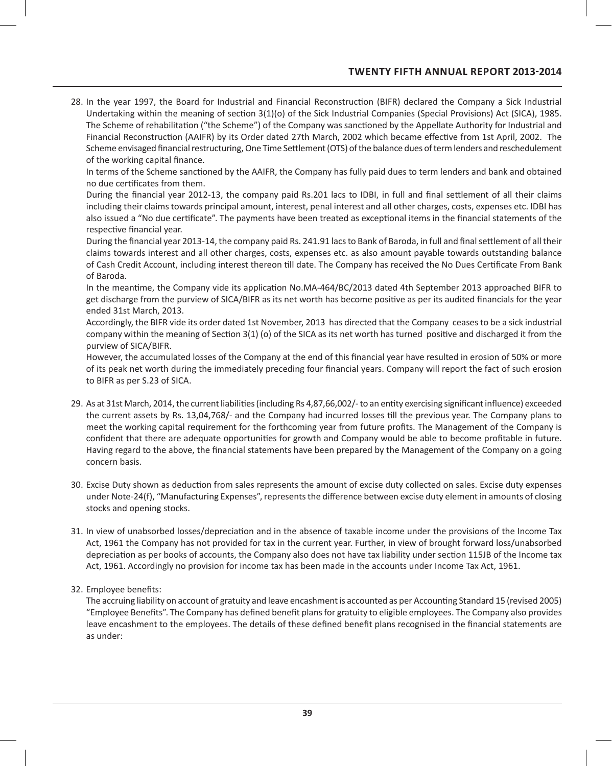28. In the year 1997, the Board for Industrial and Financial Reconstruction (BIFR) declared the Company a Sick Industrial Undertaking within the meaning of section 3(1)(o) of the Sick Industrial Companies (Special Provisions) Act (SICA), 1985. The Scheme of rehabilitation ("the Scheme") of the Company was sanctioned by the Appellate Authority for Industrial and Financial Reconstruction (AAIFR) by its Order dated 27th March, 2002 which became effective from 1st April, 2002. The Scheme envisaged financial restructuring, One Time Settlement (OTS) of the balance dues of term lenders and reschedulement of the working capital finance.

    In terms of the Scheme sanctioned by the AAIFR, the Company has fully paid dues to term lenders and bank and obtained no due certificates from them.

    During the financial year 2012-13, the company paid Rs.201 lacs to IDBI, in full and final settlement of all their claims including their claims towards principal amount, interest, penal interest and all other charges, costs, expenses etc. IDBI has also issued a "No due certificate". The payments have been treated as exceptional items in the financial statements of the respective financial year.

    During the financial year 2013-14, the company paid Rs. 241.91 lacs to Bank of Baroda, in full and final settlement of all their claims towards interest and all other charges, costs, expenses etc. as also amount payable towards outstanding balance of Cash Credit Account, including interest thereon till date. The Company has received the No Dues Certificate From Bank of Baroda.

    In the meantime, the Company vide its application No.MA-464/BC/2013 dated 4th September 2013 approached BIFR to get discharge from the purview of SICA/BIFR as its net worth has become positive as per its audited financials for the year ended 31st March, 2013.

    Accordingly, the BIFR vide its order dated 1st November, 2013 has directed that the Company ceases to be a sick industrial company within the meaning of Section 3(1) (o) of the SICA as its net worth has turned positive and discharged it from the purview of SICA/BIFR.

    However, the accumulated losses of the Company at the end of this financial year have resulted in erosion of 50% or more of its peak net worth during the immediately preceding four financial years. Company will report the fact of such erosion to BIFR as per S.23 of SICA.

29. As at 31st March, 2014, the current liabilities (including Rs 4,87,66,002/- to an entity exercising significant influence) exceeded the current assets by Rs. 13,04,768/- and the Company had incurred losses till the previous year. The Company plans to meet the working capital requirement for the forthcoming year from future profits. The Management of the Company is confident that there are adequate opportunities for growth and Company would be able to become profitable in future. Having regard to the above, the financial statements have been prepared by the Management of the Company on a going concern basis.

30. Excise Duty shown as deduction from sales represents the amount of excise duty collected on sales. Excise duty expenses under Note-24(f), "Manufacturing Expenses", represents the difference between excise duty element in amounts of closing stocks and opening stocks.

31. In view of unabsorbed losses/depreciation and in the absence of taxable income under the provisions of the Income Tax Act, 1961 the Company has not provided for tax in the current year. Further, in view of brought forward loss/unabsorbed depreciation as per books of accounts, the Company also does not have tax liability under section 115JB of the Income tax Act, 1961. Accordingly no provision for income tax has been made in the accounts under Income Tax Act, 1961.

32. Employee benefits:

    The accruing liability on account of gratuity and leave encashment is accounted as per Accounting Standard 15 (revised 2005) "Employee Benefits". The Company has defined benefit plans for gratuity to eligible employees. The Company also provides leave encashment to the employees. The details of these defined benefit plans recognised in the financial statements are as under: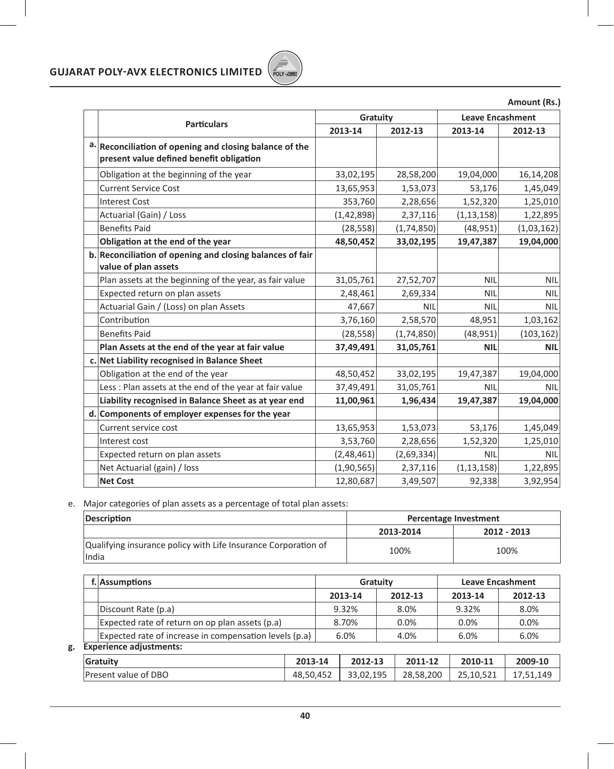Amount (Rs.)

| | Particulars | Gratuity | | Leave Encashment | |
|---|---|---|---|---|---|
| | | 2013-14 | 2012-13 | 2013-14 | 2012-13 |
| a. | **Reconciliation of opening and closing balance of the present value defined benefit obligation** | | | | |
| | Obligation at the beginning of the year | 33,02,195 | 28,58,200 | 19,04,000 | 16,14,208 |
| | Current Service Cost | 13,65,953 | 1,53,073 | 53,176 | 1,45,049 |
| | Interest Cost | 353,760 | 2,28,656 | 1,52,320 | 1,25,010 |
| | Actuarial (Gain) / Loss | (1,42,898) | 2,37,116 | (1,13,158) | 1,22,895 |
| | Benefits Paid | (28,558) | (1,74,850) | (48,951) | (1,03,162) |
| | **Obligation at the end of the year** | **48,50,452** | **33,02,195** | **19,47,387** | **19,04,000** |
| b. | **Reconciliation of opening and closing balances of fair value of plan assets** | | | | |
| | Plan assets at the beginning of the year, as fair value | 31,05,761 | 27,52,707 | NIL | NIL |
| | Expected return on plan assets | 2,48,461 | 2,69,334 | NIL | NIL |
| | Actuarial Gain / (Loss) on plan Assets | 47,667 | NIL | NIL | NIL |
| | Contribution | 3,76,160 | 2,58,570 | 48,951 | 1,03,162 |
| | Benefits Paid | (28,558) | (1,74,850) | (48,951) | (103,162) |
| | **Plan Assets at the end of the year at fair value** | **37,49,491** | **31,05,761** | **NIL** | **NIL** |
| c. | **Net Liability recognised in Balance Sheet** | | | | |
| | Obligation at the end of the year | 48,50,452 | 33,02,195 | 19,47,387 | 19,04,000 |
| | Less : Plan assets at the end of the year at fair value | 37,49,491 | 31,05,761 | NIL | NIL |
| | **Liability recognised in Balance Sheet as at year end** | **11,00,961** | **1,96,434** | **19,47,387** | **19,04,000** |
| d. | **Components of employer expenses for the year** | | | | |
| | Current service cost | 13,65,953 | 1,53,073 | 53,176 | 1,45,049 |
| | Interest cost | 3,53,760 | 2,28,656 | 1,52,320 | 1,25,010 |
| | Expected return on plan assets | (2,48,461) | (2,69,334) | NIL | NIL |
| | Net Actuarial (gain) / loss | (1,90,565) | 2,37,116 | (1,13,158) | 1,22,895 |
| | **Net Cost** | 12,80,687 | 3,49,507 | 92,338 | 3,92,954 |

e. Major categories of plan assets as a percentage of total plan assets:

| Description | Percentage Investment | |
|---|---|---|
| | 2013-2014 | 2012 - 2013 |
| Qualifying insurance policy with Life Insurance Corporation of India | 100% | 100% |

| f. | Assumptions | Gratuity | | Leave Encashment | |
|---|---|---|---|---|---|
| | | 2013-14 | 2012-13 | 2013-14 | 2012-13 |
| | Discount Rate (p.a) | 9.32% | 8.0% | 9.32% | 8.0% |
| | Expected rate of return on op plan assets (p.a) | 8.70% | 0.0% | 0.0% | 0.0% |
| | Expected rate of increase in compensation levels (p.a) | 6.0% | 4.0% | 6.0% | 6.0% |

g. **Experience adjustments:**

| Gratuity | 2013-14 | 2012-13 | 2011-12 | 2010-11 | 2009-10 |
|---|---|---|---|---|---|
| Present value of DBO | 48,50,452 | 33,02,195 | 28,58,200 | 25,10,521 | 17,51,149 |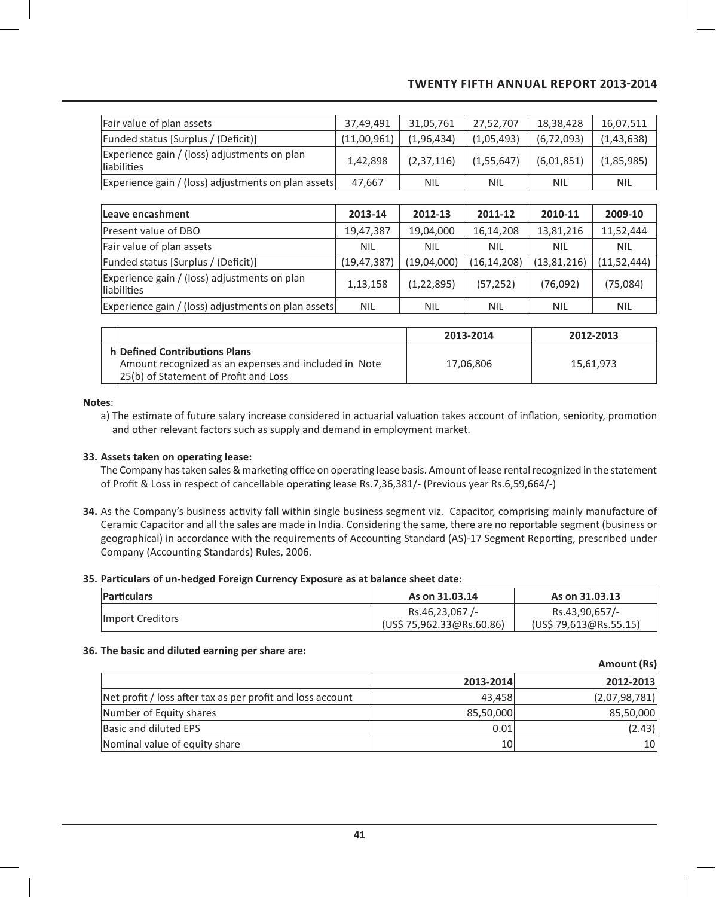| Fair value of plan assets | 37,49,491 | 31,05,761 | 27,52,707 | 18,38,428 | 16,07,511 |
|---|---|---|---|---|---|
| Funded status [Surplus / (Deficit)] | (11,00,961) | (1,96,434) | (1,05,493) | (6,72,093) | (1,43,638) |
| Experience gain / (loss) adjustments on plan liabilities | 1,42,898 | (2,37,116) | (1,55,647) | (6,01,851) | (1,85,985) |
| Experience gain / (loss) adjustments on plan assets | 47,667 | NIL | NIL | NIL | NIL |

| Leave encashment | 2013-14 | 2012-13 | 2011-12 | 2010-11 | 2009-10 |
|---|---|---|---|---|---|
| Present value of DBO | 19,47,387 | 19,04,000 | 16,14,208 | 13,81,216 | 11,52,444 |
| Fair value of plan assets | NIL | NIL | NIL | NIL | NIL |
| Funded status [Surplus / (Deficit)] | (19,47,387) | (19,04,000) | (16,14,208) | (13,81,216) | (11,52,444) |
| Experience gain / (loss) adjustments on plan liabilities | 1,13,158 | (1,22,895) | (57,252) | (76,092) | (75,084) |
| Experience gain / (loss) adjustments on plan assets | NIL | NIL | NIL | NIL | NIL |

| | | 2013-2014 | 2012-2013 |
|---|---|---|---|
| h | **Defined Contributions Plans**<br>Amount recognized as an expenses and included in Note 25(b) of Statement of Profit and Loss | 17,06,806 | 15,61,973 |

**Notes**:

a) The estimate of future salary increase considered in actuarial valuation takes account of inflation, seniority, promotion and other relevant factors such as supply and demand in employment market.

**33. Assets taken on operating lease:**

The Company has taken sales & marketing office on operating lease basis. Amount of lease rental recognized in the statement of Profit & Loss in respect of cancellable operating lease Rs.7,36,381/- (Previous year Rs.6,59,664/-)

**34.** As the Company's business activity fall within single business segment viz. Capacitor, comprising mainly manufacture of Ceramic Capacitor and all the sales are made in India. Considering the same, there are no reportable segment (business or geographical) in accordance with the requirements of Accounting Standard (AS)-17 Segment Reporting, prescribed under Company (Accounting Standards) Rules, 2006.

**35. Particulars of un-hedged Foreign Currency Exposure as at balance sheet date:**

| Particulars | As on 31.03.14 | As on 31.03.13 |
|---|---|---|
| Import Creditors | Rs.46,23,067 /-<br>(US$ 75,962.33@Rs.60.86) | Rs.43,90,657/-<br>(US$ 79,613@Rs.55.15) |

**36. The basic and diluted earning per share are:**

**Amount (Rs)**

| | 2013-2014 | 2012-2013 |
|---|---|---|
| Net profit / loss after tax as per profit and loss account | 43,458 | (2,07,98,781) |
| Number of Equity shares | 85,50,000 | 85,50,000 |
| Basic and diluted EPS | 0.01 | (2.43) |
| Nominal value of equity share | 10 | 10 |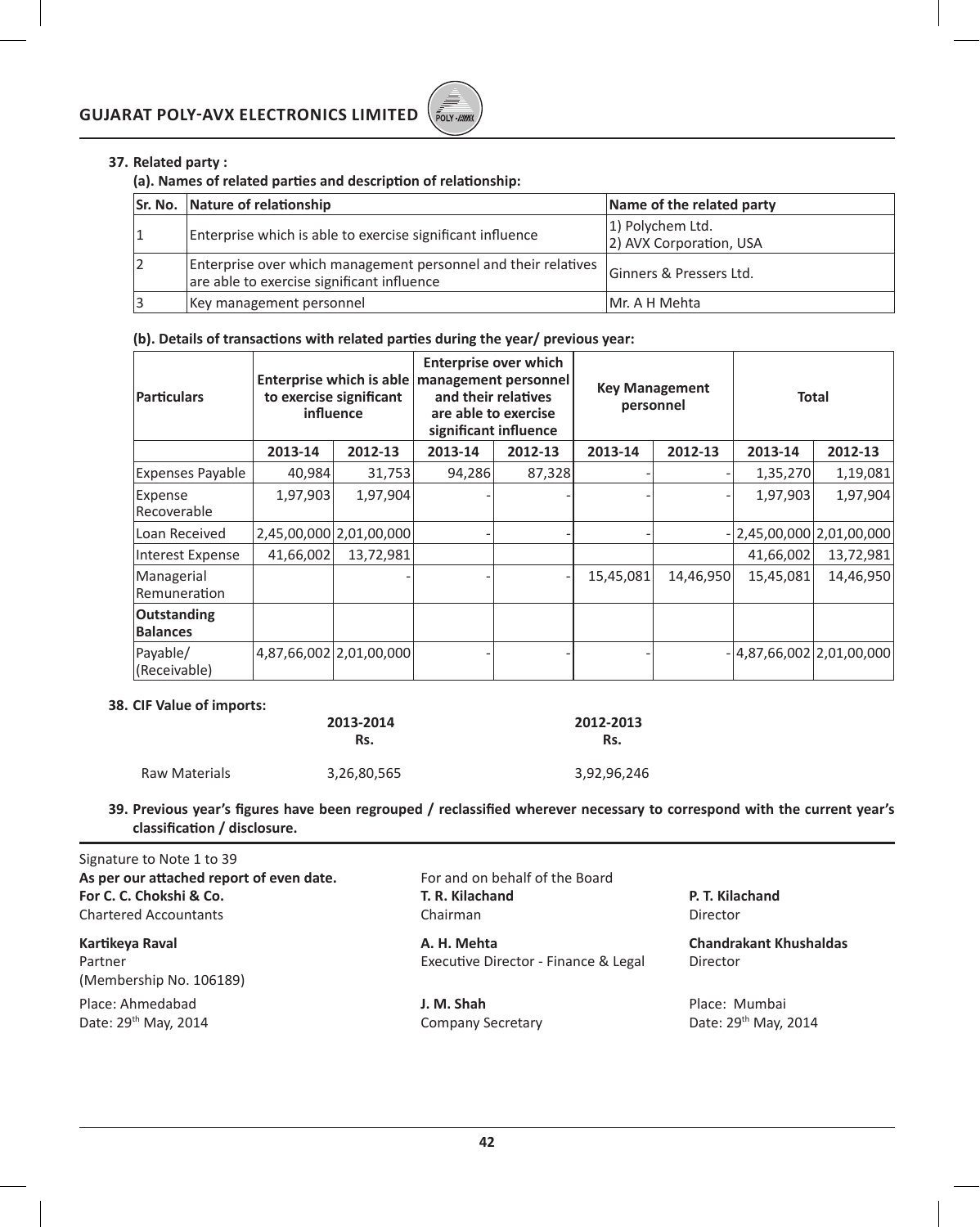## 37. Related party :

### (a). Names of related parties and description of relationship:

| Sr. No. | Nature of relationship | Name of the related party |
|---|---|---|
| 1 | Enterprise which is able to exercise significant influence | 1) Polychem Ltd.<br>2) AVX Corporation, USA |
| 2 | Enterprise over which management personnel and their relatives are able to exercise significant influence | Ginners & Pressers Ltd. |
| 3 | Key management personnel | Mr. A H Mehta |

### (b). Details of transactions with related parties during the year/ previous year:

| Particulars | Enterprise which is able to exercise significant influence | | Enterprise over which management personnel and their relatives are able to exercise significant influence | | Key Management personnel | | Total | |
|---|---|---|---|---|---|---|---|---|
| | 2013-14 | 2012-13 | 2013-14 | 2012-13 | 2013-14 | 2012-13 | 2013-14 | 2012-13 |
| Expenses Payable | 40,984 | 31,753 | 94,286 | 87,328 | - | - | 1,35,270 | 1,19,081 |
| Expense Recoverable | 1,97,903 | 1,97,904 | - | - | - | - | 1,97,903 | 1,97,904 |
| Loan Received | 2,45,00,000 | 2,01,00,000 | - | - | - | - | 2,45,00,000 | 2,01,00,000 |
| Interest Expense | 41,66,002 | 13,72,981 | | | | | 41,66,002 | 13,72,981 |
| Managerial Remuneration | | - | - | - | 15,45,081 | 14,46,950 | 15,45,081 | 14,46,950 |
| **Outstanding Balances** | | | | | | | | |
| Payable/ (Receivable) | 4,87,66,002 | 2,01,00,000 | - | - | - | - | 4,87,66,002 | 2,01,00,000 |

## 38. CIF Value of imports:

| | 2013-2014<br>Rs. | 2012-2013<br>Rs. |
|---|---|---|
| Raw Materials | 3,26,80,565 | 3,92,96,246 |

**39. Previous year's figures have been regrouped / reclassified wherever necessary to correspond with the current year's classification / disclosure.**

Signature to Note 1 to 39

**As per our attached report of even date.**
**For C. C. Chokshi & Co.**
Chartered Accountants

**Kartikeya Raval**
Partner
(Membership No. 106189)

Place: Ahmedabad
Date: 29th May, 2014

For and on behalf of the Board

**T. R. Kilachand**
Chairman

**P. T. Kilachand**
Director

**A. H. Mehta**
Executive Director - Finance & Legal

**Chandrakant Khushaldas**
Director

**J. M. Shah**
Company Secretary

Place: Mumbai
Date: 29th May, 2014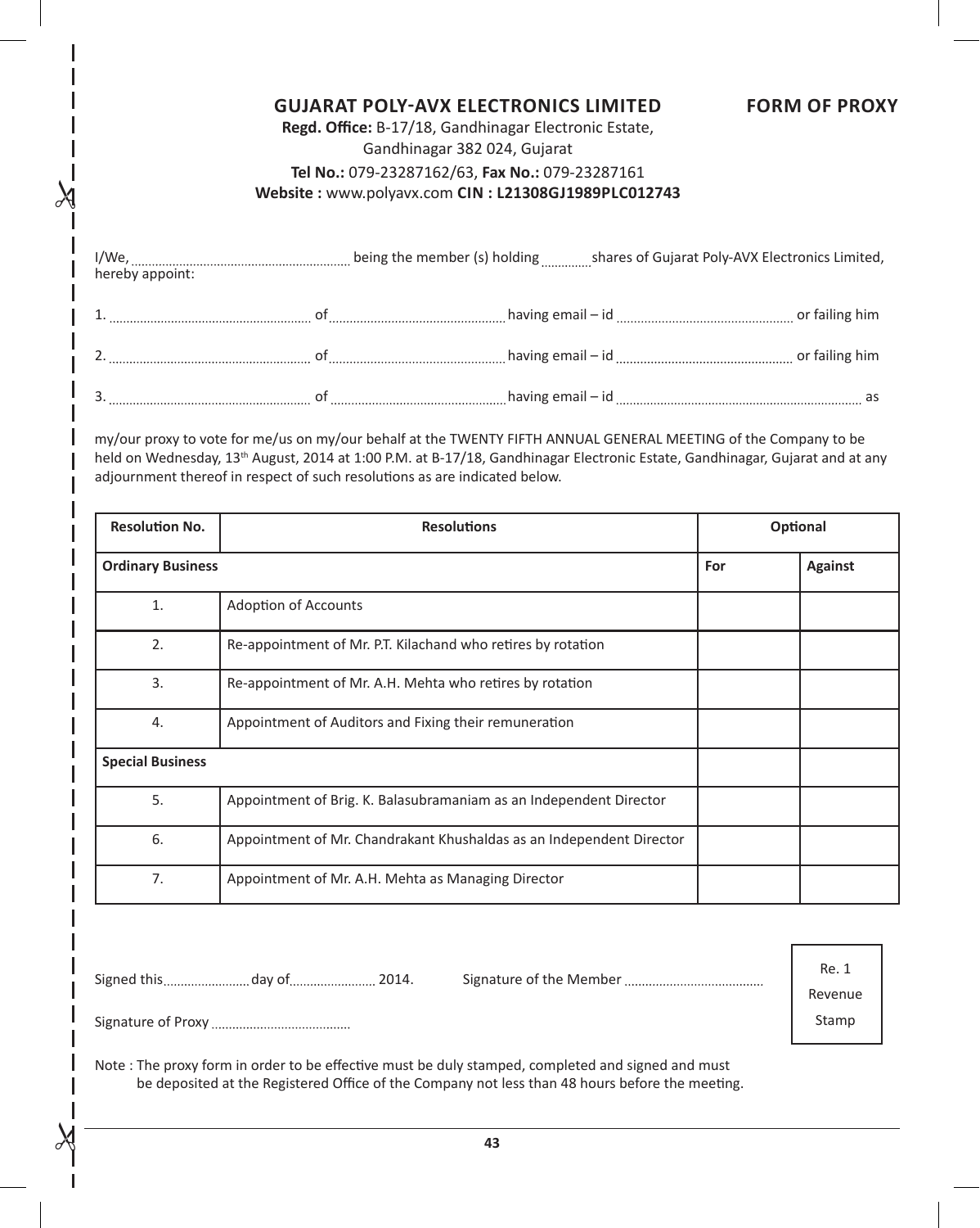## GUJARAT POLY-AVX ELECTRONICS LIMITED

## FORM OF PROXY

**Regd. Office:** B-17/18, Gandhinagar Electronic Estate, Gandhinagar 382 024, Gujarat

**Tel No.:** 079-23287162/63, **Fax No.:** 079-23287161

**Website :** www.polyavx.com **CIN : L21308GJ1989PLC012743**

I/We,.............................................................. being the member (s) holding ............. shares of Gujarat Poly-AVX Electronics Limited, hereby appoint:

1. .......................................................... of .................................................. having email – id .................................................. or failing him

2. .......................................................... of .................................................. having email – id .................................................. or failing him

3. .......................................................... of .................................................. having email – id ...................................................................... as

my/our proxy to vote for me/us on my/our behalf at the TWENTY FIFTH ANNUAL GENERAL MEETING of the Company to be held on Wednesday, 13th August, 2014 at 1:00 P.M. at B-17/18, Gandhinagar Electronic Estate, Gandhinagar, Gujarat and at any adjournment thereof in respect of such resolutions as are indicated below.

| Resolution No. | Resolutions | Optional | |
|---|---|---|---|
| **Ordinary Business** | | **For** | **Against** |
| 1. | Adoption of Accounts | | |
| 2. | Re-appointment of Mr. P.T. Kilachand who retires by rotation | | |
| 3. | Re-appointment of Mr. A.H. Mehta who retires by rotation | | |
| 4. | Appointment of Auditors and Fixing their remuneration | | |
| **Special Business** | | | |
| 5. | Appointment of Brig. K. Balasubramaniam as an Independent Director | | |
| 6. | Appointment of Mr. Chandrakant Khushaldas as an Independent Director | | |
| 7. | Appointment of Mr. A.H. Mehta as Managing Director | | |

Signed this......................... day of......................... 2014.

Signature of the Member .......................................

Re. 1 Revenue Stamp

Signature of Proxy .......................................

Note : The proxy form in order to be effective must be duly stamped, completed and signed and must be deposited at the Registered Office of the Company not less than 48 hours before the meeting.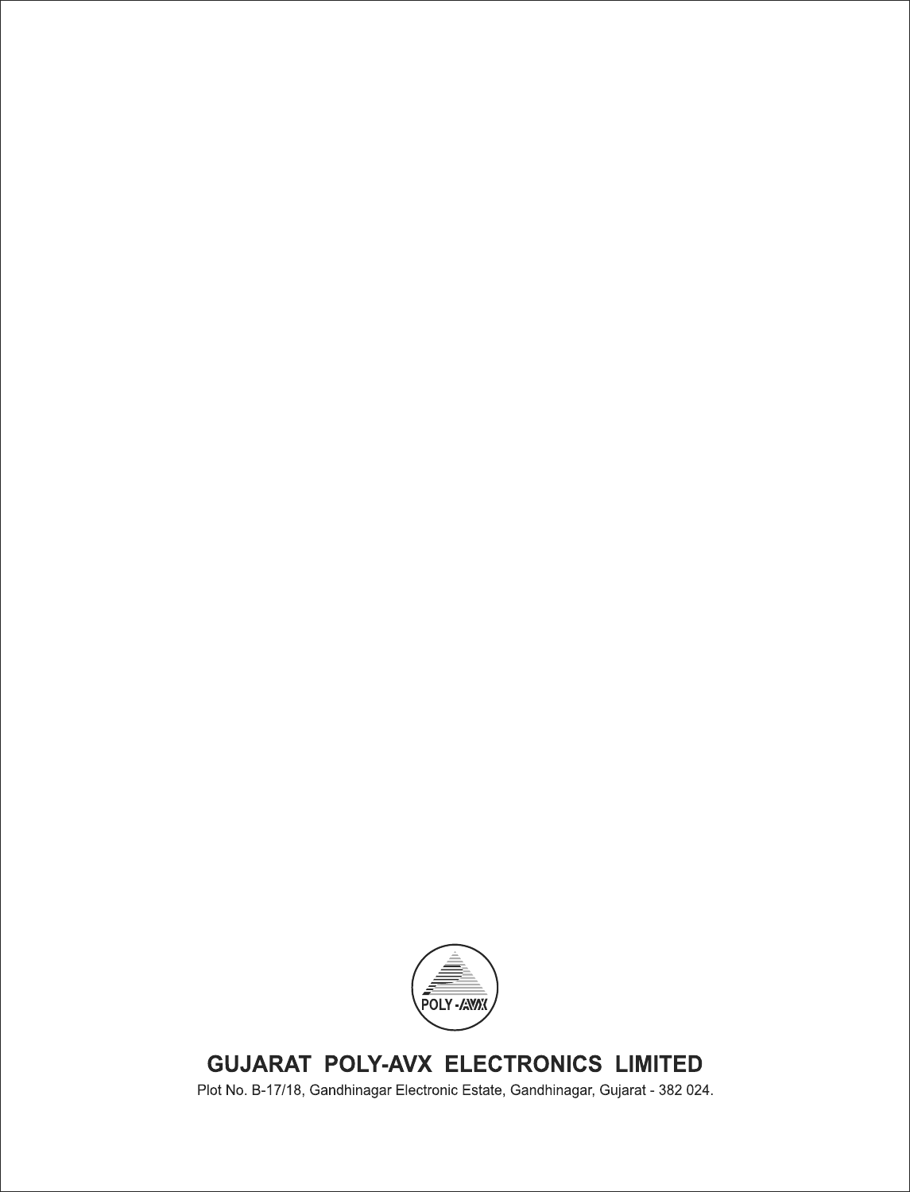POLY -AVX

**GUJARAT POLY-AVX ELECTRONICS LIMITED**

Plot No. B-17/18, Gandhinagar Electronic Estate, Gandhinagar, Gujarat - 382 024.